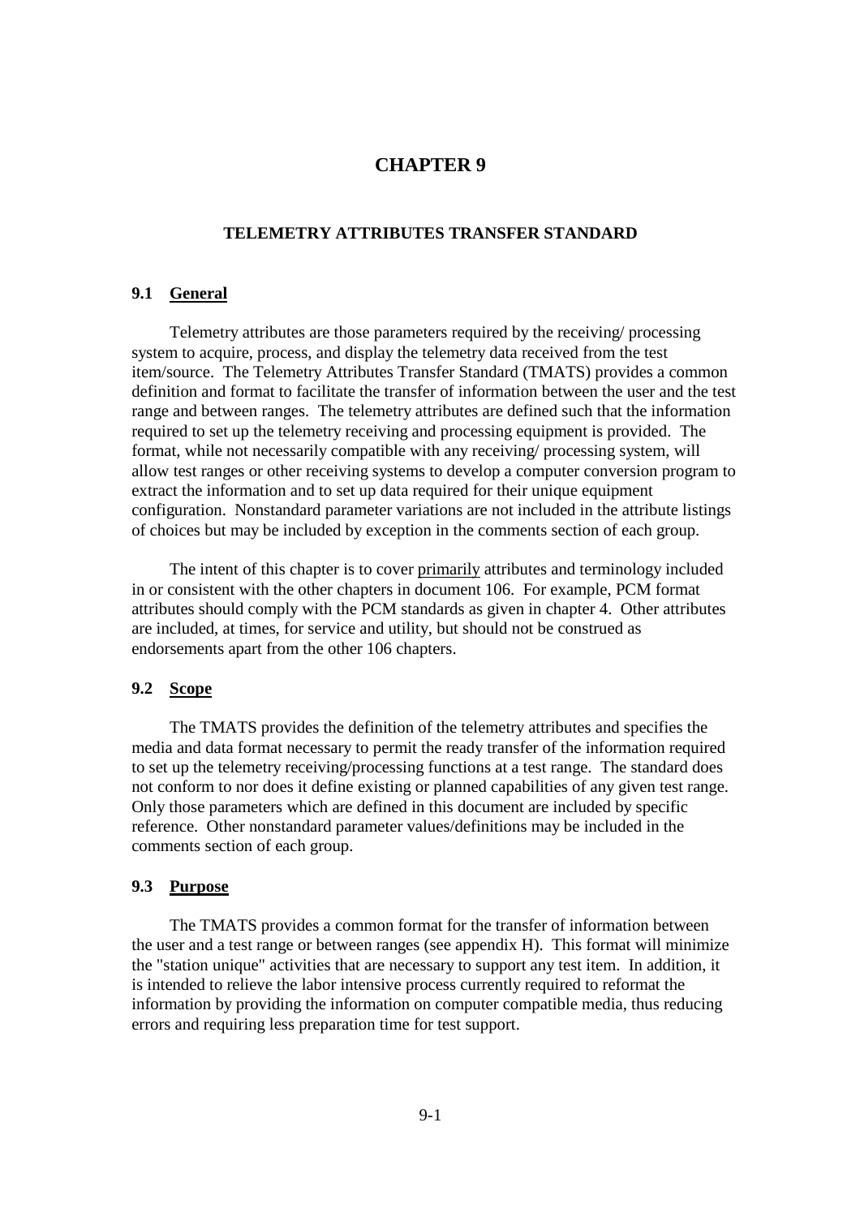# CHAPTER 9

## TELEMETRY ATTRIBUTES TRANSFER STANDARD

### 9.1 General

Telemetry attributes are those parameters required by the receiving/ processing system to acquire, process, and display the telemetry data received from the test item/source. The Telemetry Attributes Transfer Standard (TMATS) provides a common definition and format to facilitate the transfer of information between the user and the test range and between ranges. The telemetry attributes are defined such that the information required to set up the telemetry receiving and processing equipment is provided. The format, while not necessarily compatible with any receiving/ processing system, will allow test ranges or other receiving systems to develop a computer conversion program to extract the information and to set up data required for their unique equipment configuration. Nonstandard parameter variations are not included in the attribute listings of choices but may be included by exception in the comments section of each group.

The intent of this chapter is to cover primarily attributes and terminology included in or consistent with the other chapters in document 106. For example, PCM format attributes should comply with the PCM standards as given in chapter 4. Other attributes are included, at times, for service and utility, but should not be construed as endorsements apart from the other 106 chapters.

### 9.2 Scope

The TMATS provides the definition of the telemetry attributes and specifies the media and data format necessary to permit the ready transfer of the information required to set up the telemetry receiving/processing functions at a test range. The standard does not conform to nor does it define existing or planned capabilities of any given test range. Only those parameters which are defined in this document are included by specific reference. Other nonstandard parameter values/definitions may be included in the comments section of each group.

### 9.3 Purpose

The TMATS provides a common format for the transfer of information between the user and a test range or between ranges (see appendix H). This format will minimize the "station unique" activities that are necessary to support any test item. In addition, it is intended to relieve the labor intensive process currently required to reformat the information by providing the information on computer compatible media, thus reducing errors and requiring less preparation time for test support.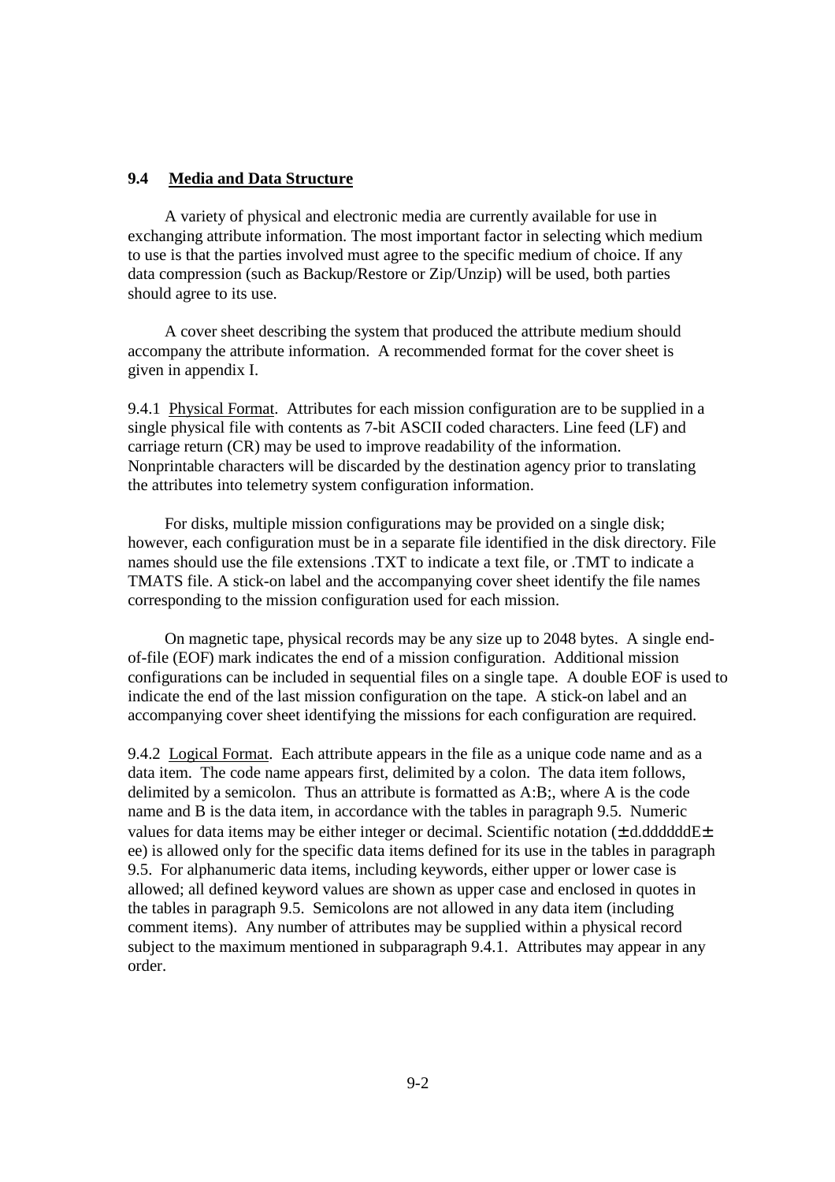## 9.4 Media and Data Structure

A variety of physical and electronic media are currently available for use in exchanging attribute information. The most important factor in selecting which medium to use is that the parties involved must agree to the specific medium of choice. If any data compression (such as Backup/Restore or Zip/Unzip) will be used, both parties should agree to its use.

A cover sheet describing the system that produced the attribute medium should accompany the attribute information. A recommended format for the cover sheet is given in appendix I.

9.4.1 Physical Format. Attributes for each mission configuration are to be supplied in a single physical file with contents as 7-bit ASCII coded characters. Line feed (LF) and carriage return (CR) may be used to improve readability of the information. Nonprintable characters will be discarded by the destination agency prior to translating the attributes into telemetry system configuration information.

For disks, multiple mission configurations may be provided on a single disk; however, each configuration must be in a separate file identified in the disk directory. File names should use the file extensions .TXT to indicate a text file, or .TMT to indicate a TMATS file. A stick-on label and the accompanying cover sheet identify the file names corresponding to the mission configuration used for each mission.

On magnetic tape, physical records may be any size up to 2048 bytes. A single end-of-file (EOF) mark indicates the end of a mission configuration. Additional mission configurations can be included in sequential files on a single tape. A double EOF is used to indicate the end of the last mission configuration on the tape. A stick-on label and an accompanying cover sheet identifying the missions for each configuration are required.

9.4.2 Logical Format. Each attribute appears in the file as a unique code name and as a data item. The code name appears first, delimited by a colon. The data item follows, delimited by a semicolon. Thus an attribute is formatted as A:B;, where A is the code name and B is the data item, in accordance with the tables in paragraph 9.5. Numeric values for data items may be either integer or decimal. Scientific notation (± d.ddddddE± ee) is allowed only for the specific data items defined for its use in the tables in paragraph 9.5. For alphanumeric data items, including keywords, either upper or lower case is allowed; all defined keyword values are shown as upper case and enclosed in quotes in the tables in paragraph 9.5. Semicolons are not allowed in any data item (including comment items). Any number of attributes may be supplied within a physical record subject to the maximum mentioned in subparagraph 9.4.1. Attributes may appear in any order.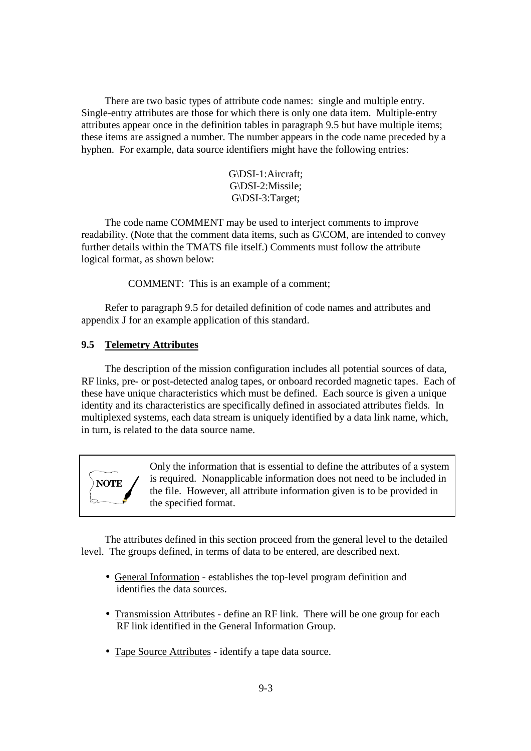There are two basic types of attribute code names: single and multiple entry. Single-entry attributes are those for which there is only one data item. Multiple-entry attributes appear once in the definition tables in paragraph 9.5 but have multiple items; these items are assigned a number. The number appears in the code name preceded by a hyphen. For example, data source identifiers might have the following entries:

G\DSI-1:Aircraft;
G\DSI-2:Missile;
G\DSI-3:Target;

The code name COMMENT may be used to interject comments to improve readability. (Note that the comment data items, such as G\COM, are intended to convey further details within the TMATS file itself.) Comments must follow the attribute logical format, as shown below:

COMMENT: This is an example of a comment;

Refer to paragraph 9.5 for detailed definition of code names and attributes and appendix J for an example application of this standard.

## 9.5 Telemetry Attributes

The description of the mission configuration includes all potential sources of data, RF links, pre- or post-detected analog tapes, or onboard recorded magnetic tapes. Each of these have unique characteristics which must be defined. Each source is given a unique identity and its characteristics are specifically defined in associated attributes fields. In multiplexed systems, each data stream is uniquely identified by a data link name, which, in turn, is related to the data source name.

> **NOTE** Only the information that is essential to define the attributes of a system is required. Nonapplicable information does not need to be included in the file. However, all attribute information given is to be provided in the specified format.

The attributes defined in this section proceed from the general level to the detailed level. The groups defined, in terms of data to be entered, are described next.

- General Information - establishes the top-level program definition and identifies the data sources.
- Transmission Attributes - define an RF link. There will be one group for each RF link identified in the General Information Group.
- Tape Source Attributes - identify a tape data source.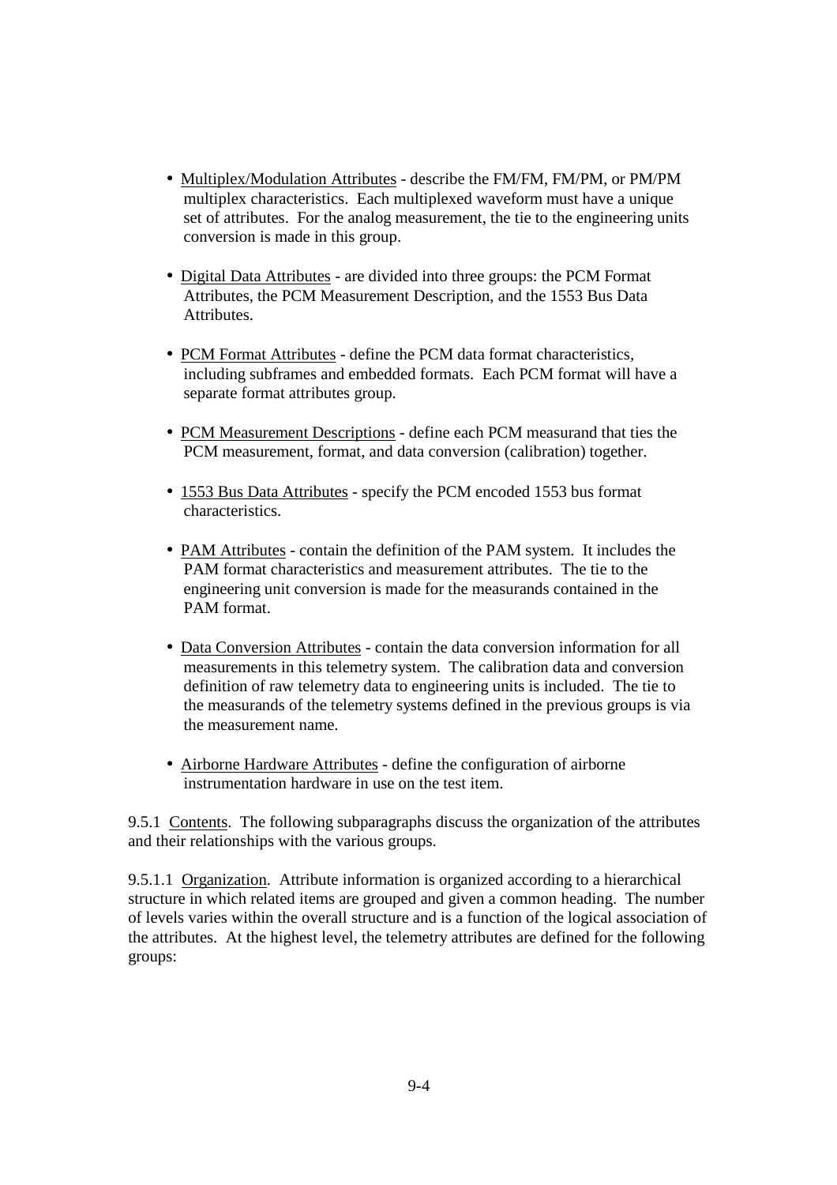- Multiplex/Modulation Attributes - describe the FM/FM, FM/PM, or PM/PM multiplex characteristics. Each multiplexed waveform must have a unique set of attributes. For the analog measurement, the tie to the engineering units conversion is made in this group.

- Digital Data Attributes - are divided into three groups: the PCM Format Attributes, the PCM Measurement Description, and the 1553 Bus Data Attributes.

- PCM Format Attributes - define the PCM data format characteristics, including subframes and embedded formats. Each PCM format will have a separate format attributes group.

- PCM Measurement Descriptions - define each PCM measurand that ties the PCM measurement, format, and data conversion (calibration) together.

- 1553 Bus Data Attributes - specify the PCM encoded 1553 bus format characteristics.

- PAM Attributes - contain the definition of the PAM system. It includes the PAM format characteristics and measurement attributes. The tie to the engineering unit conversion is made for the measurands contained in the PAM format.

- Data Conversion Attributes - contain the data conversion information for all measurements in this telemetry system. The calibration data and conversion definition of raw telemetry data to engineering units is included. The tie to the measurands of the telemetry systems defined in the previous groups is via the measurement name.

- Airborne Hardware Attributes - define the configuration of airborne instrumentation hardware in use on the test item.

9.5.1 Contents. The following subparagraphs discuss the organization of the attributes and their relationships with the various groups.

9.5.1.1 Organization. Attribute information is organized according to a hierarchical structure in which related items are grouped and given a common heading. The number of levels varies within the overall structure and is a function of the logical association of the attributes. At the highest level, the telemetry attributes are defined for the following groups: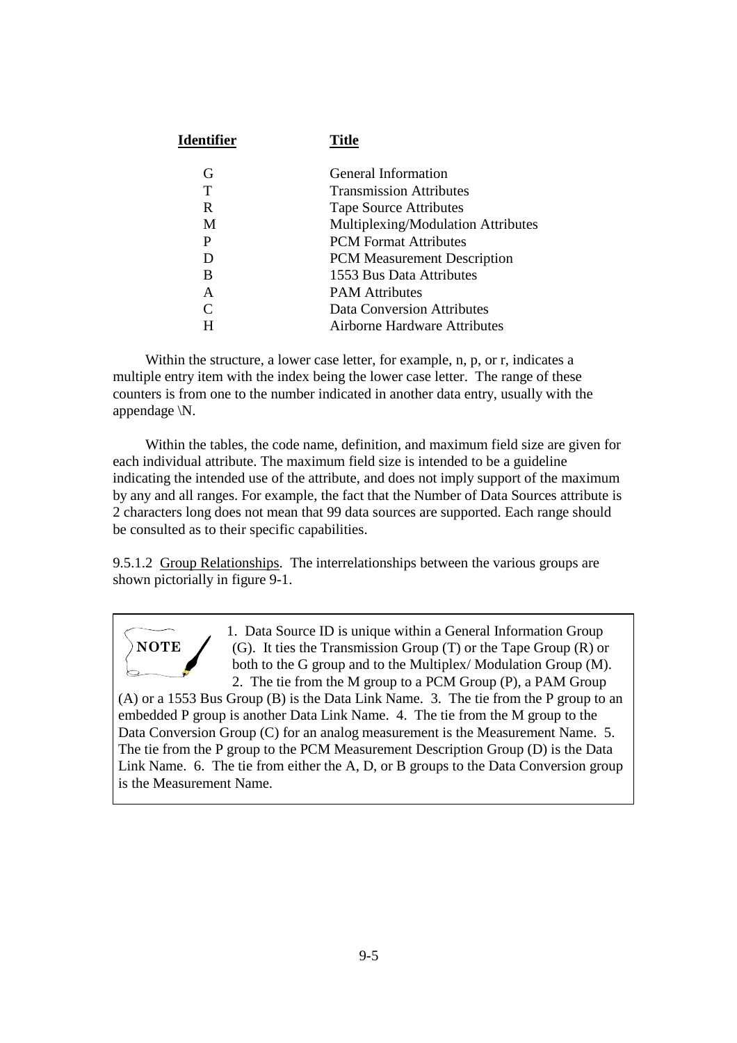| Identifier | Title |
|---|---|
| G | General Information |
| T | Transmission Attributes |
| R | Tape Source Attributes |
| M | Multiplexing/Modulation Attributes |
| P | PCM Format Attributes |
| D | PCM Measurement Description |
| B | 1553 Bus Data Attributes |
| A | PAM Attributes |
| C | Data Conversion Attributes |
| H | Airborne Hardware Attributes |

Within the structure, a lower case letter, for example, n, p, or r, indicates a multiple entry item with the index being the lower case letter. The range of these counters is from one to the number indicated in another data entry, usually with the appendage \N.

Within the tables, the code name, definition, and maximum field size are given for each individual attribute. The maximum field size is intended to be a guideline indicating the intended use of the attribute, and does not imply support of the maximum by any and all ranges. For example, the fact that the Number of Data Sources attribute is 2 characters long does not mean that 99 data sources are supported. Each range should be consulted as to their specific capabilities.

9.5.1.2 Group Relationships. The interrelationships between the various groups are shown pictorially in figure 9-1.

> **NOTE** 1. Data Source ID is unique within a General Information Group (G). It ties the Transmission Group (T) or the Tape Group (R) or both to the G group and to the Multiplex/ Modulation Group (M). 2. The tie from the M group to a PCM Group (P), a PAM Group (A) or a 1553 Bus Group (B) is the Data Link Name. 3. The tie from the P group to an embedded P group is another Data Link Name. 4. The tie from the M group to the Data Conversion Group (C) for an analog measurement is the Measurement Name. 5. The tie from the P group to the PCM Measurement Description Group (D) is the Data Link Name. 6. The tie from either the A, D, or B groups to the Data Conversion group is the Measurement Name.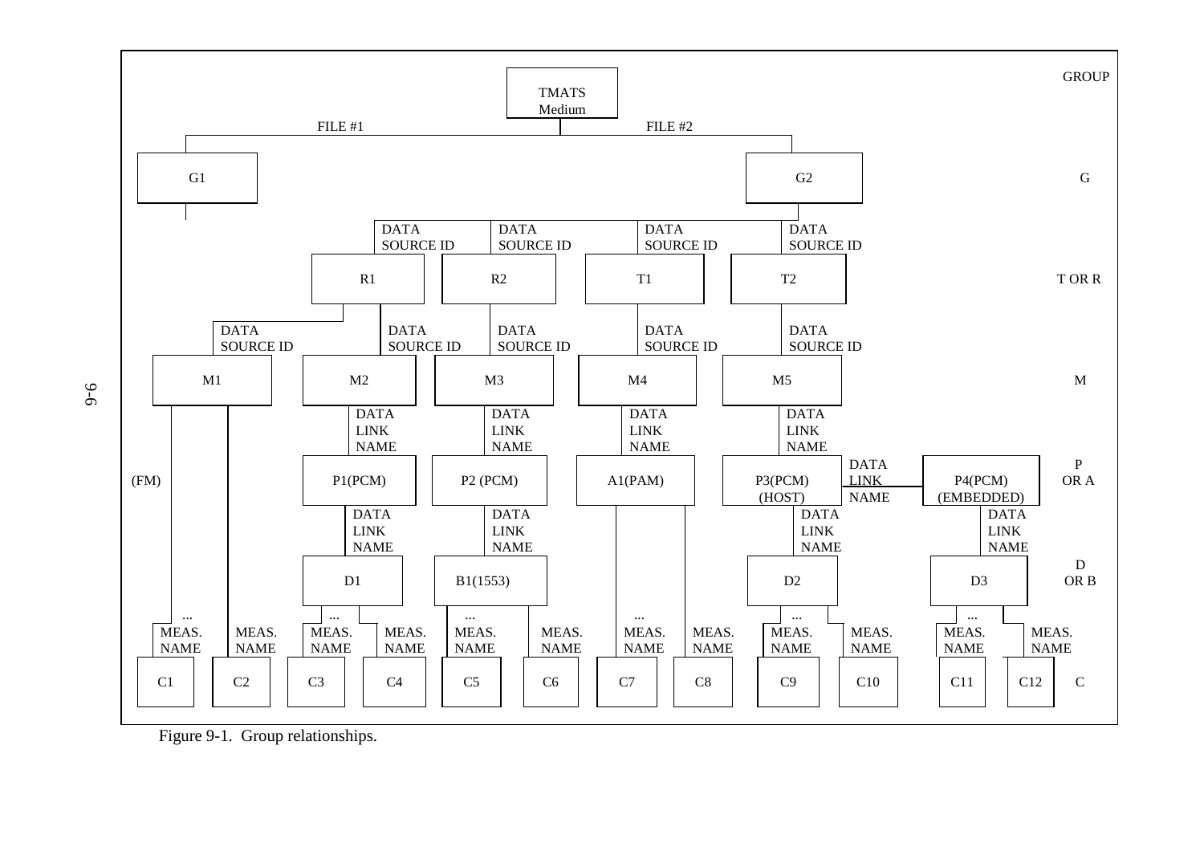```
                                   TMATS
                                   Medium                                        GROUP
              FILE #1                              FILE #2
   G1                                                  G2                         G

              DATA SOURCE ID | DATA SOURCE ID | DATA SOURCE ID | DATA SOURCE ID
              R1             | R2             | T1             | T2             T OR R

   DATA SOURCE ID | DATA SOURCE ID | DATA SOURCE ID | DATA SOURCE ID | DATA SOURCE ID
   M1             | M2             | M3             | M4             | M5        M

                    DATA LINK NAME | DATA LINK NAME | DATA LINK NAME | DATA LINK NAME
   (FM)             P1(PCM)        | P2 (PCM)       | A1(PAM)        | P3(PCM) (HOST) -- DATA LINK NAME -- P4(PCM) (EMBEDDED)   P OR A

                    DATA LINK NAME | DATA LINK NAME |                | DATA LINK NAME      DATA LINK NAME
                    D1             | B1(1553)       |                | D2                  D3              D OR B

   ...                ...             ...              ...              ...                 ...
   MEAS.  MEAS.     MEAS.  MEAS.    MEAS.  MEAS.     MEAS.  MEAS.     MEAS.  MEAS.        MEAS.  MEAS.
   NAME   NAME      NAME   NAME     NAME   NAME      NAME   NAME      NAME   NAME         NAME   NAME
   C1     C2        C3     C4       C5     C6        C7     C8        C9     C10          C11    C12     C
```

Figure 9-1. Group relationships.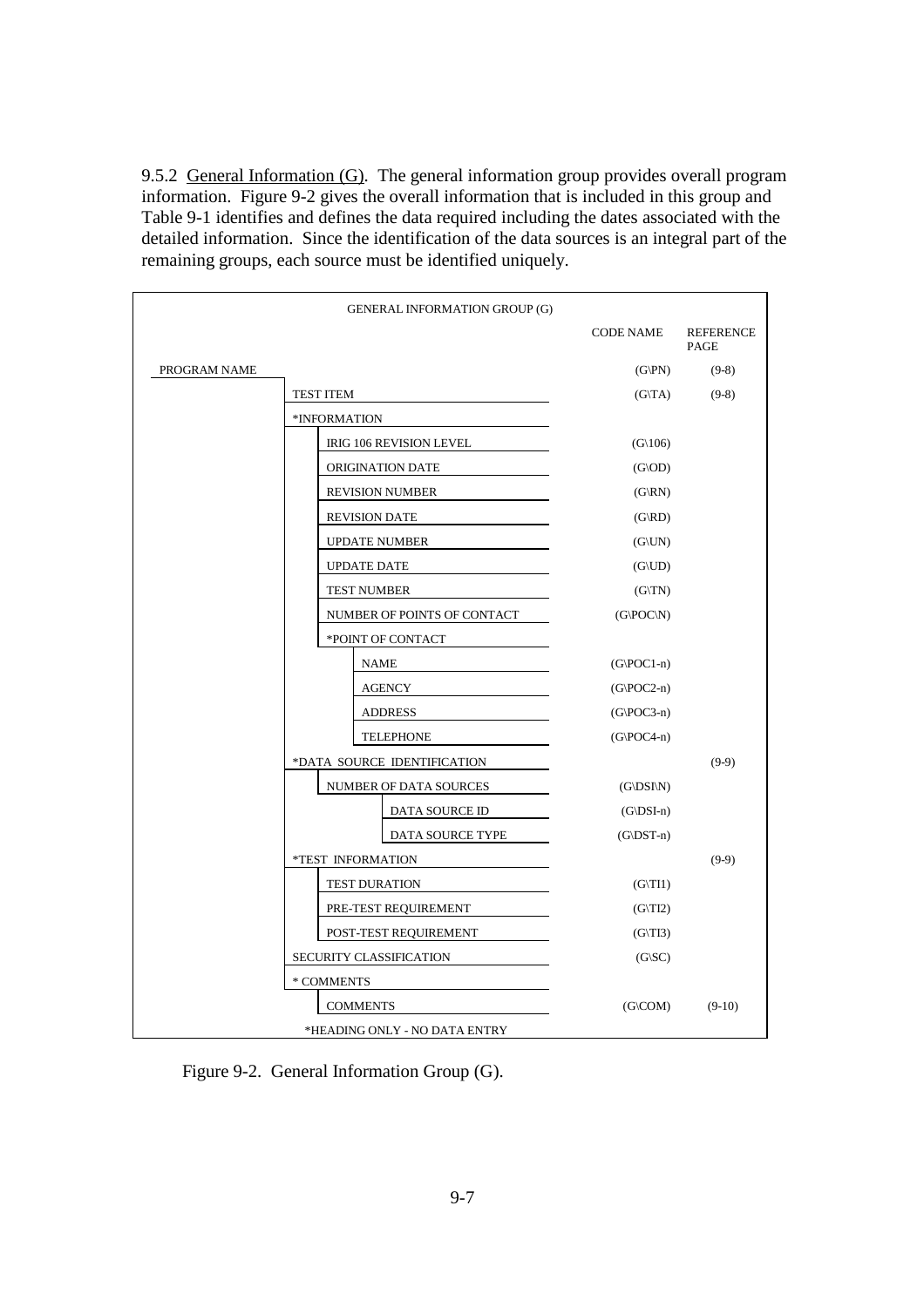9.5.2 General Information (G). The general information group provides overall program information. Figure 9-2 gives the overall information that is included in this group and Table 9-1 identifies and defines the data required including the dates associated with the detailed information. Since the identification of the data sources is an integral part of the remaining groups, each source must be identified uniquely.

| GENERAL INFORMATION GROUP (G) | CODE NAME | REFERENCE PAGE |
|---|---|---|
| PROGRAM NAME | (G\PN) | (9-8) |
| TEST ITEM | (G\TA) | (9-8) |
| *INFORMATION | | |
| IRIG 106 REVISION LEVEL | (G\106) | |
| ORIGINATION DATE | (G\OD) | |
| REVISION NUMBER | (G\RN) | |
| REVISION DATE | (G\RD) | |
| UPDATE NUMBER | (G\UN) | |
| UPDATE DATE | (G\UD) | |
| TEST NUMBER | (G\TN) | |
| NUMBER OF POINTS OF CONTACT | (G\POC\N) | |
| *POINT OF CONTACT | | |
| NAME | (G\POC1-n) | |
| AGENCY | (G\POC2-n) | |
| ADDRESS | (G\POC3-n) | |
| TELEPHONE | (G\POC4-n) | |
| *DATA SOURCE IDENTIFICATION | | (9-9) |
| NUMBER OF DATA SOURCES | (G\DSI\N) | |
| DATA SOURCE ID | (G\DSI-n) | |
| DATA SOURCE TYPE | (G\DST-n) | |
| *TEST INFORMATION | | (9-9) |
| TEST DURATION | (G\TI1) | |
| PRE-TEST REQUIREMENT | (G\TI2) | |
| POST-TEST REQUIREMENT | (G\TI3) | |
| SECURITY CLASSIFICATION | (G\SC) | |
| * COMMENTS | | |
| COMMENTS | (G\COM) | (9-10) |

*HEADING ONLY - NO DATA ENTRY

Figure 9-2. General Information Group (G).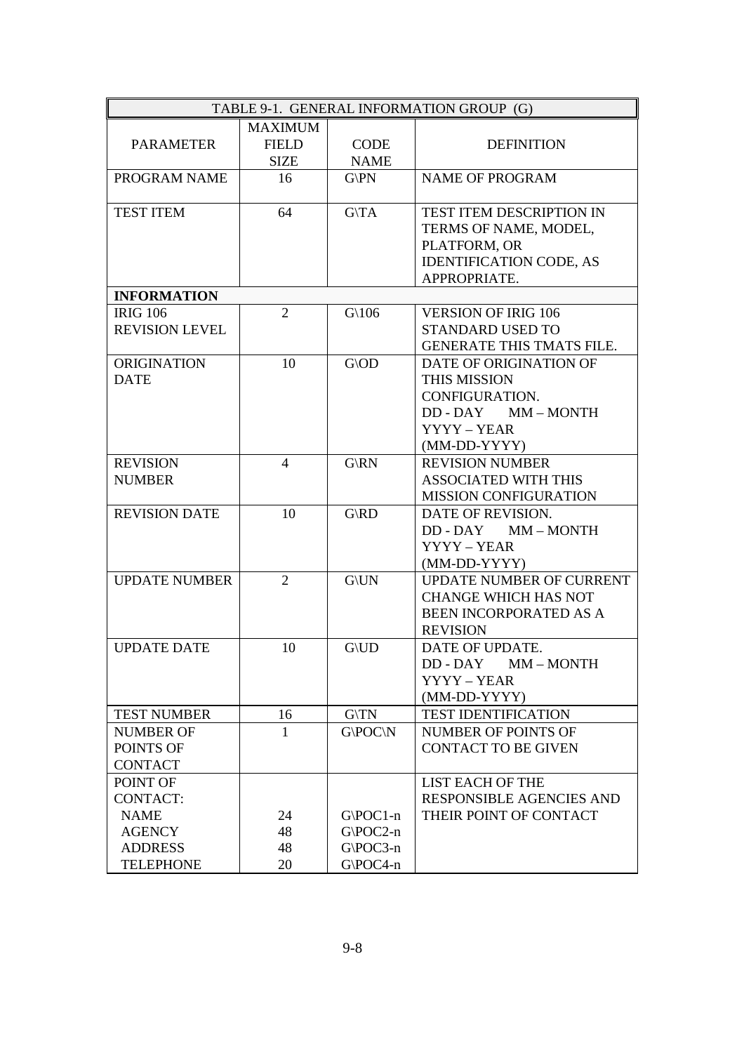| TABLE 9-1. GENERAL INFORMATION GROUP (G) | | | |
|---|---|---|---|
| PARAMETER | MAXIMUM FIELD SIZE | CODE NAME | DEFINITION |
| PROGRAM NAME | 16 | G\PN | NAME OF PROGRAM |
| TEST ITEM | 64 | G\TA | TEST ITEM DESCRIPTION IN TERMS OF NAME, MODEL, PLATFORM, OR IDENTIFICATION CODE, AS APPROPRIATE. |
| **INFORMATION** | | | |
| IRIG 106 REVISION LEVEL | 2 | G\106 | VERSION OF IRIG 106 STANDARD USED TO GENERATE THIS TMATS FILE. |
| ORIGINATION DATE | 10 | G\OD | DATE OF ORIGINATION OF THIS MISSION CONFIGURATION. DD - DAY MM – MONTH YYYY – YEAR (MM-DD-YYYY) |
| REVISION NUMBER | 4 | G\RN | REVISION NUMBER ASSOCIATED WITH THIS MISSION CONFIGURATION |
| REVISION DATE | 10 | G\RD | DATE OF REVISION. DD - DAY MM – MONTH YYYY – YEAR (MM-DD-YYYY) |
| UPDATE NUMBER | 2 | G\UN | UPDATE NUMBER OF CURRENT CHANGE WHICH HAS NOT BEEN INCORPORATED AS A REVISION |
| UPDATE DATE | 10 | G\UD | DATE OF UPDATE. DD - DAY MM – MONTH YYYY – YEAR (MM-DD-YYYY) |
| TEST NUMBER | 16 | G\TN | TEST IDENTIFICATION |
| NUMBER OF POINTS OF CONTACT | 1 | G\POC\N | NUMBER OF POINTS OF CONTACT TO BE GIVEN |
| POINT OF CONTACT: NAME AGENCY ADDRESS TELEPHONE | 24 48 48 20 | G\POC1-n G\POC2-n G\POC3-n G\POC4-n | LIST EACH OF THE RESPONSIBLE AGENCIES AND THEIR POINT OF CONTACT |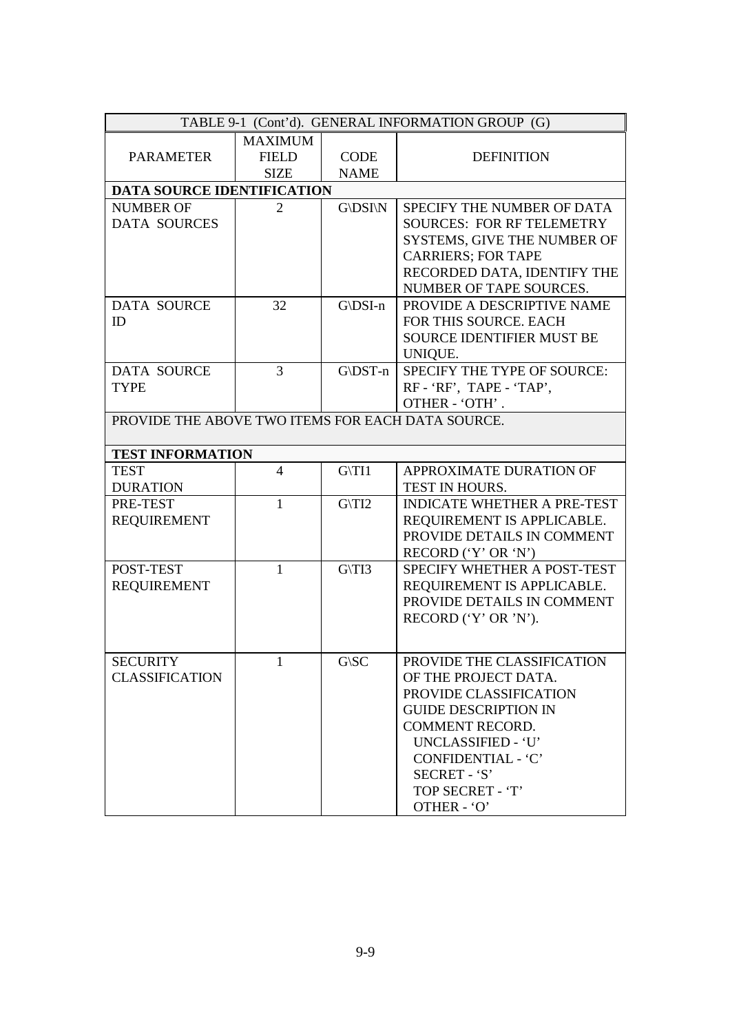| TABLE 9-1 (Cont'd). GENERAL INFORMATION GROUP (G) | | | |
|---|---|---|---|
| PARAMETER | MAXIMUM FIELD SIZE | CODE NAME | DEFINITION |
| **DATA SOURCE IDENTIFICATION** | | | |
| NUMBER OF DATA SOURCES | 2 | G\DSI\N | SPECIFY THE NUMBER OF DATA SOURCES: FOR RF TELEMETRY SYSTEMS, GIVE THE NUMBER OF CARRIERS; FOR TAPE RECORDED DATA, IDENTIFY THE NUMBER OF TAPE SOURCES. |
| DATA SOURCE ID | 32 | G\DSI-n | PROVIDE A DESCRIPTIVE NAME FOR THIS SOURCE. EACH SOURCE IDENTIFIER MUST BE UNIQUE. |
| DATA SOURCE TYPE | 3 | G\DST-n | SPECIFY THE TYPE OF SOURCE: RF - 'RF', TAPE - 'TAP', OTHER - 'OTH' . |
| PROVIDE THE ABOVE TWO ITEMS FOR EACH DATA SOURCE. | | | |
| **TEST INFORMATION** | | | |
| TEST DURATION | 4 | G\TI1 | APPROXIMATE DURATION OF TEST IN HOURS. |
| PRE-TEST REQUIREMENT | 1 | G\TI2 | INDICATE WHETHER A PRE-TEST REQUIREMENT IS APPLICABLE. PROVIDE DETAILS IN COMMENT RECORD ('Y' OR 'N') |
| POST-TEST REQUIREMENT | 1 | G\TI3 | SPECIFY WHETHER A POST-TEST REQUIREMENT IS APPLICABLE. PROVIDE DETAILS IN COMMENT RECORD ('Y' OR 'N'). |
| SECURITY CLASSIFICATION | 1 | G\SC | PROVIDE THE CLASSIFICATION OF THE PROJECT DATA. PROVIDE CLASSIFICATION GUIDE DESCRIPTION IN COMMENT RECORD. UNCLASSIFIED - 'U' CONFIDENTIAL - 'C' SECRET - 'S' TOP SECRET - 'T' OTHER - 'O' |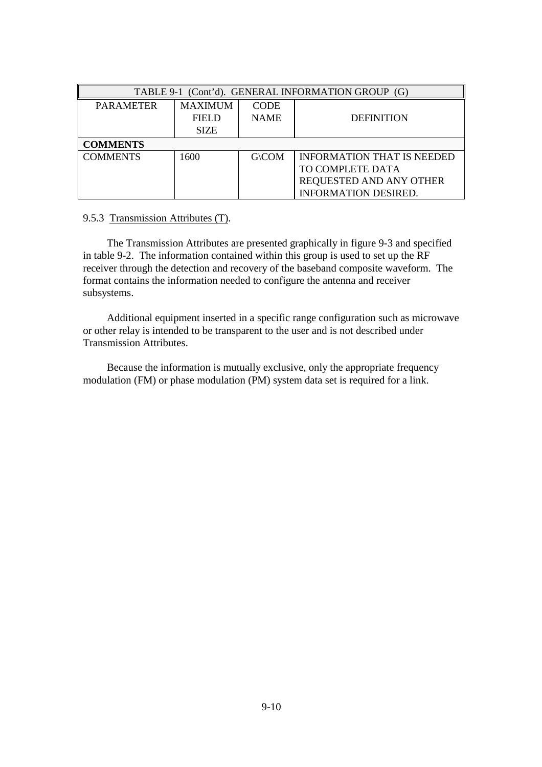| TABLE 9-1 (Cont'd). GENERAL INFORMATION GROUP (G) | | | |
|---|---|---|---|
| PARAMETER | MAXIMUM FIELD SIZE | CODE NAME | DEFINITION |
| **COMMENTS** | | | |
| COMMENTS | 1600 | G\COM | INFORMATION THAT IS NEEDED TO COMPLETE DATA REQUESTED AND ANY OTHER INFORMATION DESIRED. |

9.5.3 Transmission Attributes (T).

The Transmission Attributes are presented graphically in figure 9-3 and specified in table 9-2. The information contained within this group is used to set up the RF receiver through the detection and recovery of the baseband composite waveform. The format contains the information needed to configure the antenna and receiver subsystems.

Additional equipment inserted in a specific range configuration such as microwave or other relay is intended to be transparent to the user and is not described under Transmission Attributes.

Because the information is mutually exclusive, only the appropriate frequency modulation (FM) or phase modulation (PM) system data set is required for a link.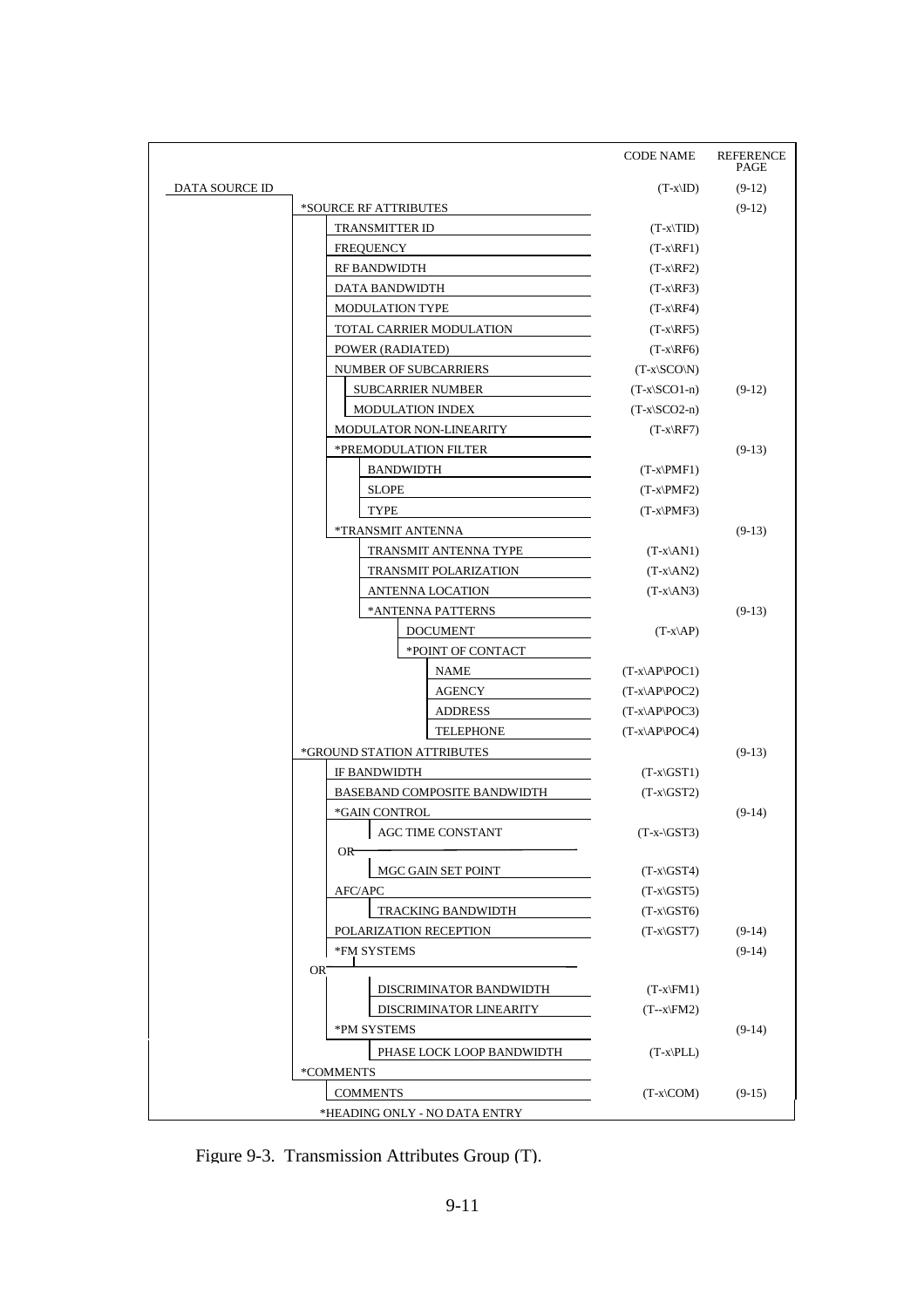| | CODE NAME | REFERENCE PAGE |
|---|---|---|
| DATA SOURCE ID | (T-x\ID) | (9-12) |
| *SOURCE RF ATTRIBUTES | | (9-12) |
| TRANSMITTER ID | (T-x\TID) | |
| FREQUENCY | (T-x\RF1) | |
| RF BANDWIDTH | (T-x\RF2) | |
| DATA BANDWIDTH | (T-x\RF3) | |
| MODULATION TYPE | (T-x\RF4) | |
| TOTAL CARRIER MODULATION | (T-x\RF5) | |
| POWER (RADIATED) | (T-x\RF6) | |
| NUMBER OF SUBCARRIERS | (T-x\SCO\N) | |
| SUBCARRIER NUMBER | (T-x\SCO1-n) | (9-12) |
| MODULATION INDEX | (T-x\SCO2-n) | |
| MODULATOR NON-LINEARITY | (T-x\RF7) | |
| *PREMODULATION FILTER | | (9-13) |
| BANDWIDTH | (T-x\PMF1) | |
| SLOPE | (T-x\PMF2) | |
| TYPE | (T-x\PMF3) | |
| *TRANSMIT ANTENNA | | (9-13) |
| TRANSMIT ANTENNA TYPE | (T-x\AN1) | |
| TRANSMIT POLARIZATION | (T-x\AN2) | |
| ANTENNA LOCATION | (T-x\AN3) | |
| *ANTENNA PATTERNS | | (9-13) |
| DOCUMENT | (T-x\AP) | |
| *POINT OF CONTACT | | |
| NAME | (T-x\AP\POC1) | |
| AGENCY | (T-x\AP\POC2) | |
| ADDRESS | (T-x\AP\POC3) | |
| TELEPHONE | (T-x\AP\POC4) | |
| *GROUND STATION ATTRIBUTES | | (9-13) |
| IF BANDWIDTH | (T-x\GST1) | |
| BASEBAND COMPOSITE BANDWIDTH | (T-x\GST2) | |
| *GAIN CONTROL | | (9-14) |
| AGC TIME CONSTANT | (T-x-\GST3) | |
| OR | | |
| MGC GAIN SET POINT | (T-x\GST4) | |
| AFC/APC | (T-x\GST5) | |
| TRACKING BANDWIDTH | (T-x\GST6) | |
| POLARIZATION RECEPTION | (T-x\GST7) | (9-14) |
| *FM SYSTEMS | | (9-14) |
| OR | | |
| DISCRIMINATOR BANDWIDTH | (T-x\FM1) | |
| DISCRIMINATOR LINEARITY | (T--x\FM2) | |
| *PM SYSTEMS | | (9-14) |
| PHASE LOCK LOOP BANDWIDTH | (T-x\PLL) | |
| *COMMENTS | | |
| COMMENTS | (T-x\COM) | (9-15) |

*HEADING ONLY - NO DATA ENTRY

Figure 9-3. Transmission Attributes Group (T).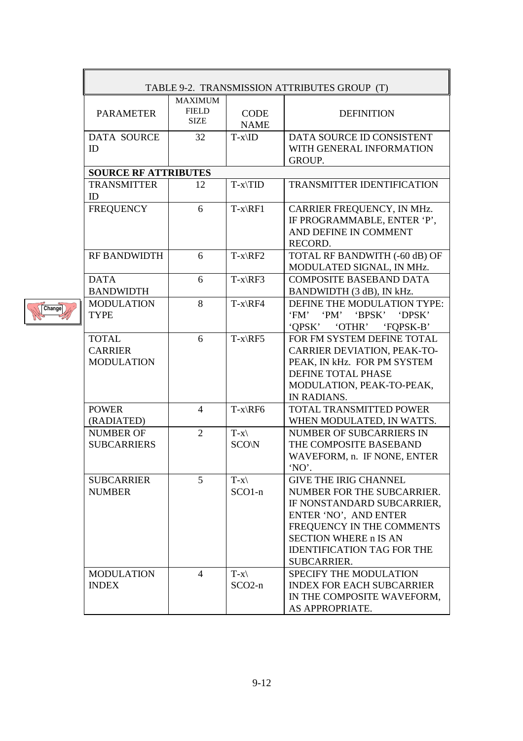| TABLE 9-2. TRANSMISSION ATTRIBUTES GROUP (T) | | | |
|---|---|---|---|
| PARAMETER | MAXIMUM FIELD SIZE | CODE NAME | DEFINITION |
| DATA SOURCE ID | 32 | T-x\ID | DATA SOURCE ID CONSISTENT WITH GENERAL INFORMATION GROUP. |
| **SOURCE RF ATTRIBUTES** | | | |
| TRANSMITTER ID | 12 | T-x\TID | TRANSMITTER IDENTIFICATION |
| FREQUENCY | 6 | T-x\RF1 | CARRIER FREQUENCY, IN MHz. IF PROGRAMMABLE, ENTER 'P', AND DEFINE IN COMMENT RECORD. |
| RF BANDWIDTH | 6 | T-x\RF2 | TOTAL RF BANDWITH (-60 dB) OF MODULATED SIGNAL, IN MHz. |
| DATA BANDWIDTH | 6 | T-x\RF3 | COMPOSITE BASEBAND DATA BANDWIDTH (3 dB), IN kHz. |
| MODULATION TYPE | 8 | T-x\RF4 | DEFINE THE MODULATION TYPE: 'FM' 'PM' 'BPSK' 'DPSK' 'QPSK' 'OTHR' 'FQPSK-B' |
| TOTAL CARRIER MODULATION | 6 | T-x\RF5 | FOR FM SYSTEM DEFINE TOTAL CARRIER DEVIATION, PEAK-TO-PEAK, IN kHz. FOR PM SYSTEM DEFINE TOTAL PHASE MODULATION, PEAK-TO-PEAK, IN RADIANS. |
| POWER (RADIATED) | 4 | T-x\RF6 | TOTAL TRANSMITTED POWER WHEN MODULATED, IN WATTS. |
| NUMBER OF SUBCARRIERS | 2 | T-x\SCO\N | NUMBER OF SUBCARRIERS IN THE COMPOSITE BASEBAND WAVEFORM, n. IF NONE, ENTER 'NO'. |
| SUBCARRIER NUMBER | 5 | T-x\SCO1-n | GIVE THE IRIG CHANNEL NUMBER FOR THE SUBCARRIER. IF NONSTANDARD SUBCARRIER, ENTER 'NO', AND ENTER FREQUENCY IN THE COMMENTS SECTION WHERE n IS AN IDENTIFICATION TAG FOR THE SUBCARRIER. |
| MODULATION INDEX | 4 | T-x\SCO2-n | SPECIFY THE MODULATION INDEX FOR EACH SUBCARRIER IN THE COMPOSITE WAVEFORM, AS APPROPRIATE. |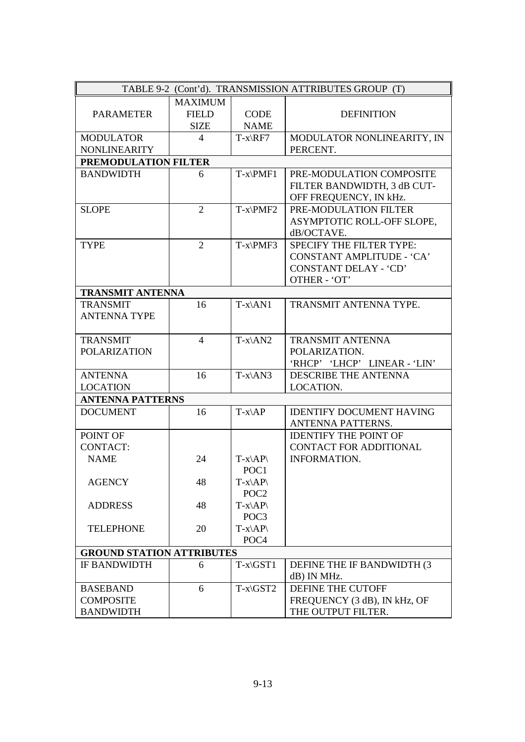| TABLE 9-2 (Cont'd). TRANSMISSION ATTRIBUTES GROUP (T) | | | |
|---|---|---|---|
| PARAMETER | MAXIMUM FIELD SIZE | CODE NAME | DEFINITION |
| MODULATOR NONLINEARITY | 4 | T-x\RF7 | MODULATOR NONLINEARITY, IN PERCENT. |
| **PREMODULATION FILTER** | | | |
| BANDWIDTH | 6 | T-x\PMF1 | PRE-MODULATION COMPOSITE FILTER BANDWIDTH, 3 dB CUT-OFF FREQUENCY, IN kHz. |
| SLOPE | 2 | T-x\PMF2 | PRE-MODULATION FILTER ASYMPTOTIC ROLL-OFF SLOPE, dB/OCTAVE. |
| TYPE | 2 | T-x\PMF3 | SPECIFY THE FILTER TYPE: CONSTANT AMPLITUDE - 'CA' CONSTANT DELAY - 'CD' OTHER - 'OT' |
| **TRANSMIT ANTENNA** | | | |
| TRANSMIT ANTENNA TYPE | 16 | T-x\AN1 | TRANSMIT ANTENNA TYPE. |
| TRANSMIT POLARIZATION | 4 | T-x\AN2 | TRANSMIT ANTENNA POLARIZATION. 'RHCP' 'LHCP' LINEAR - 'LIN' |
| ANTENNA LOCATION | 16 | T-x\AN3 | DESCRIBE THE ANTENNA LOCATION. |
| **ANTENNA PATTERNS** | | | |
| DOCUMENT | 16 | T-x\AP | IDENTIFY DOCUMENT HAVING ANTENNA PATTERNS. |
| POINT OF CONTACT: | | | IDENTIFY THE POINT OF CONTACT FOR ADDITIONAL INFORMATION. |
| NAME | 24 | T-x\AP\POC1 | |
| AGENCY | 48 | T-x\AP\POC2 | |
| ADDRESS | 48 | T-x\AP\POC3 | |
| TELEPHONE | 20 | T-x\AP\POC4 | |
| **GROUND STATION ATTRIBUTES** | | | |
| IF BANDWIDTH | 6 | T-x\GST1 | DEFINE THE IF BANDWIDTH (3 dB) IN MHz. |
| BASEBAND COMPOSITE BANDWIDTH | 6 | T-x\GST2 | DEFINE THE CUTOFF FREQUENCY (3 dB), IN kHz, OF THE OUTPUT FILTER. |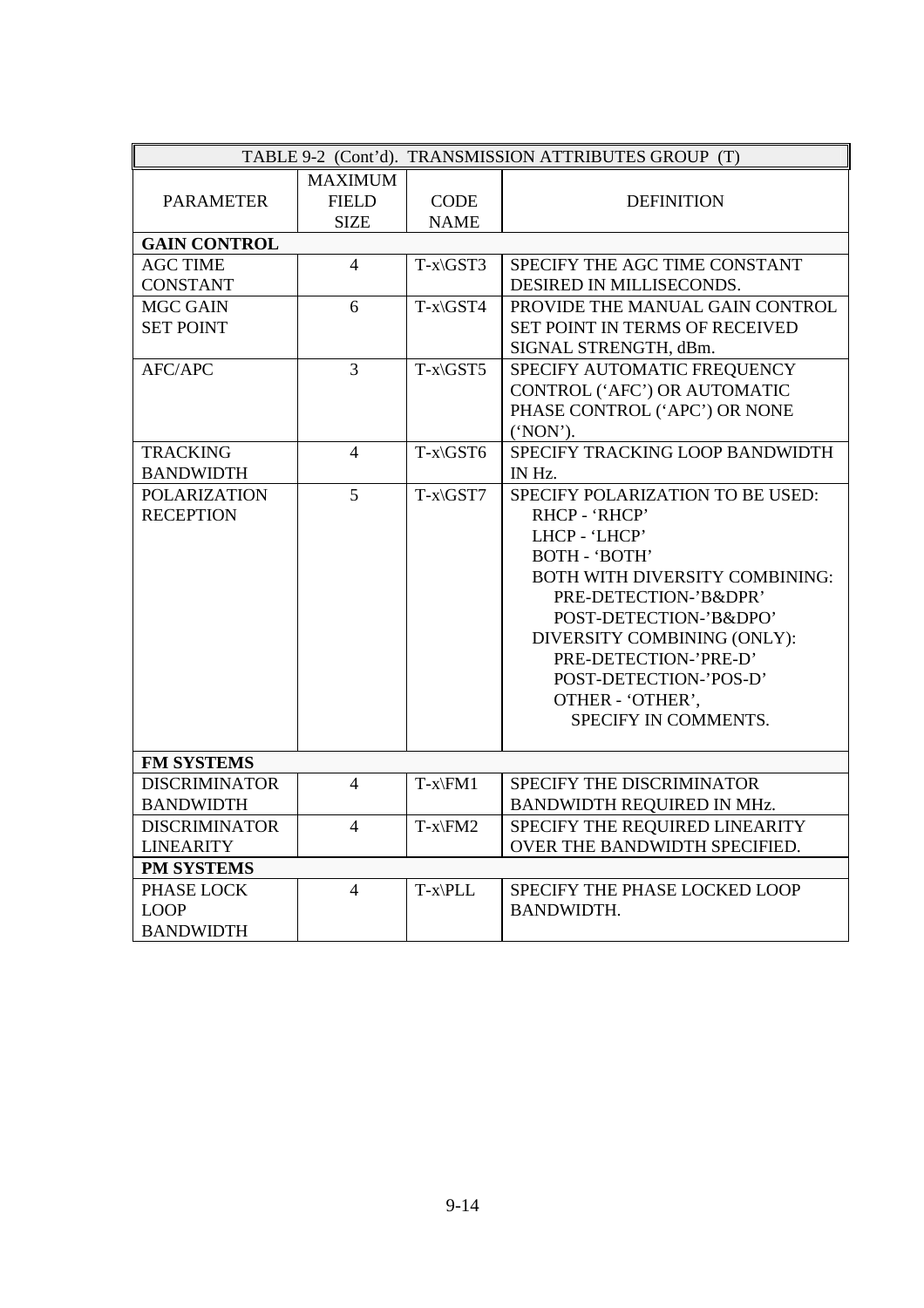| TABLE 9-2 (Cont'd). TRANSMISSION ATTRIBUTES GROUP (T) | | | |
|---|---|---|---|
| PARAMETER | MAXIMUM FIELD SIZE | CODE NAME | DEFINITION |
| **GAIN CONTROL** | | | |
| AGC TIME CONSTANT | 4 | T-x\GST3 | SPECIFY THE AGC TIME CONSTANT DESIRED IN MILLISECONDS. |
| MGC GAIN SET POINT | 6 | T-x\GST4 | PROVIDE THE MANUAL GAIN CONTROL SET POINT IN TERMS OF RECEIVED SIGNAL STRENGTH, dBm. |
| AFC/APC | 3 | T-x\GST5 | SPECIFY AUTOMATIC FREQUENCY CONTROL ('AFC') OR AUTOMATIC PHASE CONTROL ('APC') OR NONE ('NON'). |
| TRACKING BANDWIDTH | 4 | T-x\GST6 | SPECIFY TRACKING LOOP BANDWIDTH IN Hz. |
| POLARIZATION RECEPTION | 5 | T-x\GST7 | SPECIFY POLARIZATION TO BE USED: RHCP - 'RHCP' LHCP - 'LHCP' BOTH - 'BOTH' BOTH WITH DIVERSITY COMBINING: PRE-DETECTION-'B&DPR' POST-DETECTION-'B&DPO' DIVERSITY COMBINING (ONLY): PRE-DETECTION-'PRE-D' POST-DETECTION-'POS-D' OTHER - 'OTHER', SPECIFY IN COMMENTS. |
| **FM SYSTEMS** | | | |
| DISCRIMINATOR BANDWIDTH | 4 | T-x\FM1 | SPECIFY THE DISCRIMINATOR BANDWIDTH REQUIRED IN MHz. |
| DISCRIMINATOR LINEARITY | 4 | T-x\FM2 | SPECIFY THE REQUIRED LINEARITY OVER THE BANDWIDTH SPECIFIED. |
| **PM SYSTEMS** | | | |
| PHASE LOCK LOOP BANDWIDTH | 4 | T-x\PLL | SPECIFY THE PHASE LOCKED LOOP BANDWIDTH. |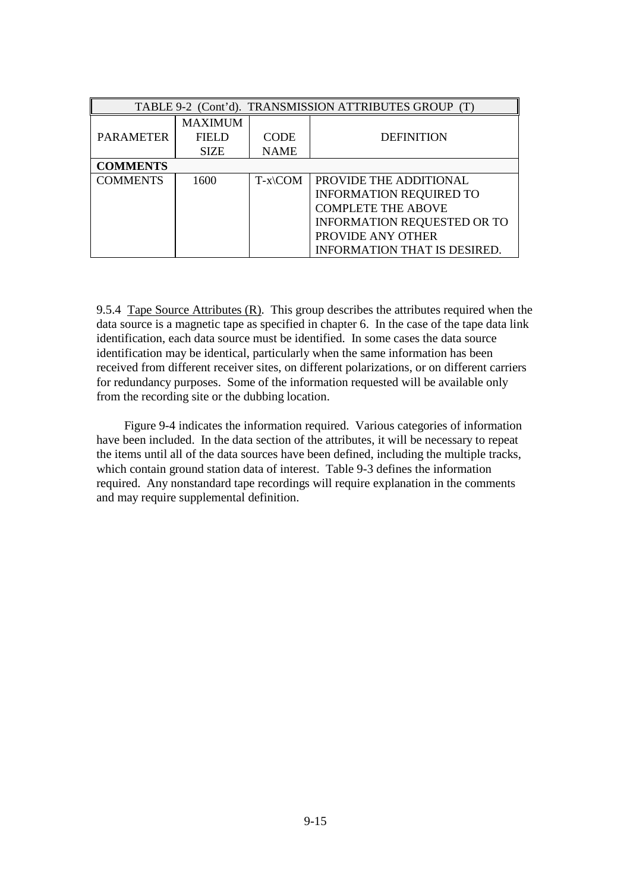| TABLE 9-2 (Cont'd). TRANSMISSION ATTRIBUTES GROUP (T) | | | |
|---|---|---|---|
| PARAMETER | MAXIMUM FIELD SIZE | CODE NAME | DEFINITION |
| **COMMENTS** | | | |
| COMMENTS | 1600 | T-x\COM | PROVIDE THE ADDITIONAL INFORMATION REQUIRED TO COMPLETE THE ABOVE INFORMATION REQUESTED OR TO PROVIDE ANY OTHER INFORMATION THAT IS DESIRED. |

9.5.4 Tape Source Attributes (R). This group describes the attributes required when the data source is a magnetic tape as specified in chapter 6. In the case of the tape data link identification, each data source must be identified. In some cases the data source identification may be identical, particularly when the same information has been received from different receiver sites, on different polarizations, or on different carriers for redundancy purposes. Some of the information requested will be available only from the recording site or the dubbing location.

Figure 9-4 indicates the information required. Various categories of information have been included. In the data section of the attributes, it will be necessary to repeat the items until all of the data sources have been defined, including the multiple tracks, which contain ground station data of interest. Table 9-3 defines the information required. Any nonstandard tape recordings will require explanation in the comments and may require supplemental definition.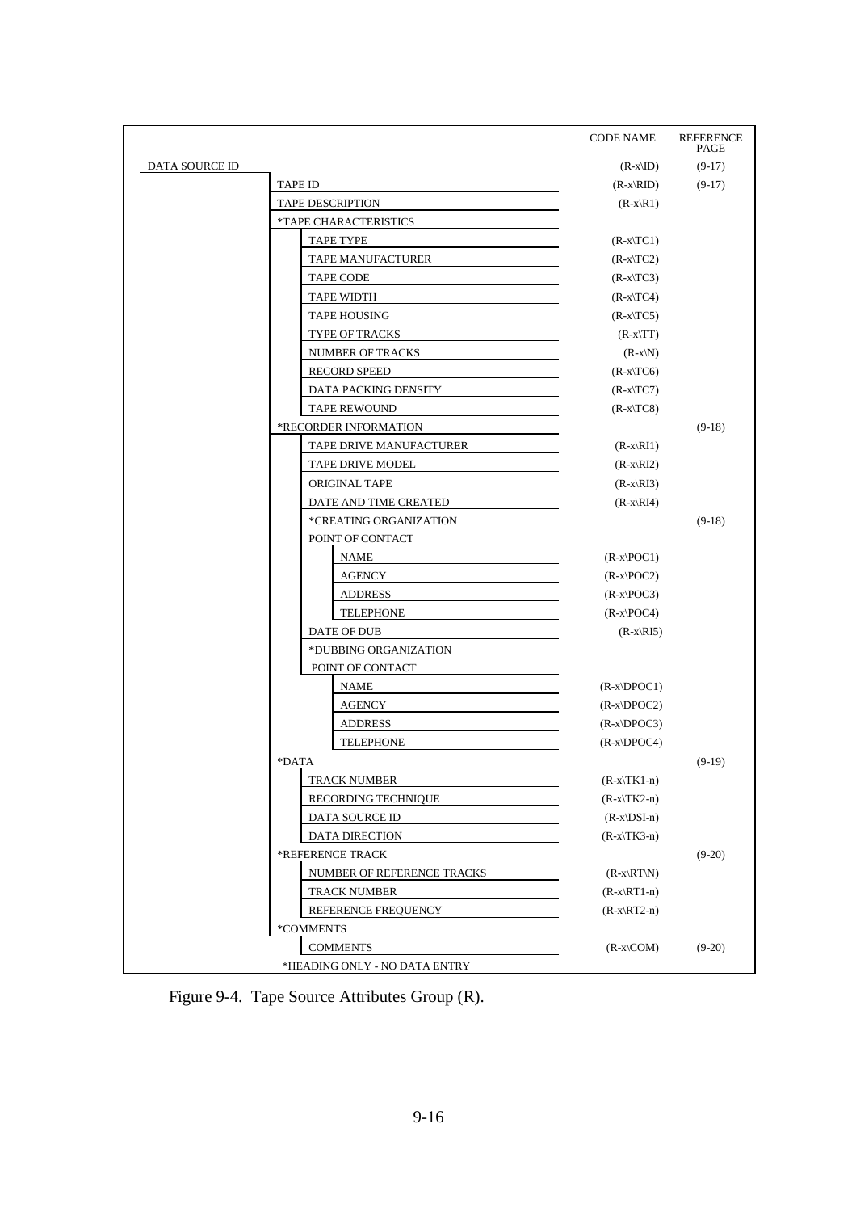| | CODE NAME | REFERENCE PAGE |
|---|---|---|
| DATA SOURCE ID | (R-x\ID) | (9-17) |
| TAPE ID | (R-x\RID) | (9-17) |
| TAPE DESCRIPTION | (R-x\R1) | |
| *TAPE CHARACTERISTICS | | |
| TAPE TYPE | (R-x\TC1) | |
| TAPE MANUFACTURER | (R-x\TC2) | |
| TAPE CODE | (R-x\TC3) | |
| TAPE WIDTH | (R-x\TC4) | |
| TAPE HOUSING | (R-x\TC5) | |
| TYPE OF TRACKS | (R-x\TT) | |
| NUMBER OF TRACKS | (R-x\N) | |
| RECORD SPEED | (R-x\TC6) | |
| DATA PACKING DENSITY | (R-x\TC7) | |
| TAPE REWOUND | (R-x\TC8) | |
| *RECORDER INFORMATION | | (9-18) |
| TAPE DRIVE MANUFACTURER | (R-x\RI1) | |
| TAPE DRIVE MODEL | (R-x\RI2) | |
| ORIGINAL TAPE | (R-x\RI3) | |
| DATE AND TIME CREATED | (R-x\RI4) | |
| *CREATING ORGANIZATION POINT OF CONTACT | | (9-18) |
| NAME | (R-x\POC1) | |
| AGENCY | (R-x\POC2) | |
| ADDRESS | (R-x\POC3) | |
| TELEPHONE | (R-x\POC4) | |
| DATE OF DUB | (R-x\RI5) | |
| *DUBBING ORGANIZATION POINT OF CONTACT | | |
| NAME | (R-x\DPOC1) | |
| AGENCY | (R-x\DPOC2) | |
| ADDRESS | (R-x\DPOC3) | |
| TELEPHONE | (R-x\DPOC4) | |
| *DATA | | (9-19) |
| TRACK NUMBER | (R-x\TK1-n) | |
| RECORDING TECHNIQUE | (R-x\TK2-n) | |
| DATA SOURCE ID | (R-x\DSI-n) | |
| DATA DIRECTION | (R-x\TK3-n) | |
| *REFERENCE TRACK | | (9-20) |
| NUMBER OF REFERENCE TRACKS | (R-x\RT\N) | |
| TRACK NUMBER | (R-x\RT1-n) | |
| REFERENCE FREQUENCY | (R-x\RT2-n) | |
| *COMMENTS | | |
| COMMENTS | (R-x\COM) | (9-20) |

*HEADING ONLY - NO DATA ENTRY

Figure 9-4. Tape Source Attributes Group (R).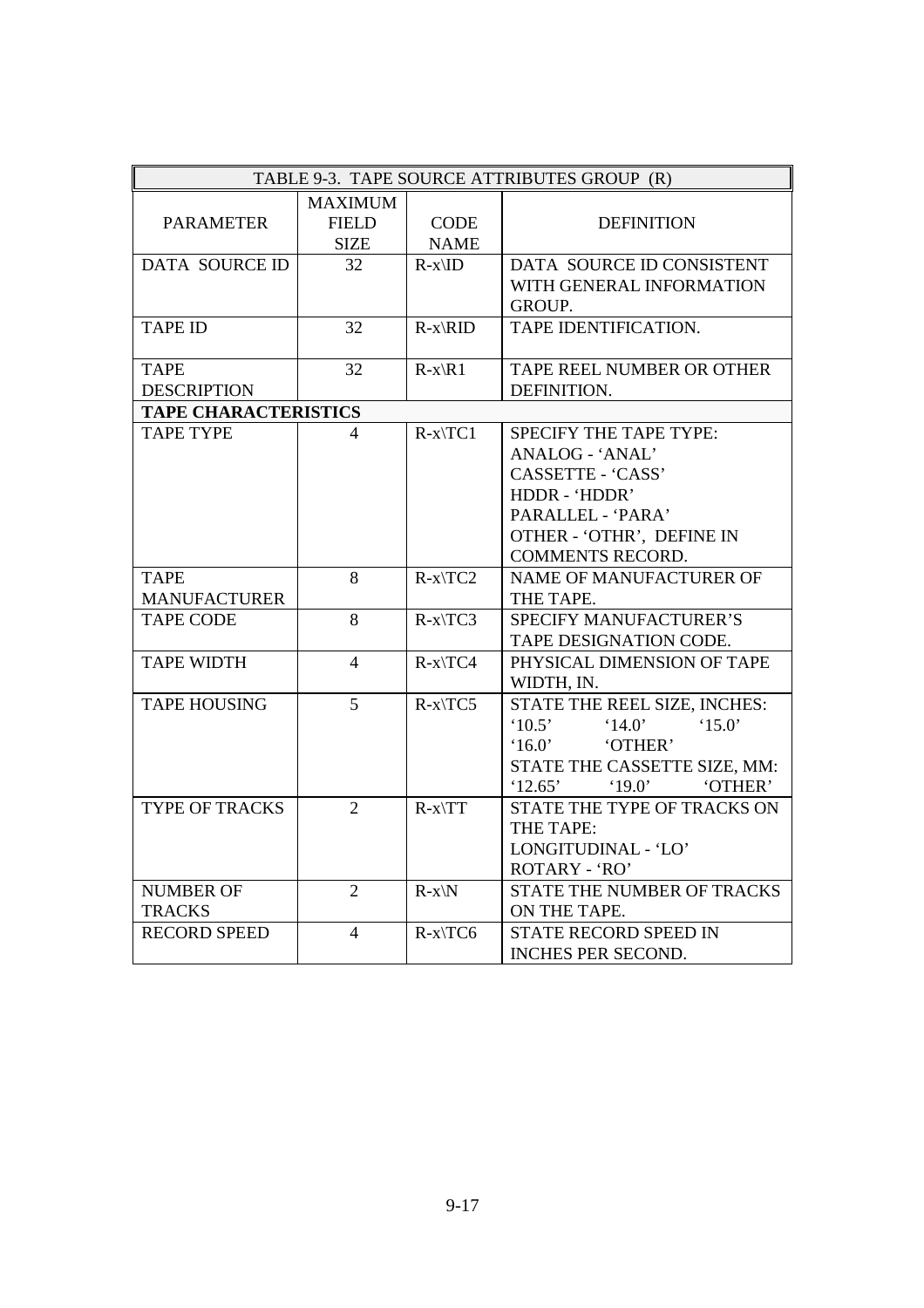| TABLE 9-3. TAPE SOURCE ATTRIBUTES GROUP (R) | | | |
|---|---|---|---|
| PARAMETER | MAXIMUM FIELD SIZE | CODE NAME | DEFINITION |
| DATA SOURCE ID | 32 | R-x\ID | DATA SOURCE ID CONSISTENT WITH GENERAL INFORMATION GROUP. |
| TAPE ID | 32 | R-x\RID | TAPE IDENTIFICATION. |
| TAPE DESCRIPTION | 32 | R-x\R1 | TAPE REEL NUMBER OR OTHER DEFINITION. |
| **TAPE CHARACTERISTICS** | | | |
| TAPE TYPE | 4 | R-x\TC1 | SPECIFY THE TAPE TYPE:<br>ANALOG - 'ANAL'<br>CASSETTE - 'CASS'<br>HDDR - 'HDDR'<br>PARALLEL - 'PARA'<br>OTHER - 'OTHR', DEFINE IN COMMENTS RECORD. |
| TAPE MANUFACTURER | 8 | R-x\TC2 | NAME OF MANUFACTURER OF THE TAPE. |
| TAPE CODE | 8 | R-x\TC3 | SPECIFY MANUFACTURER'S TAPE DESIGNATION CODE. |
| TAPE WIDTH | 4 | R-x\TC4 | PHYSICAL DIMENSION OF TAPE WIDTH, IN. |
| TAPE HOUSING | 5 | R-x\TC5 | STATE THE REEL SIZE, INCHES:<br>'10.5' '14.0' '15.0'<br>'16.0' 'OTHER'<br>STATE THE CASSETTE SIZE, MM:<br>'12.65' '19.0' 'OTHER' |
| TYPE OF TRACKS | 2 | R-x\TT | STATE THE TYPE OF TRACKS ON THE TAPE:<br>LONGITUDINAL - 'LO'<br>ROTARY - 'RO' |
| NUMBER OF TRACKS | 2 | R-x\N | STATE THE NUMBER OF TRACKS ON THE TAPE. |
| RECORD SPEED | 4 | R-x\TC6 | STATE RECORD SPEED IN INCHES PER SECOND. |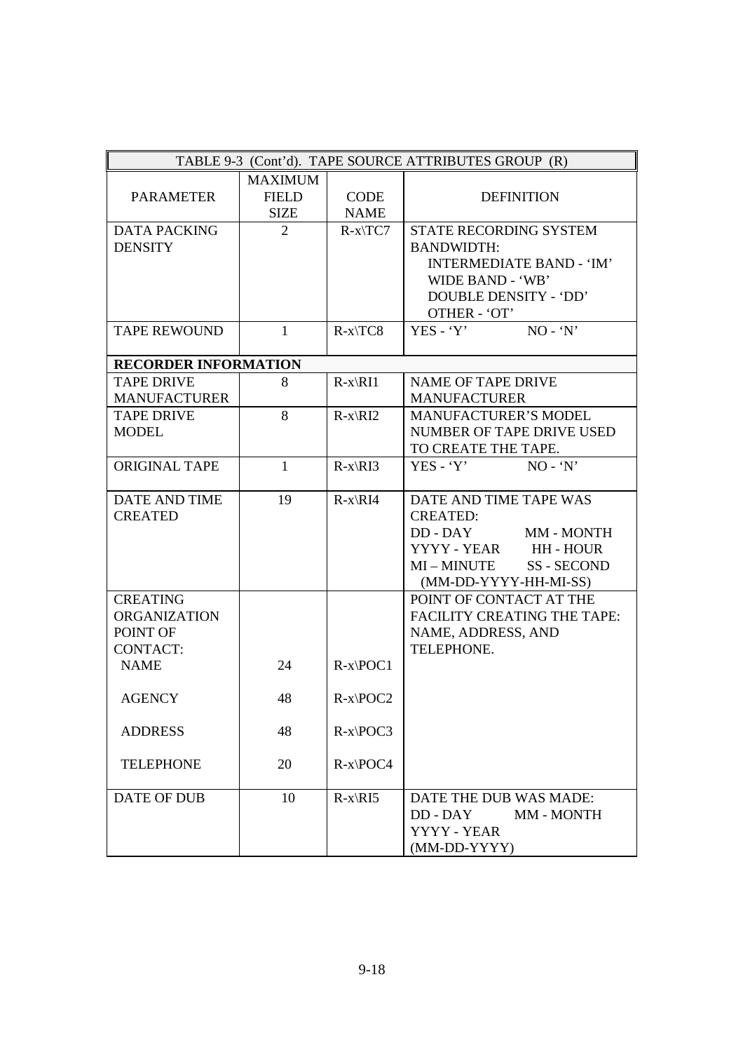| TABLE 9-3 (Cont'd). TAPE SOURCE ATTRIBUTES GROUP (R) | | | |
|---|---|---|---|
| PARAMETER | MAXIMUM FIELD SIZE | CODE NAME | DEFINITION |
| DATA PACKING DENSITY | 2 | R-x\TC7 | STATE RECORDING SYSTEM BANDWIDTH: INTERMEDIATE BAND - 'IM' WIDE BAND - 'WB' DOUBLE DENSITY - 'DD' OTHER - 'OT' |
| TAPE REWOUND | 1 | R-x\TC8 | YES - 'Y' NO - 'N' |
| **RECORDER INFORMATION** | | | |
| TAPE DRIVE MANUFACTURER | 8 | R-x\RI1 | NAME OF TAPE DRIVE MANUFACTURER |
| TAPE DRIVE MODEL | 8 | R-x\RI2 | MANUFACTURER'S MODEL NUMBER OF TAPE DRIVE USED TO CREATE THE TAPE. |
| ORIGINAL TAPE | 1 | R-x\RI3 | YES - 'Y' NO - 'N' |
| DATE AND TIME CREATED | 19 | R-x\RI4 | DATE AND TIME TAPE WAS CREATED: DD - DAY MM - MONTH YYYY - YEAR HH - HOUR MI – MINUTE SS - SECOND (MM-DD-YYYY-HH-MI-SS) |
| CREATING ORGANIZATION POINT OF CONTACT: | | | POINT OF CONTACT AT THE FACILITY CREATING THE TAPE: NAME, ADDRESS, AND TELEPHONE. |
| NAME | 24 | R-x\POC1 | |
| AGENCY | 48 | R-x\POC2 | |
| ADDRESS | 48 | R-x\POC3 | |
| TELEPHONE | 20 | R-x\POC4 | |
| DATE OF DUB | 10 | R-x\RI5 | DATE THE DUB WAS MADE: DD - DAY MM - MONTH YYYY - YEAR (MM-DD-YYYY) |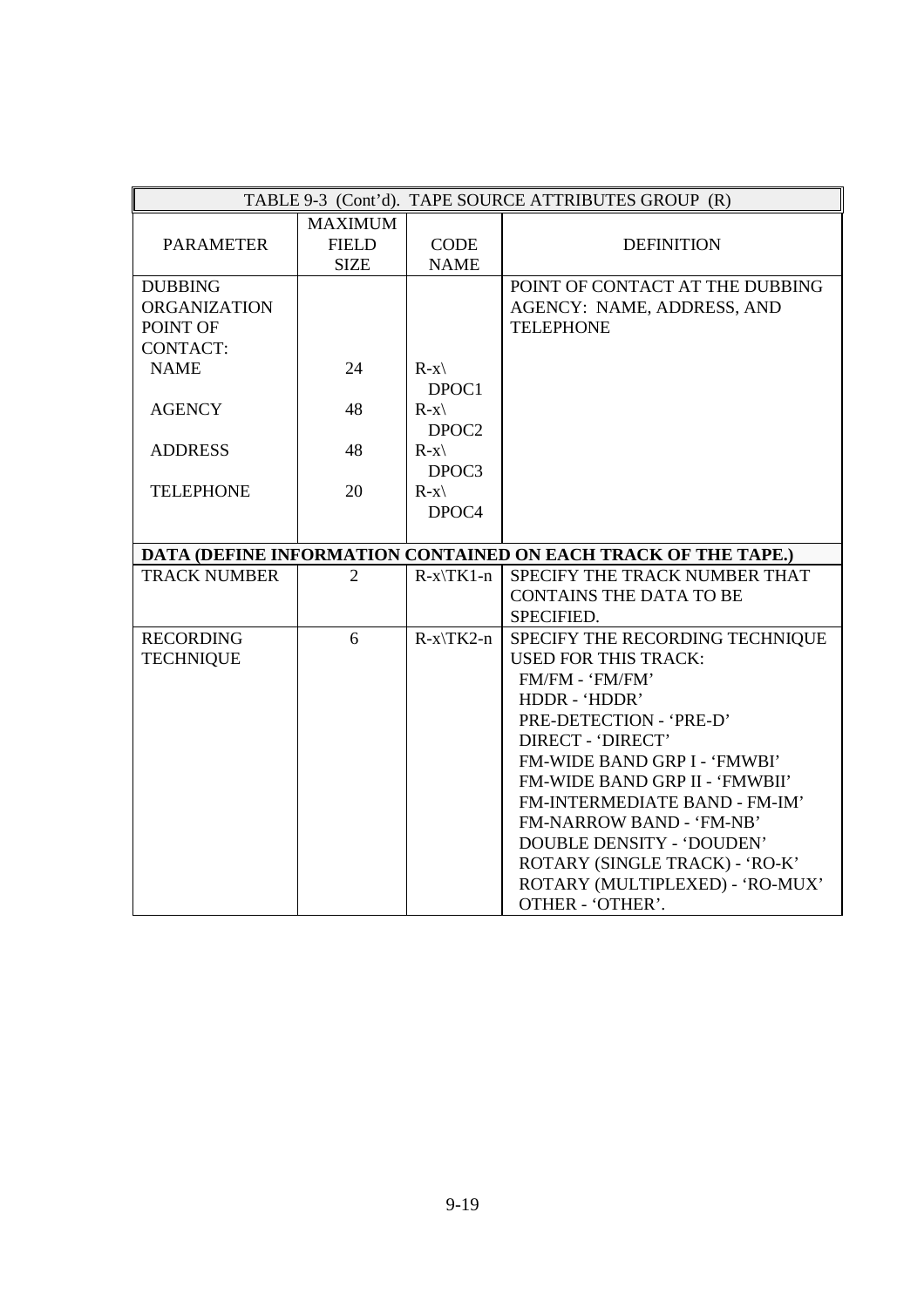| TABLE 9-3 (Cont'd). TAPE SOURCE ATTRIBUTES GROUP (R) | | | |
|---|---|---|---|
| PARAMETER | MAXIMUM FIELD SIZE | CODE NAME | DEFINITION |
| DUBBING ORGANIZATION POINT OF CONTACT: | | | POINT OF CONTACT AT THE DUBBING AGENCY: NAME, ADDRESS, AND TELEPHONE |
| NAME | 24 | R-x\DPOC1 | |
| AGENCY | 48 | R-x\DPOC2 | |
| ADDRESS | 48 | R-x\DPOC3 | |
| TELEPHONE | 20 | R-x\DPOC4 | |
| **DATA (DEFINE INFORMATION CONTAINED ON EACH TRACK OF THE TAPE.)** | | | |
| TRACK NUMBER | 2 | R-x\TK1-n | SPECIFY THE TRACK NUMBER THAT CONTAINS THE DATA TO BE SPECIFIED. |
| RECORDING TECHNIQUE | 6 | R-x\TK2-n | SPECIFY THE RECORDING TECHNIQUE USED FOR THIS TRACK:<br>FM/FM - 'FM/FM'<br>HDDR - 'HDDR'<br>PRE-DETECTION - 'PRE-D'<br>DIRECT - 'DIRECT'<br>FM-WIDE BAND GRP I - 'FMWBI'<br>FM-WIDE BAND GRP II - 'FMWBII'<br>FM-INTERMEDIATE BAND - FM-IM'<br>FM-NARROW BAND - 'FM-NB'<br>DOUBLE DENSITY - 'DOUDEN'<br>ROTARY (SINGLE TRACK) - 'RO-K'<br>ROTARY (MULTIPLEXED) - 'RO-MUX'<br>OTHER - 'OTHER'. |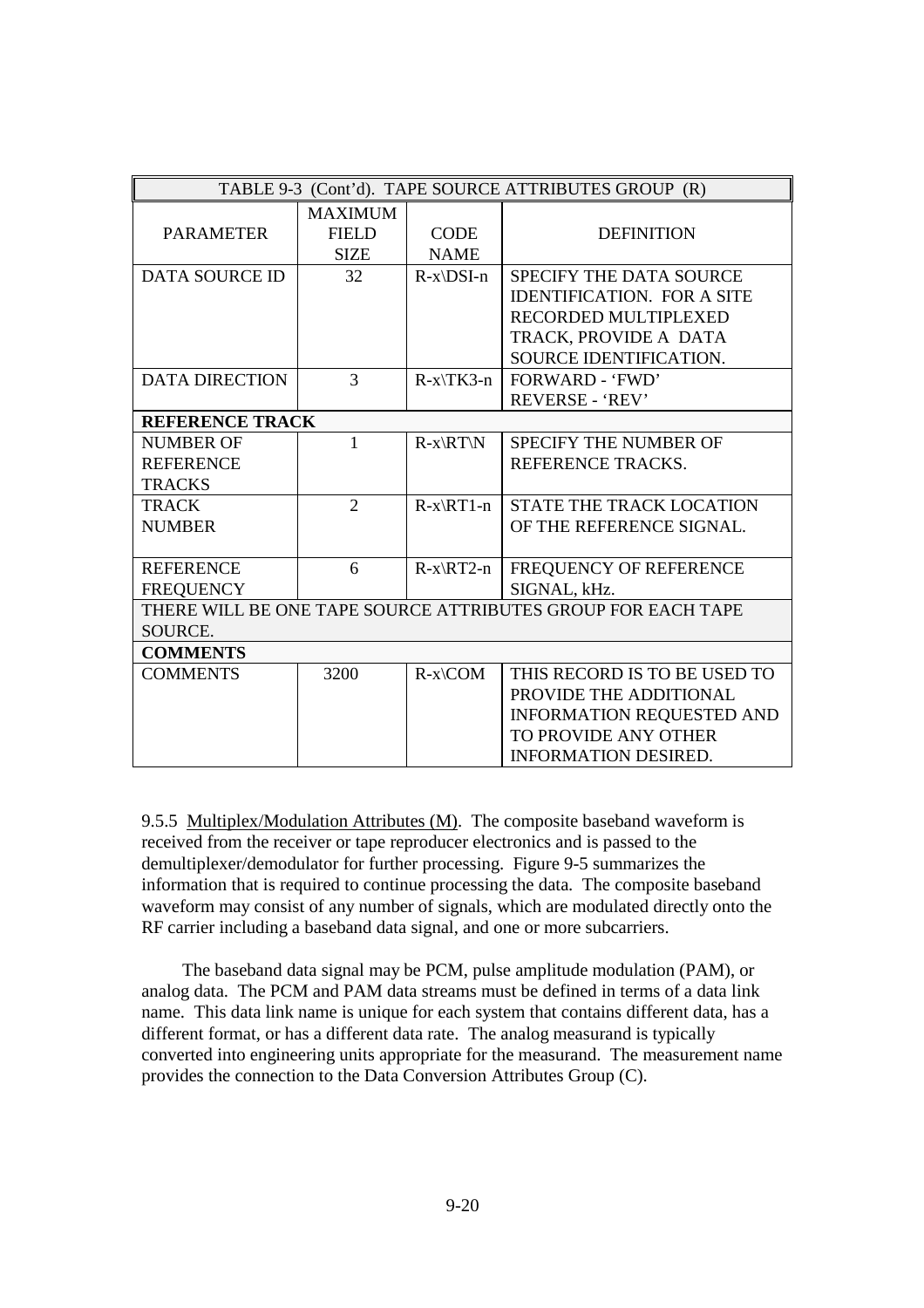| TABLE 9-3 (Cont'd). TAPE SOURCE ATTRIBUTES GROUP (R) | | | |
|---|---|---|---|
| PARAMETER | MAXIMUM FIELD SIZE | CODE NAME | DEFINITION |
| DATA SOURCE ID | 32 | R-x\DSI-n | SPECIFY THE DATA SOURCE IDENTIFICATION. FOR A SITE RECORDED MULTIPLEXED TRACK, PROVIDE A DATA SOURCE IDENTIFICATION. |
| DATA DIRECTION | 3 | R-x\TK3-n | FORWARD - 'FWD' REVERSE - 'REV' |
| **REFERENCE TRACK** | | | |
| NUMBER OF REFERENCE TRACKS | 1 | R-x\RT\N | SPECIFY THE NUMBER OF REFERENCE TRACKS. |
| TRACK NUMBER | 2 | R-x\RT1-n | STATE THE TRACK LOCATION OF THE REFERENCE SIGNAL. |
| REFERENCE FREQUENCY | 6 | R-x\RT2-n | FREQUENCY OF REFERENCE SIGNAL, kHz. |
| THERE WILL BE ONE TAPE SOURCE ATTRIBUTES GROUP FOR EACH TAPE SOURCE. | | | |
| **COMMENTS** | | | |
| COMMENTS | 3200 | R-x\COM | THIS RECORD IS TO BE USED TO PROVIDE THE ADDITIONAL INFORMATION REQUESTED AND TO PROVIDE ANY OTHER INFORMATION DESIRED. |

9.5.5 Multiplex/Modulation Attributes (M). The composite baseband waveform is received from the receiver or tape reproducer electronics and is passed to the demultiplexer/demodulator for further processing. Figure 9-5 summarizes the information that is required to continue processing the data. The composite baseband waveform may consist of any number of signals, which are modulated directly onto the RF carrier including a baseband data signal, and one or more subcarriers.

The baseband data signal may be PCM, pulse amplitude modulation (PAM), or analog data. The PCM and PAM data streams must be defined in terms of a data link name. This data link name is unique for each system that contains different data, has a different format, or has a different data rate. The analog measurand is typically converted into engineering units appropriate for the measurand. The measurement name provides the connection to the Data Conversion Attributes Group (C).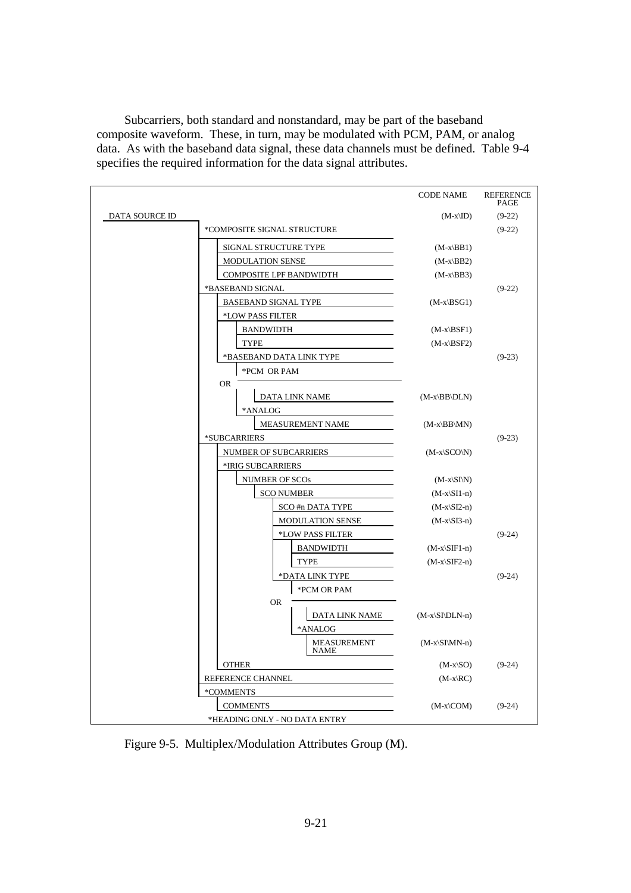Subcarriers, both standard and nonstandard, may be part of the baseband composite waveform. These, in turn, may be modulated with PCM, PAM, or analog data. As with the baseband data signal, these data channels must be defined. Table 9-4 specifies the required information for the data signal attributes.

| | CODE NAME | REFERENCE PAGE |
|---|---|---|
| DATA SOURCE ID | (M-x\ID) | (9-22) |
| &nbsp;&nbsp;*COMPOSITE SIGNAL STRUCTURE | | (9-22) |
| &nbsp;&nbsp;&nbsp;&nbsp;SIGNAL STRUCTURE TYPE | (M-x\BB1) | |
| &nbsp;&nbsp;&nbsp;&nbsp;MODULATION SENSE | (M-x\BB2) | |
| &nbsp;&nbsp;&nbsp;&nbsp;COMPOSITE LPF BANDWIDTH | (M-x\BB3) | |
| &nbsp;&nbsp;*BASEBAND SIGNAL | | (9-22) |
| &nbsp;&nbsp;&nbsp;&nbsp;BASEBAND SIGNAL TYPE | (M-x\BSG1) | |
| &nbsp;&nbsp;&nbsp;&nbsp;*LOW PASS FILTER | | |
| &nbsp;&nbsp;&nbsp;&nbsp;&nbsp;&nbsp;BANDWIDTH | (M-x\BSF1) | |
| &nbsp;&nbsp;&nbsp;&nbsp;&nbsp;&nbsp;TYPE | (M-x\BSF2) | |
| &nbsp;&nbsp;&nbsp;&nbsp;*BASEBAND DATA LINK TYPE | | (9-23) |
| &nbsp;&nbsp;&nbsp;&nbsp;&nbsp;&nbsp;*PCM OR PAM | | |
| &nbsp;&nbsp;&nbsp;&nbsp;OR | | |
| &nbsp;&nbsp;&nbsp;&nbsp;&nbsp;&nbsp;&nbsp;&nbsp;DATA LINK NAME | (M-x\BB\DLN) | |
| &nbsp;&nbsp;&nbsp;&nbsp;&nbsp;&nbsp;*ANALOG | | |
| &nbsp;&nbsp;&nbsp;&nbsp;&nbsp;&nbsp;&nbsp;&nbsp;MEASUREMENT NAME | (M-x\BB\MN) | |
| &nbsp;&nbsp;*SUBCARRIERS | | (9-23) |
| &nbsp;&nbsp;&nbsp;&nbsp;NUMBER OF SUBCARRIERS | (M-x\SCO\N) | |
| &nbsp;&nbsp;&nbsp;&nbsp;*IRIG SUBCARRIERS | | |
| &nbsp;&nbsp;&nbsp;&nbsp;&nbsp;&nbsp;NUMBER OF SCOs | (M-x\SI\N) | |
| &nbsp;&nbsp;&nbsp;&nbsp;&nbsp;&nbsp;&nbsp;&nbsp;SCO NUMBER | (M-x\SI1-n) | |
| &nbsp;&nbsp;&nbsp;&nbsp;&nbsp;&nbsp;&nbsp;&nbsp;&nbsp;&nbsp;SCO #n DATA TYPE | (M-x\SI2-n) | |
| &nbsp;&nbsp;&nbsp;&nbsp;&nbsp;&nbsp;&nbsp;&nbsp;&nbsp;&nbsp;MODULATION SENSE | (M-x\SI3-n) | |
| &nbsp;&nbsp;&nbsp;&nbsp;&nbsp;&nbsp;&nbsp;&nbsp;&nbsp;&nbsp;*LOW PASS FILTER | | (9-24) |
| &nbsp;&nbsp;&nbsp;&nbsp;&nbsp;&nbsp;&nbsp;&nbsp;&nbsp;&nbsp;&nbsp;&nbsp;BANDWIDTH | (M-x\SIF1-n) | |
| &nbsp;&nbsp;&nbsp;&nbsp;&nbsp;&nbsp;&nbsp;&nbsp;&nbsp;&nbsp;&nbsp;&nbsp;TYPE | (M-x\SIF2-n) | |
| &nbsp;&nbsp;&nbsp;&nbsp;&nbsp;&nbsp;&nbsp;&nbsp;&nbsp;&nbsp;*DATA LINK TYPE | | (9-24) |
| &nbsp;&nbsp;&nbsp;&nbsp;&nbsp;&nbsp;&nbsp;&nbsp;&nbsp;&nbsp;&nbsp;&nbsp;*PCM OR PAM | | |
| &nbsp;&nbsp;&nbsp;&nbsp;&nbsp;&nbsp;&nbsp;&nbsp;OR | | |
| &nbsp;&nbsp;&nbsp;&nbsp;&nbsp;&nbsp;&nbsp;&nbsp;&nbsp;&nbsp;&nbsp;&nbsp;&nbsp;&nbsp;DATA LINK NAME | (M-x\SI\DLN-n) | |
| &nbsp;&nbsp;&nbsp;&nbsp;&nbsp;&nbsp;&nbsp;&nbsp;&nbsp;&nbsp;&nbsp;&nbsp;*ANALOG | | |
| &nbsp;&nbsp;&nbsp;&nbsp;&nbsp;&nbsp;&nbsp;&nbsp;&nbsp;&nbsp;&nbsp;&nbsp;&nbsp;&nbsp;MEASUREMENT NAME | (M-x\SI\MN-n) | |
| &nbsp;&nbsp;&nbsp;&nbsp;OTHER | (M-x\SO) | (9-24) |
| &nbsp;&nbsp;REFERENCE CHANNEL | (M-x\RC) | |
| &nbsp;&nbsp;*COMMENTS | | |
| &nbsp;&nbsp;&nbsp;&nbsp;COMMENTS | (M-x\COM) | (9-24) |

*HEADING ONLY - NO DATA ENTRY

Figure 9-5. Multiplex/Modulation Attributes Group (M).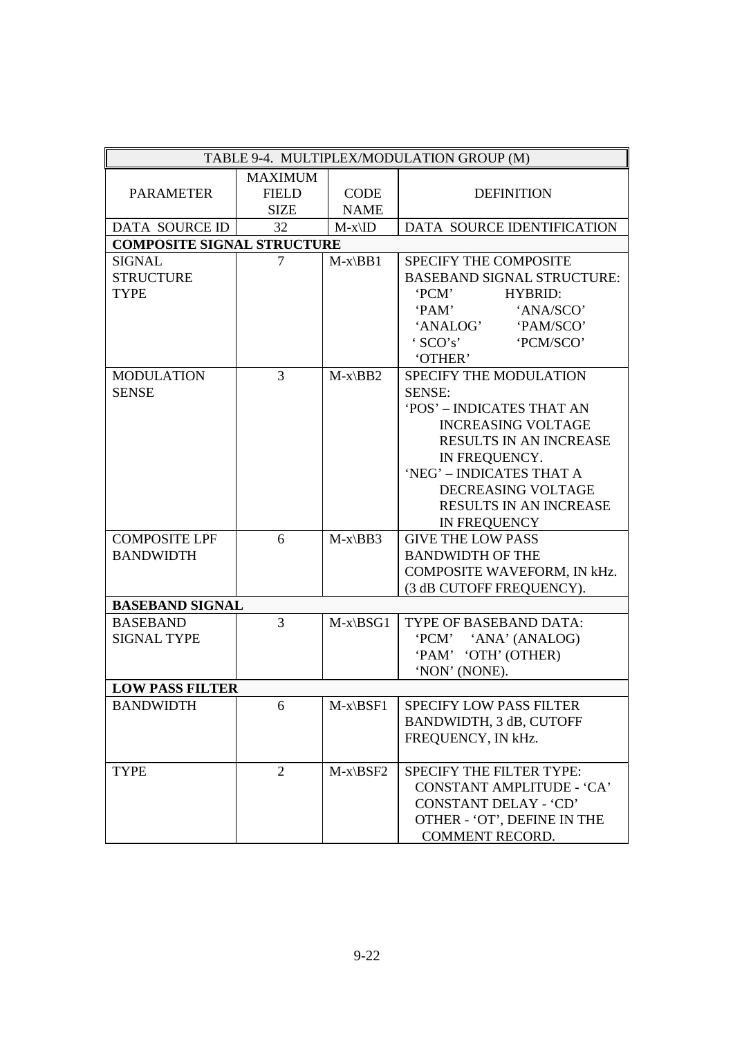| TABLE 9-4. MULTIPLEX/MODULATION GROUP (M) | | | |
|---|---|---|---|
| PARAMETER | MAXIMUM FIELD SIZE | CODE NAME | DEFINITION |
| DATA SOURCE ID | 32 | M-x\ID | DATA SOURCE IDENTIFICATION |
| **COMPOSITE SIGNAL STRUCTURE** | | | |
| SIGNAL STRUCTURE TYPE | 7 | M-x\BB1 | SPECIFY THE COMPOSITE BASEBAND SIGNAL STRUCTURE: 'PCM' 'PAM' 'ANALOG' ' SCO's' 'OTHER' HYBRID: 'ANA/SCO' 'PAM/SCO' 'PCM/SCO' |
| MODULATION SENSE | 3 | M-x\BB2 | SPECIFY THE MODULATION SENSE: 'POS' – INDICATES THAT AN INCREASING VOLTAGE RESULTS IN AN INCREASE IN FREQUENCY. 'NEG' – INDICATES THAT A DECREASING VOLTAGE RESULTS IN AN INCREASE IN FREQUENCY |
| COMPOSITE LPF BANDWIDTH | 6 | M-x\BB3 | GIVE THE LOW PASS BANDWIDTH OF THE COMPOSITE WAVEFORM, IN kHz. (3 dB CUTOFF FREQUENCY). |
| **BASEBAND SIGNAL** | | | |
| BASEBAND SIGNAL TYPE | 3 | M-x\BSG1 | TYPE OF BASEBAND DATA: 'PCM' 'ANA' (ANALOG) 'PAM' 'OTH' (OTHER) 'NON' (NONE). |
| **LOW PASS FILTER** | | | |
| BANDWIDTH | 6 | M-x\BSF1 | SPECIFY LOW PASS FILTER BANDWIDTH, 3 dB, CUTOFF FREQUENCY, IN kHz. |
| TYPE | 2 | M-x\BSF2 | SPECIFY THE FILTER TYPE: CONSTANT AMPLITUDE - 'CA' CONSTANT DELAY - 'CD' OTHER - 'OT', DEFINE IN THE COMMENT RECORD. |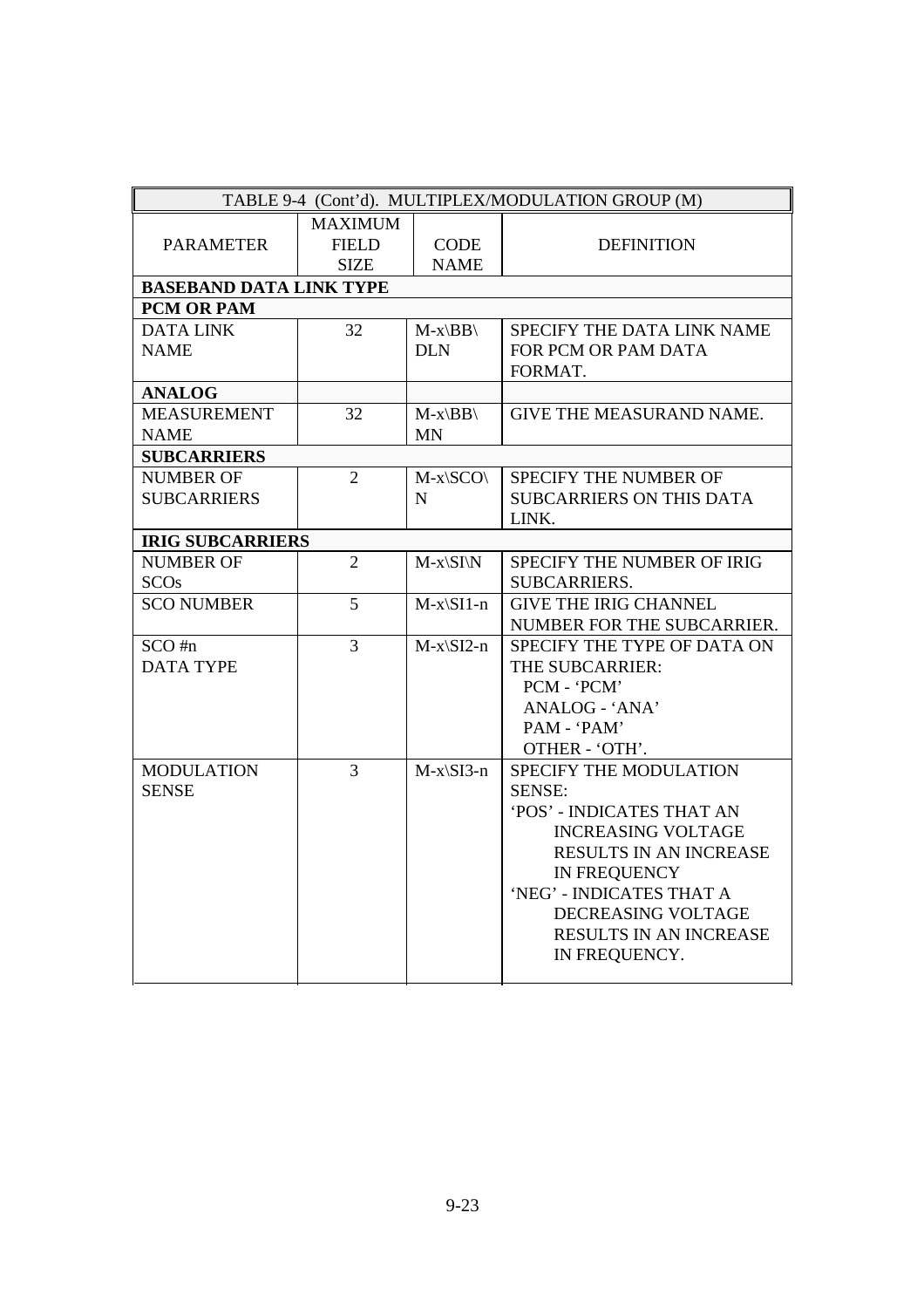| TABLE 9-4 (Cont'd). MULTIPLEX/MODULATION GROUP (M) | | | |
|---|---|---|---|
| PARAMETER | MAXIMUM FIELD SIZE | CODE NAME | DEFINITION |
| **BASEBAND DATA LINK TYPE** | | | |
| **PCM OR PAM** | | | |
| DATA LINK NAME | 32 | M-x\BB\DLN | SPECIFY THE DATA LINK NAME FOR PCM OR PAM DATA FORMAT. |
| **ANALOG** | | | |
| MEASUREMENT NAME | 32 | M-x\BB\MN | GIVE THE MEASURAND NAME. |
| **SUBCARRIERS** | | | |
| NUMBER OF SUBCARRIERS | 2 | M-x\SCO\N | SPECIFY THE NUMBER OF SUBCARRIERS ON THIS DATA LINK. |
| **IRIG SUBCARRIERS** | | | |
| NUMBER OF SCOs | 2 | M-x\SI\N | SPECIFY THE NUMBER OF IRIG SUBCARRIERS. |
| SCO NUMBER | 5 | M-x\SI1-n | GIVE THE IRIG CHANNEL NUMBER FOR THE SUBCARRIER. |
| SCO #n DATA TYPE | 3 | M-x\SI2-n | SPECIFY THE TYPE OF DATA ON THE SUBCARRIER: PCM - 'PCM' ANALOG - 'ANA' PAM - 'PAM' OTHER - 'OTH'. |
| MODULATION SENSE | 3 | M-x\SI3-n | SPECIFY THE MODULATION SENSE: 'POS' - INDICATES THAT AN INCREASING VOLTAGE RESULTS IN AN INCREASE IN FREQUENCY 'NEG' - INDICATES THAT A DECREASING VOLTAGE RESULTS IN AN INCREASE IN FREQUENCY. |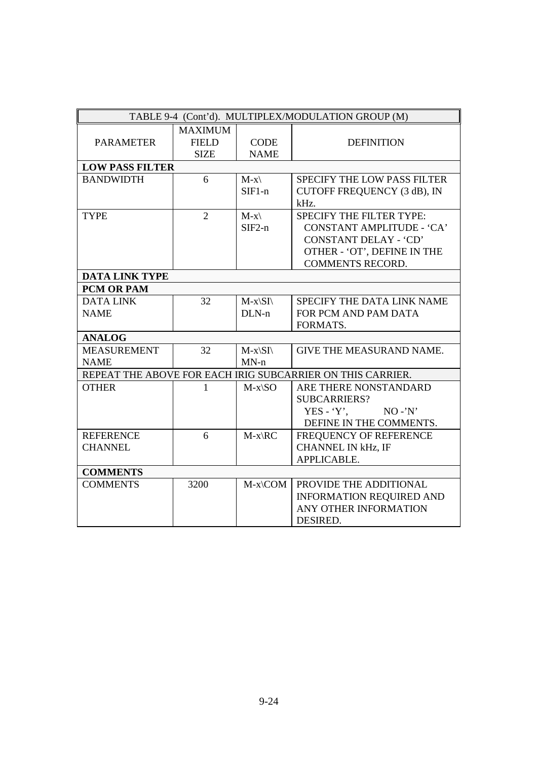| TABLE 9-4 (Cont'd). MULTIPLEX/MODULATION GROUP (M) | | | |
|---|---|---|---|
| PARAMETER | MAXIMUM FIELD SIZE | CODE NAME | DEFINITION |
| **LOW PASS FILTER** | | | |
| BANDWIDTH | 6 | M-x\SIF1-n | SPECIFY THE LOW PASS FILTER CUTOFF FREQUENCY (3 dB), IN kHz. |
| TYPE | 2 | M-x\SIF2-n | SPECIFY THE FILTER TYPE: CONSTANT AMPLITUDE - 'CA' CONSTANT DELAY - 'CD' OTHER - 'OT', DEFINE IN THE COMMENTS RECORD. |
| **DATA LINK TYPE** | | | |
| **PCM OR PAM** | | | |
| DATA LINK NAME | 32 | M-x\SI\DLN-n | SPECIFY THE DATA LINK NAME FOR PCM AND PAM DATA FORMATS. |
| **ANALOG** | | | |
| MEASUREMENT NAME | 32 | M-x\SI\MN-n | GIVE THE MEASURAND NAME. |
| REPEAT THE ABOVE FOR EACH IRIG SUBCARRIER ON THIS CARRIER. | | | |
| OTHER | 1 | M-x\SO | ARE THERE NONSTANDARD SUBCARRIERS? YES - 'Y', NO -'N' DEFINE IN THE COMMENTS. |
| REFERENCE CHANNEL | 6 | M-x\RC | FREQUENCY OF REFERENCE CHANNEL IN kHz, IF APPLICABLE. |
| **COMMENTS** | | | |
| COMMENTS | 3200 | M-x\COM | PROVIDE THE ADDITIONAL INFORMATION REQUIRED AND ANY OTHER INFORMATION DESIRED. |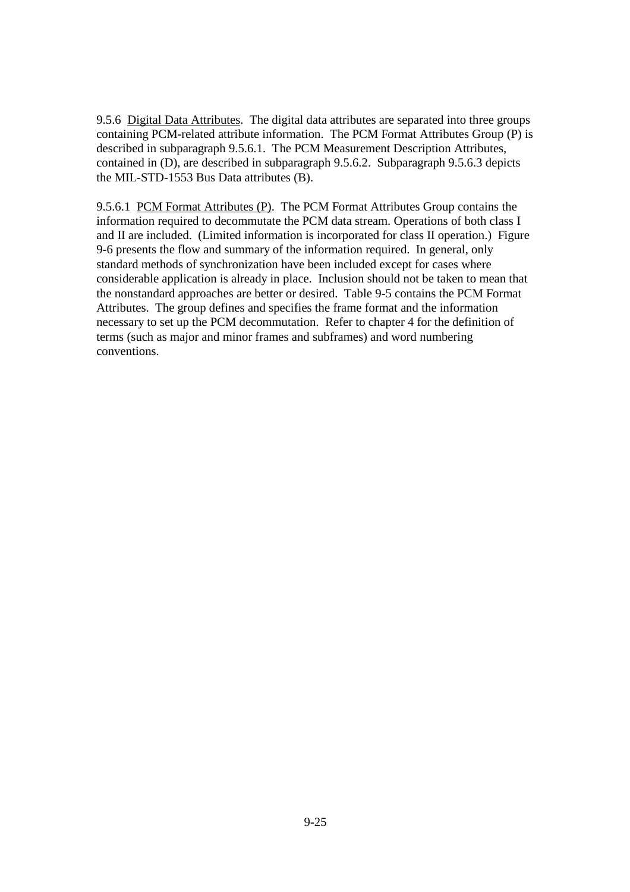9.5.6 Digital Data Attributes. The digital data attributes are separated into three groups containing PCM-related attribute information. The PCM Format Attributes Group (P) is described in subparagraph 9.5.6.1. The PCM Measurement Description Attributes, contained in (D), are described in subparagraph 9.5.6.2. Subparagraph 9.5.6.3 depicts the MIL-STD-1553 Bus Data attributes (B).

9.5.6.1 PCM Format Attributes (P). The PCM Format Attributes Group contains the information required to decommutate the PCM data stream. Operations of both class I and II are included. (Limited information is incorporated for class II operation.) Figure 9-6 presents the flow and summary of the information required. In general, only standard methods of synchronization have been included except for cases where considerable application is already in place. Inclusion should not be taken to mean that the nonstandard approaches are better or desired. Table 9-5 contains the PCM Format Attributes. The group defines and specifies the frame format and the information necessary to set up the PCM decommutation. Refer to chapter 4 for the definition of terms (such as major and minor frames and subframes) and word numbering conventions.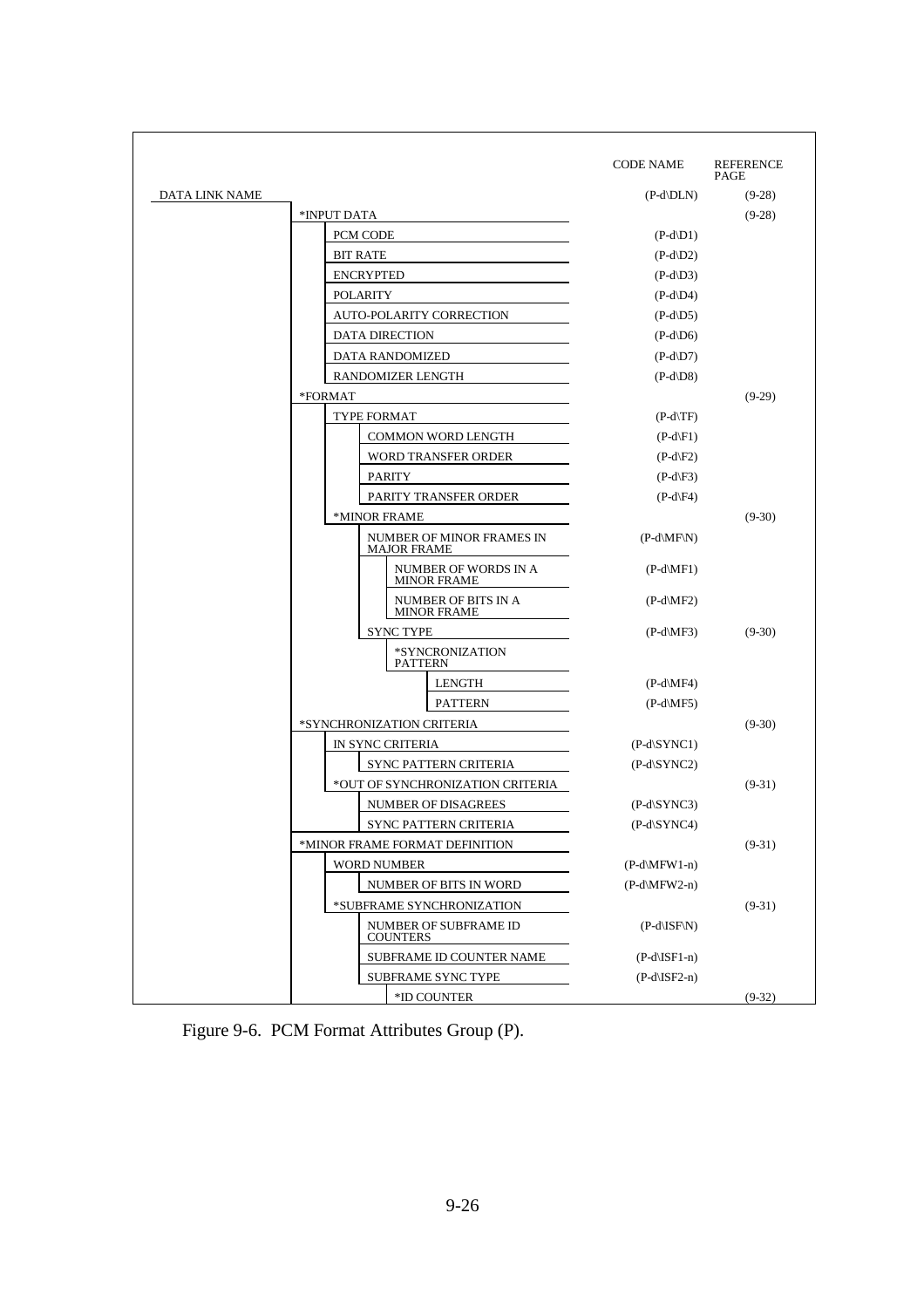| | CODE NAME | REFERENCE PAGE |
|---|---|---|
| DATA LINK NAME | (P-d\DLN) | (9-28) |
| *INPUT DATA | | (9-28) |
| PCM CODE | (P-d\D1) | |
| BIT RATE | (P-d\D2) | |
| ENCRYPTED | (P-d\D3) | |
| POLARITY | (P-d\D4) | |
| AUTO-POLARITY CORRECTION | (P-d\D5) | |
| DATA DIRECTION | (P-d\D6) | |
| DATA RANDOMIZED | (P-d\D7) | |
| RANDOMIZER LENGTH | (P-d\D8) | |
| *FORMAT | | (9-29) |
| TYPE FORMAT | (P-d\TF) | |
| COMMON WORD LENGTH | (P-d\F1) | |
| WORD TRANSFER ORDER | (P-d\F2) | |
| PARITY | (P-d\F3) | |
| PARITY TRANSFER ORDER | (P-d\F4) | |
| *MINOR FRAME | | (9-30) |
| NUMBER OF MINOR FRAMES IN MAJOR FRAME | (P-d\MF\N) | |
| NUMBER OF WORDS IN A MINOR FRAME | (P-d\MF1) | |
| NUMBER OF BITS IN A MINOR FRAME | (P-d\MF2) | |
| SYNC TYPE | (P-d\MF3) | (9-30) |
| *SYNCRONIZATION PATTERN | | |
| LENGTH | (P-d\MF4) | |
| PATTERN | (P-d\MF5) | |
| *SYNCHRONIZATION CRITERIA | | (9-30) |
| IN SYNC CRITERIA | (P-d\SYNC1) | |
| SYNC PATTERN CRITERIA | (P-d\SYNC2) | |
| *OUT OF SYNCHRONIZATION CRITERIA | | (9-31) |
| NUMBER OF DISAGREES | (P-d\SYNC3) | |
| SYNC PATTERN CRITERIA | (P-d\SYNC4) | |
| *MINOR FRAME FORMAT DEFINITION | | (9-31) |
| WORD NUMBER | (P-d\MFW1-n) | |
| NUMBER OF BITS IN WORD | (P-d\MFW2-n) | |
| *SUBFRAME SYNCHRONIZATION | | (9-31) |
| NUMBER OF SUBFRAME ID COUNTERS | (P-d\ISF\N) | |
| SUBFRAME ID COUNTER NAME | (P-d\ISF1-n) | |
| SUBFRAME SYNC TYPE | (P-d\ISF2-n) | |
| *ID COUNTER | | (9-32) |

Figure 9-6. PCM Format Attributes Group (P).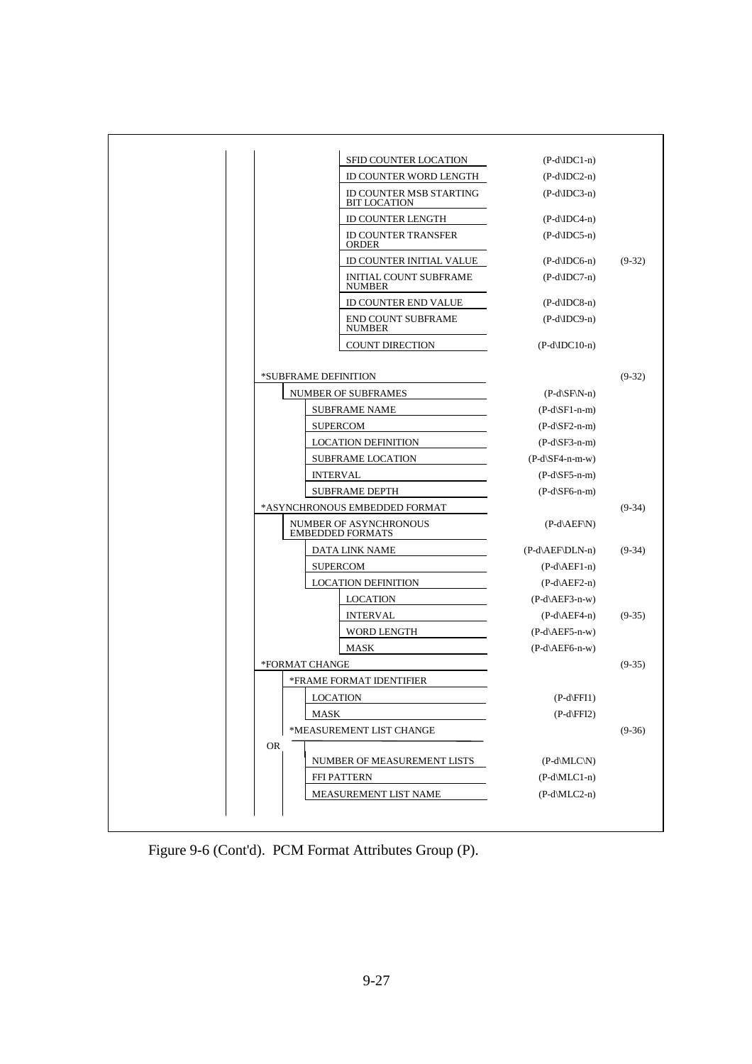| Attribute | Code | Page |
|---|---|---|
| SFID COUNTER LOCATION | (P-d\IDC1-n) | |
| ID COUNTER WORD LENGTH | (P-d\IDC2-n) | |
| ID COUNTER MSB STARTING BIT LOCATION | (P-d\IDC3-n) | |
| ID COUNTER LENGTH | (P-d\IDC4-n) | |
| ID COUNTER TRANSFER ORDER | (P-d\IDC5-n) | |
| ID COUNTER INITIAL VALUE | (P-d\IDC6-n) | (9-32) |
| INITIAL COUNT SUBFRAME NUMBER | (P-d\IDC7-n) | |
| ID COUNTER END VALUE | (P-d\IDC8-n) | |
| END COUNT SUBFRAME NUMBER | (P-d\IDC9-n) | |
| COUNT DIRECTION | (P-d\IDC10-n) | |
| *SUBFRAME DEFINITION | | (9-32) |
| NUMBER OF SUBFRAMES | (P-d\SF\N-n) | |
| SUBFRAME NAME | (P-d\SF1-n-m) | |
| SUPERCOM | (P-d\SF2-n-m) | |
| LOCATION DEFINITION | (P-d\SF3-n-m) | |
| SUBFRAME LOCATION | (P-d\SF4-n-m-w) | |
| INTERVAL | (P-d\SF5-n-m) | |
| SUBFRAME DEPTH | (P-d\SF6-n-m) | |
| *ASYNCHRONOUS EMBEDDED FORMAT | | (9-34) |
| NUMBER OF ASYNCHRONOUS EMBEDDED FORMATS | (P-d\AEF\N) | |
| DATA LINK NAME | (P-d\AEF\DLN-n) | (9-34) |
| SUPERCOM | (P-d\AEF1-n) | |
| LOCATION DEFINITION | (P-d\AEF2-n) | |
| LOCATION | (P-d\AEF3-n-w) | |
| INTERVAL | (P-d\AEF4-n) | (9-35) |
| WORD LENGTH | (P-d\AEF5-n-w) | |
| MASK | (P-d\AEF6-n-w) | |
| *FORMAT CHANGE | | (9-35) |
| *FRAME FORMAT IDENTIFIER | | |
| LOCATION | (P-d\FFI1) | |
| MASK | (P-d\FFI2) | |
| OR | | |
| *MEASUREMENT LIST CHANGE | | (9-36) |
| NUMBER OF MEASUREMENT LISTS | (P-d\MLC\N) | |
| FFI PATTERN | (P-d\MLC1-n) | |
| MEASUREMENT LIST NAME | (P-d\MLC2-n) | |

Figure 9-6 (Cont'd). PCM Format Attributes Group (P).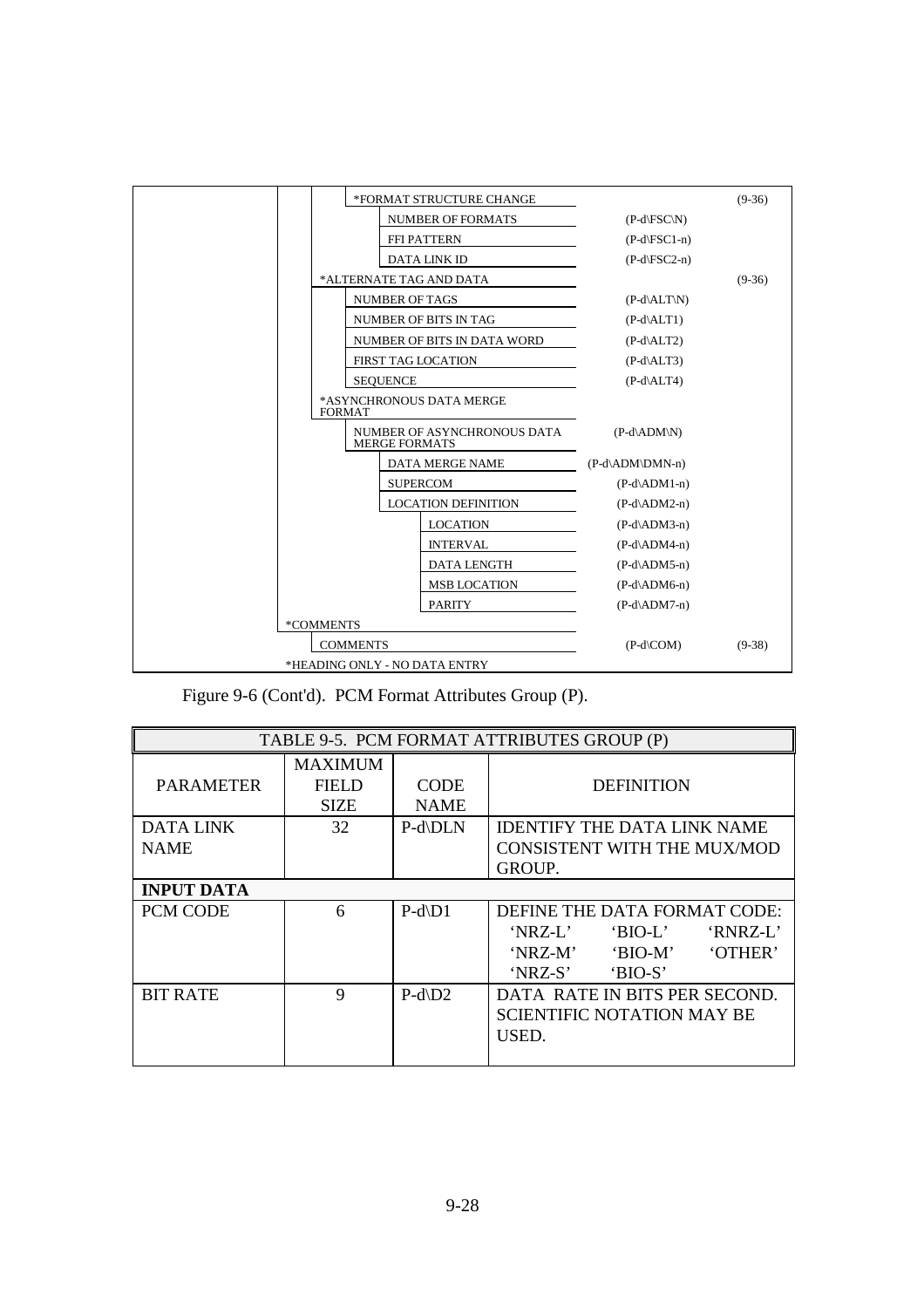| | | |
|---|---|---|
| *FORMAT STRUCTURE CHANGE | | (9-36) |
| NUMBER OF FORMATS | (P-d\FSC\N) | |
| FFI PATTERN | (P-d\FSC1-n) | |
| DATA LINK ID | (P-d\FSC2-n) | |
| *ALTERNATE TAG AND DATA | | (9-36) |
| NUMBER OF TAGS | (P-d\ALT\N) | |
| NUMBER OF BITS IN TAG | (P-d\ALT1) | |
| NUMBER OF BITS IN DATA WORD | (P-d\ALT2) | |
| FIRST TAG LOCATION | (P-d\ALT3) | |
| SEQUENCE | (P-d\ALT4) | |
| *ASYNCHRONOUS DATA MERGE FORMAT | | |
| NUMBER OF ASYNCHRONOUS DATA MERGE FORMATS | (P-d\ADM\N) | |
| DATA MERGE NAME | (P-d\ADM\DMN-n) | |
| SUPERCOM | (P-d\ADM1-n) | |
| LOCATION DEFINITION | (P-d\ADM2-n) | |
| LOCATION | (P-d\ADM3-n) | |
| INTERVAL | (P-d\ADM4-n) | |
| DATA LENGTH | (P-d\ADM5-n) | |
| MSB LOCATION | (P-d\ADM6-n) | |
| PARITY | (P-d\ADM7-n) | |
| *COMMENTS | | |
| COMMENTS | (P-d\COM) | (9-38) |

*HEADING ONLY - NO DATA ENTRY

Figure 9-6 (Cont'd). PCM Format Attributes Group (P).

| TABLE 9-5. PCM FORMAT ATTRIBUTES GROUP (P) | | | |
|---|---|---|---|
| PARAMETER | MAXIMUM FIELD SIZE | CODE NAME | DEFINITION |
| DATA LINK NAME | 32 | P-d\DLN | IDENTIFY THE DATA LINK NAME CONSISTENT WITH THE MUX/MOD GROUP. |
| **INPUT DATA** | | | |
| PCM CODE | 6 | P-d\D1 | DEFINE THE DATA FORMAT CODE: 'NRZ-L' 'BIO-L' 'RNRZ-L' 'NRZ-M' 'BIO-M' 'OTHER' 'NRZ-S' 'BIO-S' |
| BIT RATE | 9 | P-d\D2 | DATA RATE IN BITS PER SECOND. SCIENTIFIC NOTATION MAY BE USED. |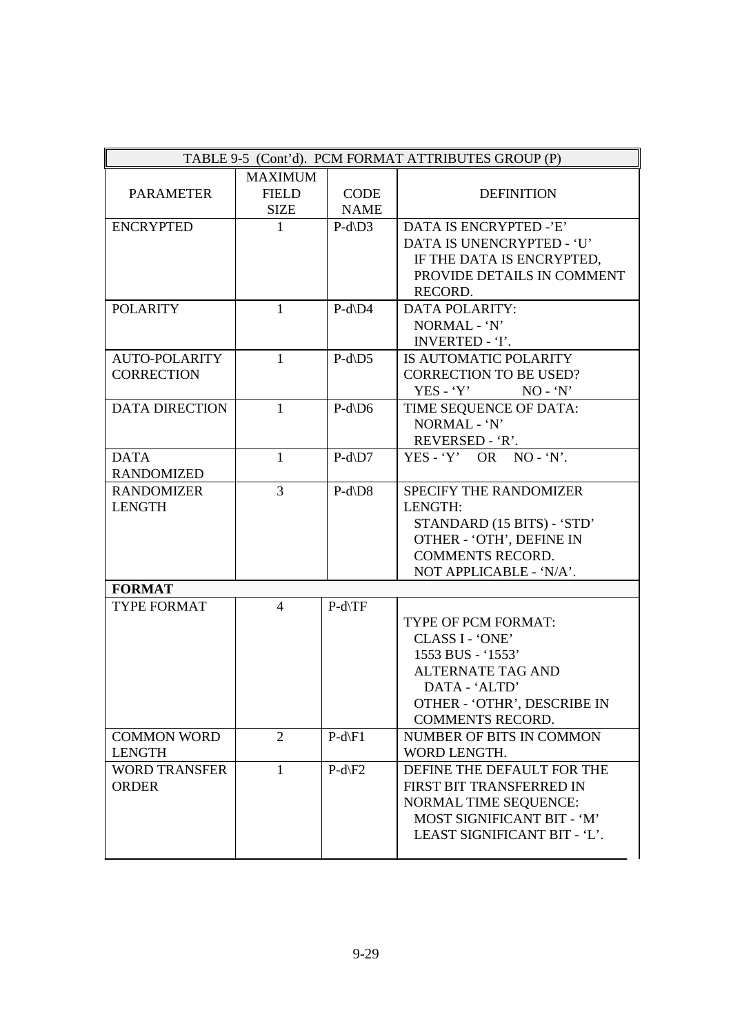| TABLE 9-5 (Cont'd). PCM FORMAT ATTRIBUTES GROUP (P) | | | |
|---|---|---|---|
| PARAMETER | MAXIMUM FIELD SIZE | CODE NAME | DEFINITION |
| ENCRYPTED | 1 | P-d\D3 | DATA IS ENCRYPTED -'E'<br>DATA IS UNENCRYPTED - 'U'<br>IF THE DATA IS ENCRYPTED, PROVIDE DETAILS IN COMMENT RECORD. |
| POLARITY | 1 | P-d\D4 | DATA POLARITY:<br>NORMAL - 'N'<br>INVERTED - 'I'. |
| AUTO-POLARITY CORRECTION | 1 | P-d\D5 | IS AUTOMATIC POLARITY CORRECTION TO BE USED?<br>YES - 'Y' NO - 'N' |
| DATA DIRECTION | 1 | P-d\D6 | TIME SEQUENCE OF DATA:<br>NORMAL - 'N'<br>REVERSED - 'R'. |
| DATA RANDOMIZED | 1 | P-d\D7 | YES - 'Y' OR NO - 'N'. |
| RANDOMIZER LENGTH | 3 | P-d\D8 | SPECIFY THE RANDOMIZER LENGTH:<br>STANDARD (15 BITS) - 'STD'<br>OTHER - 'OTH', DEFINE IN COMMENTS RECORD.<br>NOT APPLICABLE - 'N/A'. |
| **FORMAT** | | | |
| TYPE FORMAT | 4 | P-d\TF | TYPE OF PCM FORMAT:<br>CLASS I - 'ONE'<br>1553 BUS - '1553'<br>ALTERNATE TAG AND DATA - 'ALTD'<br>OTHER - 'OTHR', DESCRIBE IN COMMENTS RECORD. |
| COMMON WORD LENGTH | 2 | P-d\F1 | NUMBER OF BITS IN COMMON WORD LENGTH. |
| WORD TRANSFER ORDER | 1 | P-d\F2 | DEFINE THE DEFAULT FOR THE FIRST BIT TRANSFERRED IN NORMAL TIME SEQUENCE:<br>MOST SIGNIFICANT BIT - 'M'<br>LEAST SIGNIFICANT BIT - 'L'. |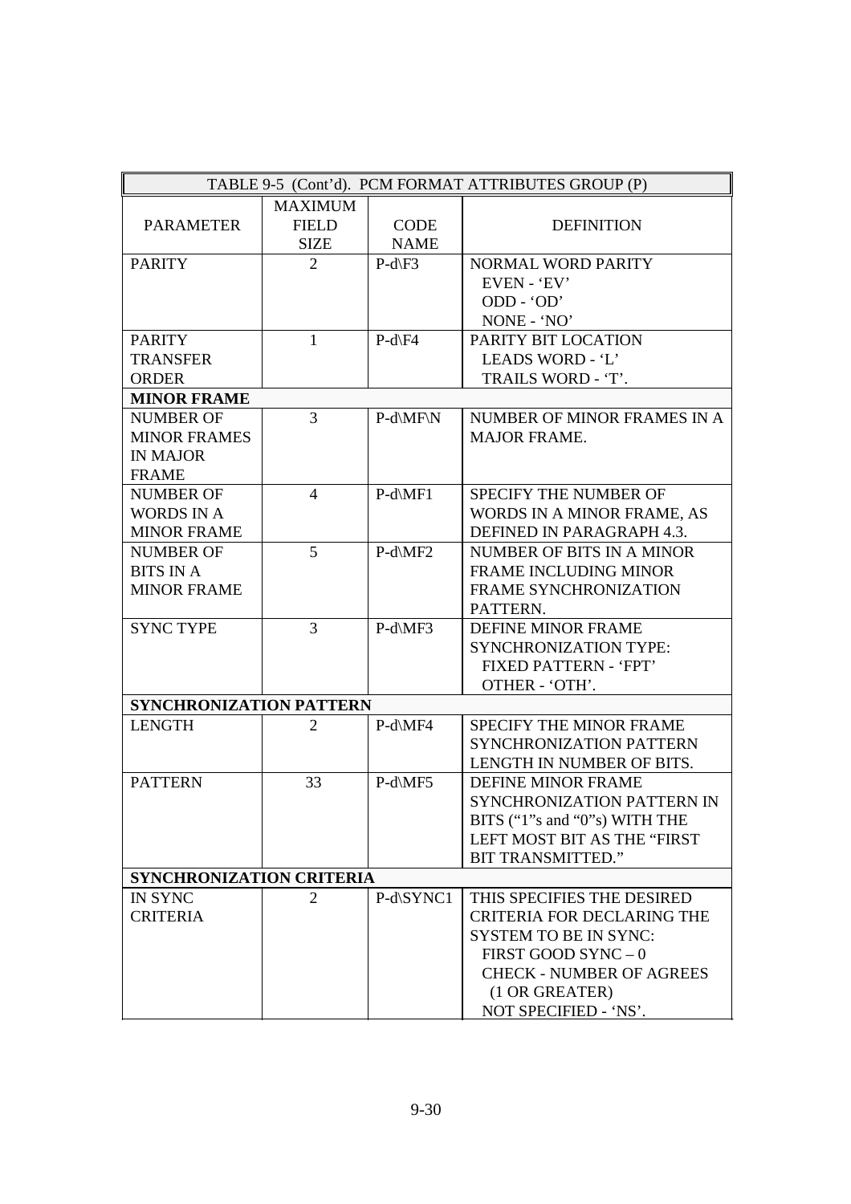| TABLE 9-5 (Cont'd). PCM FORMAT ATTRIBUTES GROUP (P) | | | |
|---|---|---|---|
| PARAMETER | MAXIMUM FIELD SIZE | CODE NAME | DEFINITION |
| PARITY | 2 | P-d\F3 | NORMAL WORD PARITY<br>EVEN - 'EV'<br>ODD - 'OD'<br>NONE - 'NO' |
| PARITY TRANSFER ORDER | 1 | P-d\F4 | PARITY BIT LOCATION<br>LEADS WORD - 'L'<br>TRAILS WORD - 'T'. |
| **MINOR FRAME** | | | |
| NUMBER OF MINOR FRAMES IN MAJOR FRAME | 3 | P-d\MF\N | NUMBER OF MINOR FRAMES IN A MAJOR FRAME. |
| NUMBER OF WORDS IN A MINOR FRAME | 4 | P-d\MF1 | SPECIFY THE NUMBER OF WORDS IN A MINOR FRAME, AS DEFINED IN PARAGRAPH 4.3. |
| NUMBER OF BITS IN A MINOR FRAME | 5 | P-d\MF2 | NUMBER OF BITS IN A MINOR FRAME INCLUDING MINOR FRAME SYNCHRONIZATION PATTERN. |
| SYNC TYPE | 3 | P-d\MF3 | DEFINE MINOR FRAME SYNCHRONIZATION TYPE:<br>FIXED PATTERN - 'FPT'<br>OTHER - 'OTH'. |
| **SYNCHRONIZATION PATTERN** | | | |
| LENGTH | 2 | P-d\MF4 | SPECIFY THE MINOR FRAME SYNCHRONIZATION PATTERN LENGTH IN NUMBER OF BITS. |
| PATTERN | 33 | P-d\MF5 | DEFINE MINOR FRAME SYNCHRONIZATION PATTERN IN BITS ("1"s and "0"s) WITH THE LEFT MOST BIT AS THE "FIRST BIT TRANSMITTED." |
| **SYNCHRONIZATION CRITERIA** | | | |
| IN SYNC CRITERIA | 2 | P-d\SYNC1 | THIS SPECIFIES THE DESIRED CRITERIA FOR DECLARING THE SYSTEM TO BE IN SYNC:<br>FIRST GOOD SYNC – 0<br>CHECK - NUMBER OF AGREES (1 OR GREATER)<br>NOT SPECIFIED - 'NS'. |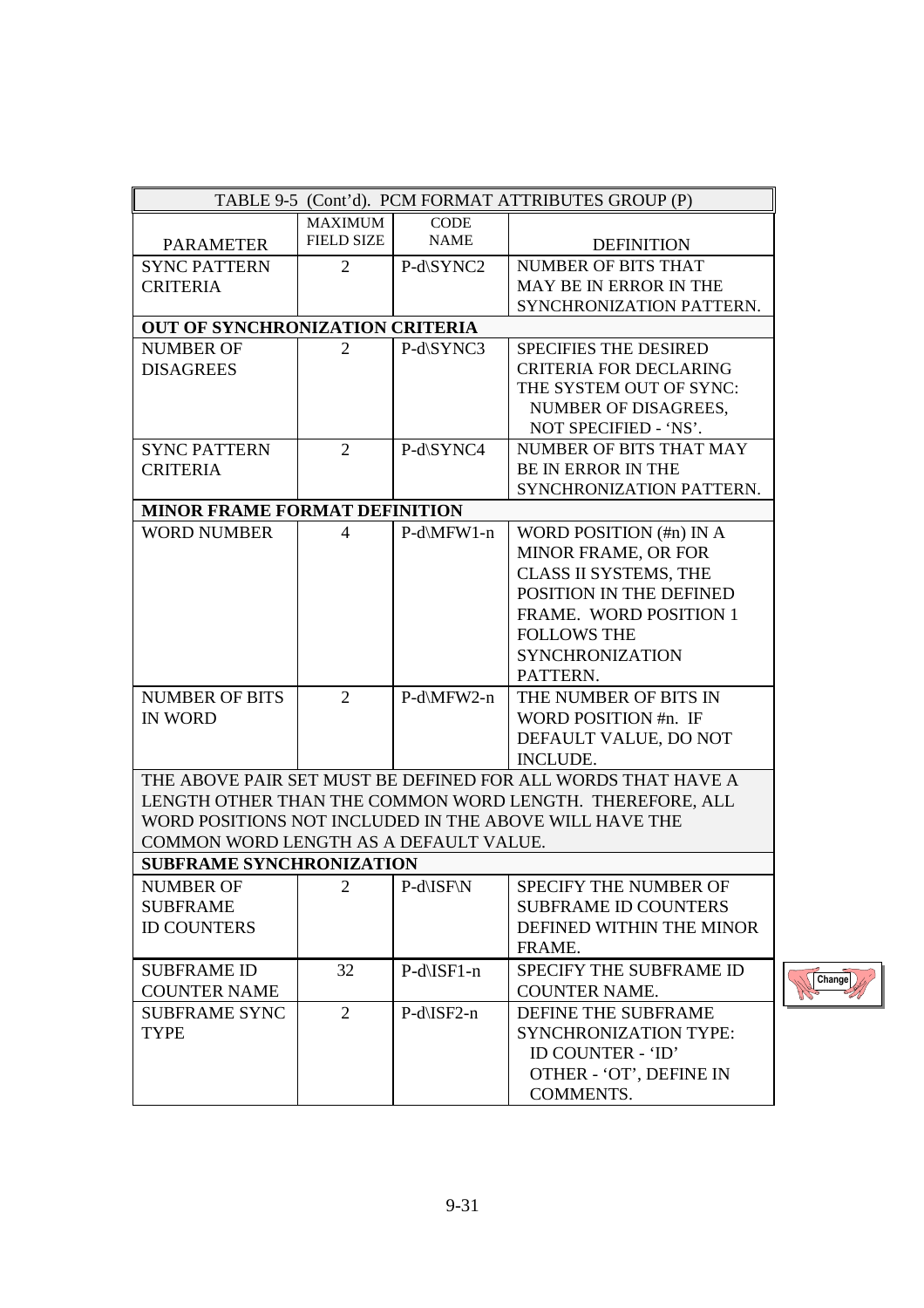| TABLE 9-5 (Cont'd). PCM FORMAT ATTRIBUTES GROUP (P) | | | |
|---|---|---|---|
| PARAMETER | MAXIMUM FIELD SIZE | CODE NAME | DEFINITION |
| SYNC PATTERN CRITERIA | 2 | P-d\SYNC2 | NUMBER OF BITS THAT MAY BE IN ERROR IN THE SYNCHRONIZATION PATTERN. |
| **OUT OF SYNCHRONIZATION CRITERIA** | | | |
| NUMBER OF DISAGREES | 2 | P-d\SYNC3 | SPECIFIES THE DESIRED CRITERIA FOR DECLARING THE SYSTEM OUT OF SYNC: NUMBER OF DISAGREES, NOT SPECIFIED - 'NS'. |
| SYNC PATTERN CRITERIA | 2 | P-d\SYNC4 | NUMBER OF BITS THAT MAY BE IN ERROR IN THE SYNCHRONIZATION PATTERN. |
| **MINOR FRAME FORMAT DEFINITION** | | | |
| WORD NUMBER | 4 | P-d\MFW1-n | WORD POSITION (#n) IN A MINOR FRAME, OR FOR CLASS II SYSTEMS, THE POSITION IN THE DEFINED FRAME. WORD POSITION 1 FOLLOWS THE SYNCHRONIZATION PATTERN. |
| NUMBER OF BITS IN WORD | 2 | P-d\MFW2-n | THE NUMBER OF BITS IN WORD POSITION #n. IF DEFAULT VALUE, DO NOT INCLUDE. |
| THE ABOVE PAIR SET MUST BE DEFINED FOR ALL WORDS THAT HAVE A LENGTH OTHER THAN THE COMMON WORD LENGTH. THEREFORE, ALL WORD POSITIONS NOT INCLUDED IN THE ABOVE WILL HAVE THE COMMON WORD LENGTH AS A DEFAULT VALUE. | | | |
| **SUBFRAME SYNCHRONIZATION** | | | |
| NUMBER OF SUBFRAME ID COUNTERS | 2 | P-d\ISF\N | SPECIFY THE NUMBER OF SUBFRAME ID COUNTERS DEFINED WITHIN THE MINOR FRAME. |
| SUBFRAME ID COUNTER NAME | 32 | P-d\ISF1-n | SPECIFY THE SUBFRAME ID COUNTER NAME. |
| SUBFRAME SYNC TYPE | 2 | P-d\ISF2-n | DEFINE THE SUBFRAME SYNCHRONIZATION TYPE: ID COUNTER - 'ID' OTHER - 'OT', DEFINE IN COMMENTS. |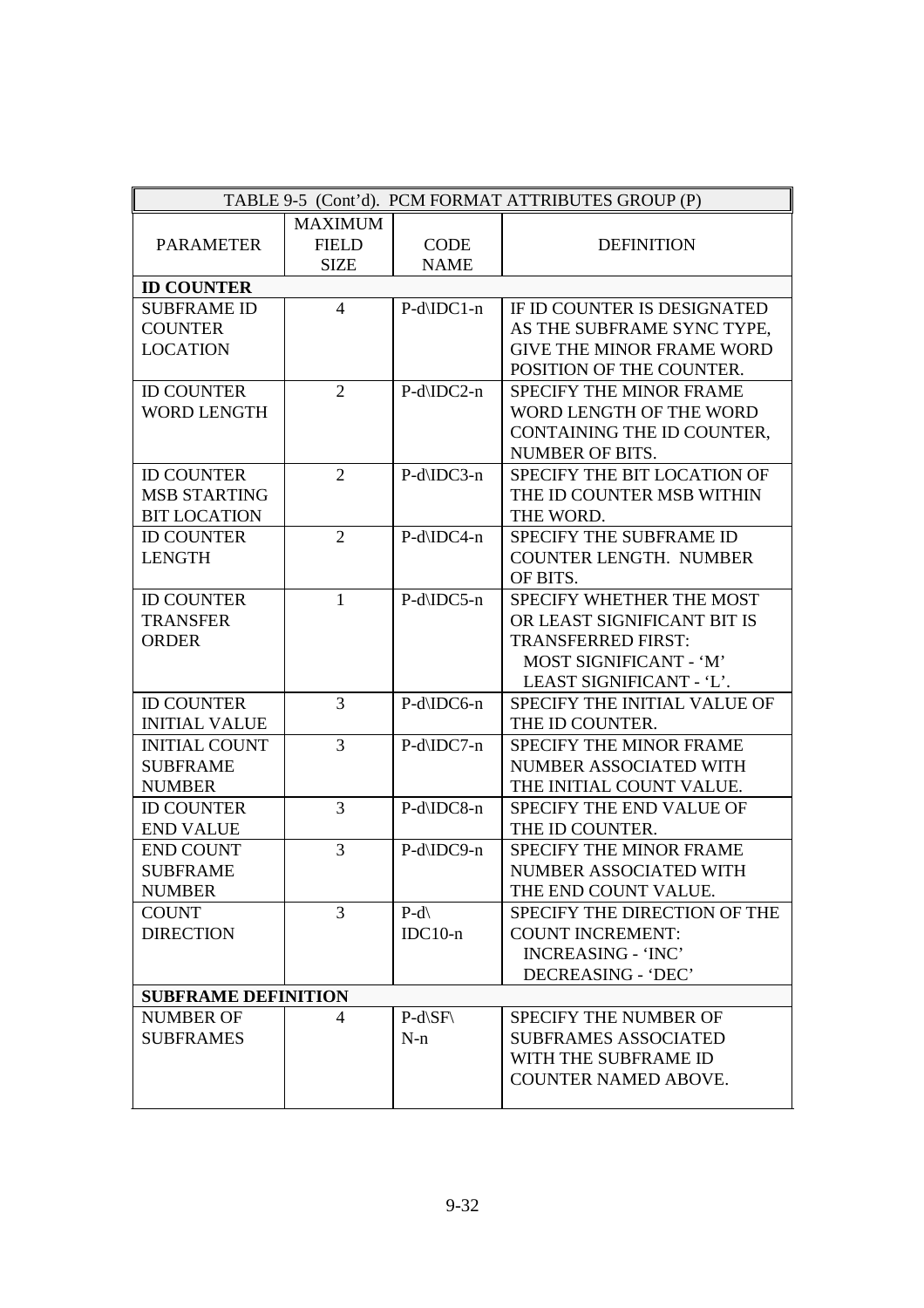| TABLE 9-5 (Cont'd). PCM FORMAT ATTRIBUTES GROUP (P) | | | |
|---|---|---|---|
| PARAMETER | MAXIMUM FIELD SIZE | CODE NAME | DEFINITION |
| **ID COUNTER** | | | |
| SUBFRAME ID COUNTER LOCATION | 4 | P-d\IDC1-n | IF ID COUNTER IS DESIGNATED AS THE SUBFRAME SYNC TYPE, GIVE THE MINOR FRAME WORD POSITION OF THE COUNTER. |
| ID COUNTER WORD LENGTH | 2 | P-d\IDC2-n | SPECIFY THE MINOR FRAME WORD LENGTH OF THE WORD CONTAINING THE ID COUNTER, NUMBER OF BITS. |
| ID COUNTER MSB STARTING BIT LOCATION | 2 | P-d\IDC3-n | SPECIFY THE BIT LOCATION OF THE ID COUNTER MSB WITHIN THE WORD. |
| ID COUNTER LENGTH | 2 | P-d\IDC4-n | SPECIFY THE SUBFRAME ID COUNTER LENGTH. NUMBER OF BITS. |
| ID COUNTER TRANSFER ORDER | 1 | P-d\IDC5-n | SPECIFY WHETHER THE MOST OR LEAST SIGNIFICANT BIT IS TRANSFERRED FIRST: MOST SIGNIFICANT - 'M' LEAST SIGNIFICANT - 'L'. |
| ID COUNTER INITIAL VALUE | 3 | P-d\IDC6-n | SPECIFY THE INITIAL VALUE OF THE ID COUNTER. |
| INITIAL COUNT SUBFRAME NUMBER | 3 | P-d\IDC7-n | SPECIFY THE MINOR FRAME NUMBER ASSOCIATED WITH THE INITIAL COUNT VALUE. |
| ID COUNTER END VALUE | 3 | P-d\IDC8-n | SPECIFY THE END VALUE OF THE ID COUNTER. |
| END COUNT SUBFRAME NUMBER | 3 | P-d\IDC9-n | SPECIFY THE MINOR FRAME NUMBER ASSOCIATED WITH THE END COUNT VALUE. |
| COUNT DIRECTION | 3 | P-d\IDC10-n | SPECIFY THE DIRECTION OF THE COUNT INCREMENT: INCREASING - 'INC' DECREASING - 'DEC' |
| **SUBFRAME DEFINITION** | | | |
| NUMBER OF SUBFRAMES | 4 | P-d\SF\N-n | SPECIFY THE NUMBER OF SUBFRAMES ASSOCIATED WITH THE SUBFRAME ID COUNTER NAMED ABOVE. |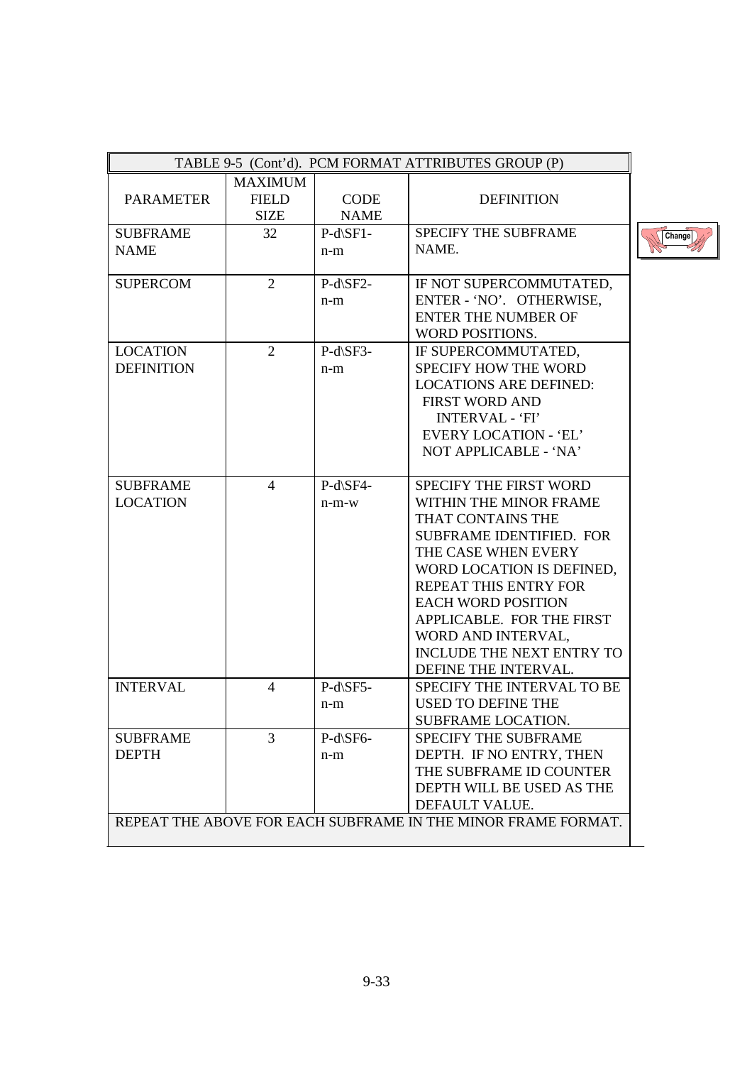| TABLE 9-5 (Cont'd). PCM FORMAT ATTRIBUTES GROUP (P) | | | |
|---|---|---|---|
| PARAMETER | MAXIMUM FIELD SIZE | CODE NAME | DEFINITION |
| SUBFRAME NAME | 32 | P-d\SF1-n-m | SPECIFY THE SUBFRAME NAME. |
| SUPERCOM | 2 | P-d\SF2-n-m | IF NOT SUPERCOMMUTATED, ENTER - 'NO'. OTHERWISE, ENTER THE NUMBER OF WORD POSITIONS. |
| LOCATION DEFINITION | 2 | P-d\SF3-n-m | IF SUPERCOMMUTATED, SPECIFY HOW THE WORD LOCATIONS ARE DEFINED: FIRST WORD AND INTERVAL - 'FI' EVERY LOCATION - 'EL' NOT APPLICABLE - 'NA' |
| SUBFRAME LOCATION | 4 | P-d\SF4-n-m-w | SPECIFY THE FIRST WORD WITHIN THE MINOR FRAME THAT CONTAINS THE SUBFRAME IDENTIFIED. FOR THE CASE WHEN EVERY WORD LOCATION IS DEFINED, REPEAT THIS ENTRY FOR EACH WORD POSITION APPLICABLE. FOR THE FIRST WORD AND INTERVAL, INCLUDE THE NEXT ENTRY TO DEFINE THE INTERVAL. |
| INTERVAL | 4 | P-d\SF5-n-m | SPECIFY THE INTERVAL TO BE USED TO DEFINE THE SUBFRAME LOCATION. |
| SUBFRAME DEPTH | 3 | P-d\SF6-n-m | SPECIFY THE SUBFRAME DEPTH. IF NO ENTRY, THEN THE SUBFRAME ID COUNTER DEPTH WILL BE USED AS THE DEFAULT VALUE. |
| REPEAT THE ABOVE FOR EACH SUBFRAME IN THE MINOR FRAME FORMAT. | | | |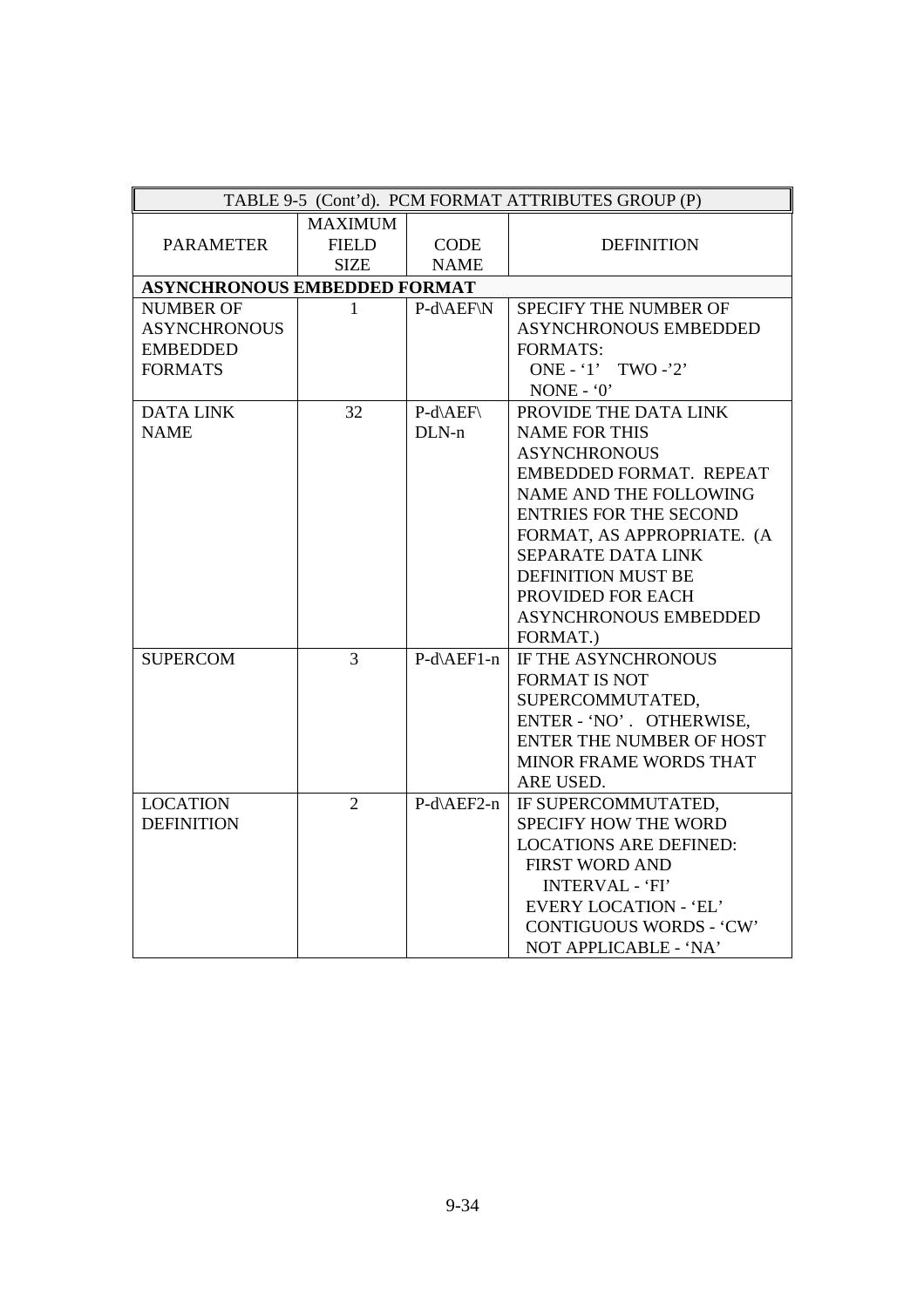| TABLE 9-5 (Cont'd). PCM FORMAT ATTRIBUTES GROUP (P) | | | |
|---|---|---|---|
| PARAMETER | MAXIMUM FIELD SIZE | CODE NAME | DEFINITION |
| **ASYNCHRONOUS EMBEDDED FORMAT** | | | |
| NUMBER OF ASYNCHRONOUS EMBEDDED FORMATS | 1 | P-d\AEF\N | SPECIFY THE NUMBER OF ASYNCHRONOUS EMBEDDED FORMATS: ONE - '1' TWO -'2' NONE - '0' |
| DATA LINK NAME | 32 | P-d\AEF\ DLN-n | PROVIDE THE DATA LINK NAME FOR THIS ASYNCHRONOUS EMBEDDED FORMAT. REPEAT NAME AND THE FOLLOWING ENTRIES FOR THE SECOND FORMAT, AS APPROPRIATE. (A SEPARATE DATA LINK DEFINITION MUST BE PROVIDED FOR EACH ASYNCHRONOUS EMBEDDED FORMAT.) |
| SUPERCOM | 3 | P-d\AEF1-n | IF THE ASYNCHRONOUS FORMAT IS NOT SUPERCOMMUTATED, ENTER - 'NO' . OTHERWISE, ENTER THE NUMBER OF HOST MINOR FRAME WORDS THAT ARE USED. |
| LOCATION DEFINITION | 2 | P-d\AEF2-n | IF SUPERCOMMUTATED, SPECIFY HOW THE WORD LOCATIONS ARE DEFINED: FIRST WORD AND INTERVAL - 'FI' EVERY LOCATION - 'EL' CONTIGUOUS WORDS - 'CW' NOT APPLICABLE - 'NA' |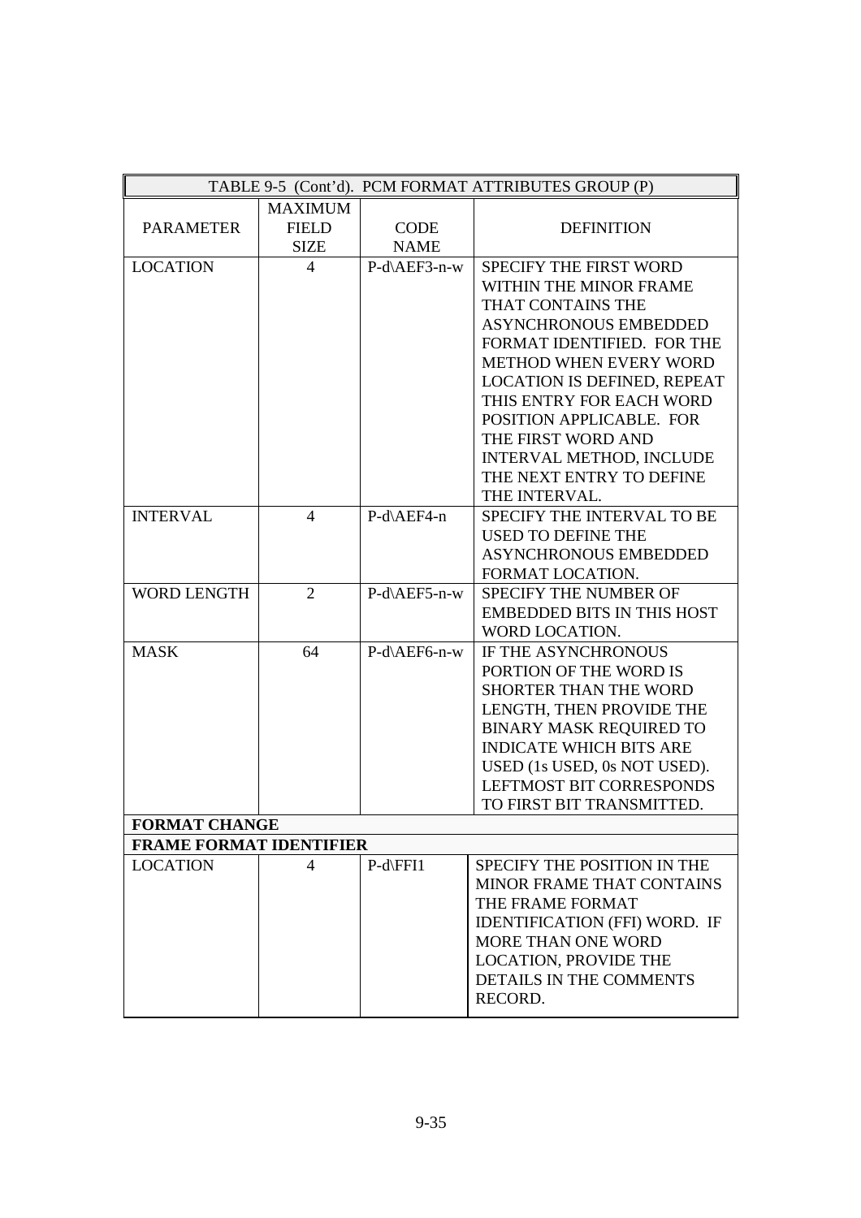| TABLE 9-5 (Cont'd). PCM FORMAT ATTRIBUTES GROUP (P) | | | |
|---|---|---|---|
| PARAMETER | MAXIMUM FIELD SIZE | CODE NAME | DEFINITION |
| LOCATION | 4 | P-d\AEF3-n-w | SPECIFY THE FIRST WORD WITHIN THE MINOR FRAME THAT CONTAINS THE ASYNCHRONOUS EMBEDDED FORMAT IDENTIFIED. FOR THE METHOD WHEN EVERY WORD LOCATION IS DEFINED, REPEAT THIS ENTRY FOR EACH WORD POSITION APPLICABLE. FOR THE FIRST WORD AND INTERVAL METHOD, INCLUDE THE NEXT ENTRY TO DEFINE THE INTERVAL. |
| INTERVAL | 4 | P-d\AEF4-n | SPECIFY THE INTERVAL TO BE USED TO DEFINE THE ASYNCHRONOUS EMBEDDED FORMAT LOCATION. |
| WORD LENGTH | 2 | P-d\AEF5-n-w | SPECIFY THE NUMBER OF EMBEDDED BITS IN THIS HOST WORD LOCATION. |
| MASK | 64 | P-d\AEF6-n-w | IF THE ASYNCHRONOUS PORTION OF THE WORD IS SHORTER THAN THE WORD LENGTH, THEN PROVIDE THE BINARY MASK REQUIRED TO INDICATE WHICH BITS ARE USED (1s USED, 0s NOT USED). LEFTMOST BIT CORRESPONDS TO FIRST BIT TRANSMITTED. |
| **FORMAT CHANGE** | | | |
| **FRAME FORMAT IDENTIFIER** | | | |
| LOCATION | 4 | P-d\FFI1 | SPECIFY THE POSITION IN THE MINOR FRAME THAT CONTAINS THE FRAME FORMAT IDENTIFICATION (FFI) WORD. IF MORE THAN ONE WORD LOCATION, PROVIDE THE DETAILS IN THE COMMENTS RECORD. |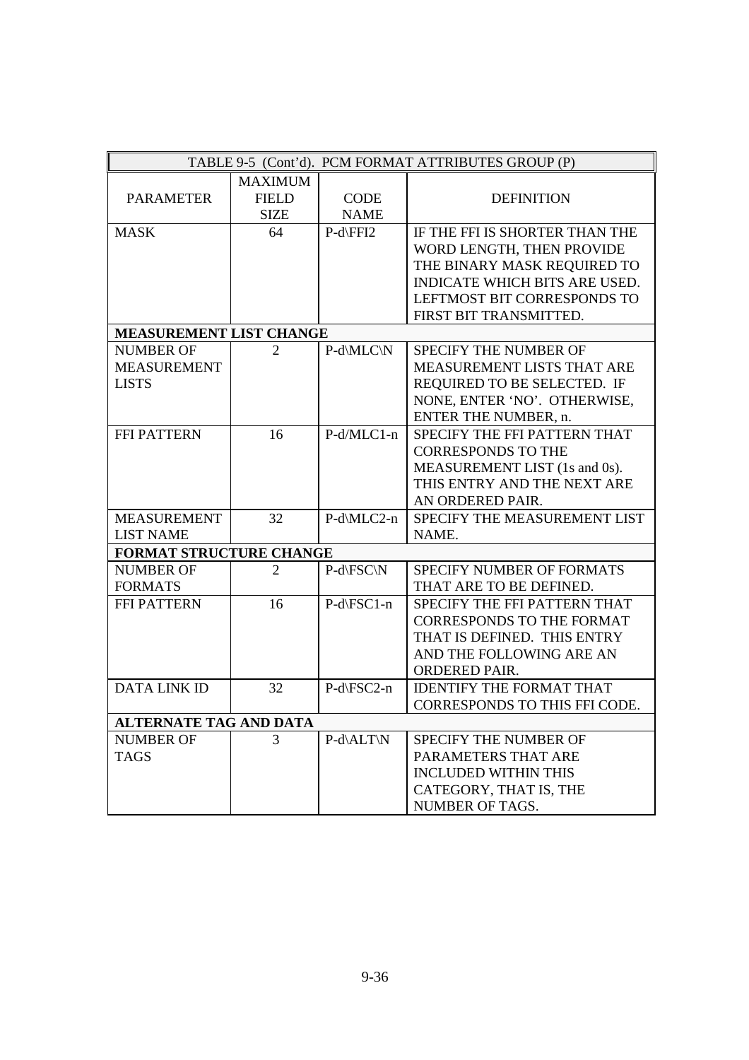| TABLE 9-5 (Cont'd). PCM FORMAT ATTRIBUTES GROUP (P) | | | |
|---|---|---|---|
| PARAMETER | MAXIMUM FIELD SIZE | CODE NAME | DEFINITION |
| MASK | 64 | P-d\FFI2 | IF THE FFI IS SHORTER THAN THE WORD LENGTH, THEN PROVIDE THE BINARY MASK REQUIRED TO INDICATE WHICH BITS ARE USED. LEFTMOST BIT CORRESPONDS TO FIRST BIT TRANSMITTED. |
| **MEASUREMENT LIST CHANGE** | | | |
| NUMBER OF MEASUREMENT LISTS | 2 | P-d\MLC\N | SPECIFY THE NUMBER OF MEASUREMENT LISTS THAT ARE REQUIRED TO BE SELECTED. IF NONE, ENTER 'NO'. OTHERWISE, ENTER THE NUMBER, n. |
| FFI PATTERN | 16 | P-d/MLC1-n | SPECIFY THE FFI PATTERN THAT CORRESPONDS TO THE MEASUREMENT LIST (1s and 0s). THIS ENTRY AND THE NEXT ARE AN ORDERED PAIR. |
| MEASUREMENT LIST NAME | 32 | P-d\MLC2-n | SPECIFY THE MEASUREMENT LIST NAME. |
| **FORMAT STRUCTURE CHANGE** | | | |
| NUMBER OF FORMATS | 2 | P-d\FSC\N | SPECIFY NUMBER OF FORMATS THAT ARE TO BE DEFINED. |
| FFI PATTERN | 16 | P-d\FSC1-n | SPECIFY THE FFI PATTERN THAT CORRESPONDS TO THE FORMAT THAT IS DEFINED. THIS ENTRY AND THE FOLLOWING ARE AN ORDERED PAIR. |
| DATA LINK ID | 32 | P-d\FSC2-n | IDENTIFY THE FORMAT THAT CORRESPONDS TO THIS FFI CODE. |
| **ALTERNATE TAG AND DATA** | | | |
| NUMBER OF TAGS | 3 | P-d\ALT\N | SPECIFY THE NUMBER OF PARAMETERS THAT ARE INCLUDED WITHIN THIS CATEGORY, THAT IS, THE NUMBER OF TAGS. |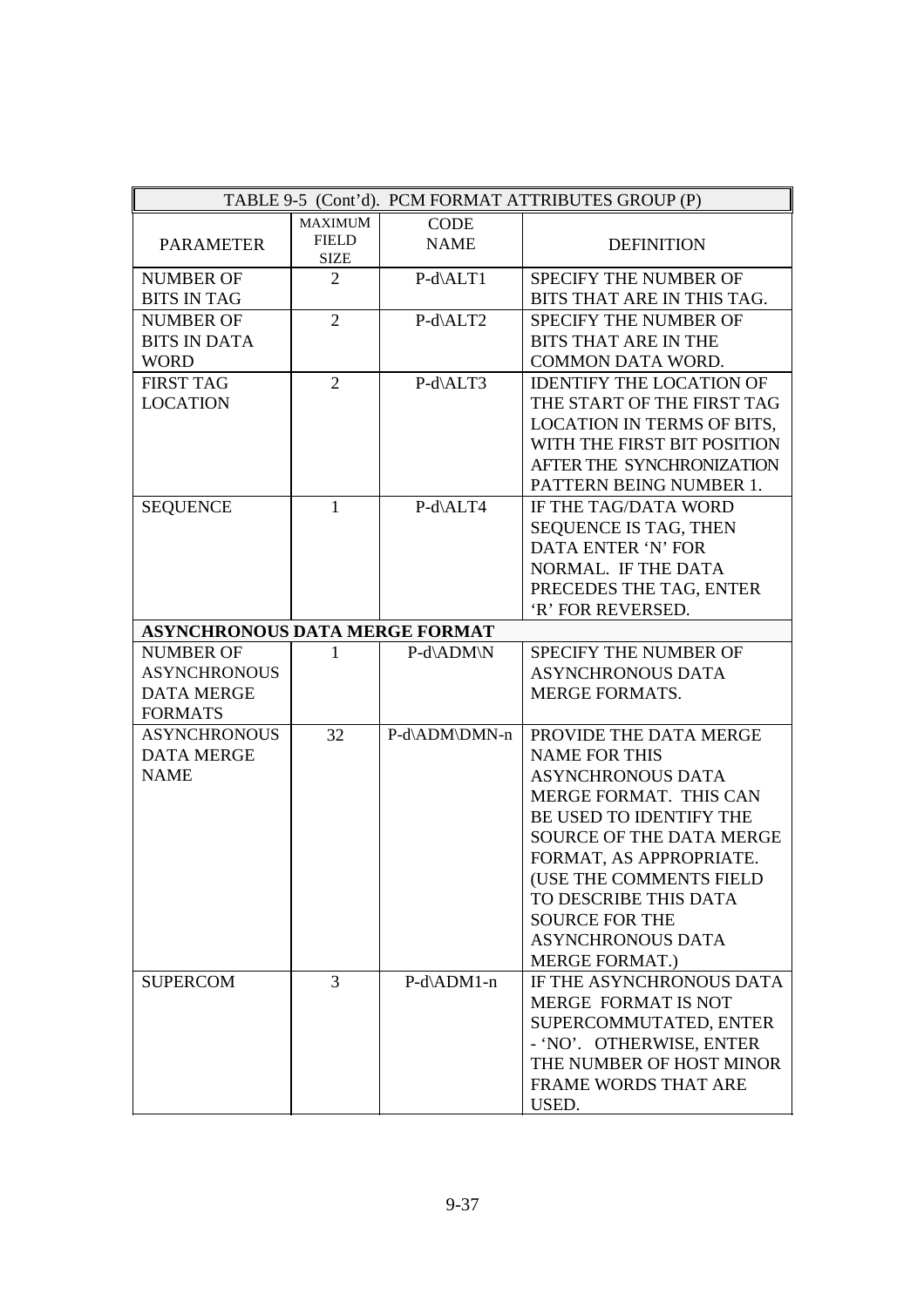| TABLE 9-5 (Cont'd). PCM FORMAT ATTRIBUTES GROUP (P) | | | |
|---|---|---|---|
| PARAMETER | MAXIMUM FIELD SIZE | CODE NAME | DEFINITION |
| NUMBER OF BITS IN TAG | 2 | P-d\ALT1 | SPECIFY THE NUMBER OF BITS THAT ARE IN THIS TAG. |
| NUMBER OF BITS IN DATA WORD | 2 | P-d\ALT2 | SPECIFY THE NUMBER OF BITS THAT ARE IN THE COMMON DATA WORD. |
| FIRST TAG LOCATION | 2 | P-d\ALT3 | IDENTIFY THE LOCATION OF THE START OF THE FIRST TAG LOCATION IN TERMS OF BITS, WITH THE FIRST BIT POSITION AFTER THE SYNCHRONIZATION PATTERN BEING NUMBER 1. |
| SEQUENCE | 1 | P-d\ALT4 | IF THE TAG/DATA WORD SEQUENCE IS TAG, THEN DATA ENTER 'N' FOR NORMAL. IF THE DATA PRECEDES THE TAG, ENTER 'R' FOR REVERSED. |
| **ASYNCHRONOUS DATA MERGE FORMAT** | | | |
| NUMBER OF ASYNCHRONOUS DATA MERGE FORMATS | 1 | P-d\ADM\N | SPECIFY THE NUMBER OF ASYNCHRONOUS DATA MERGE FORMATS. |
| ASYNCHRONOUS DATA MERGE NAME | 32 | P-d\ADM\DMN-n | PROVIDE THE DATA MERGE NAME FOR THIS ASYNCHRONOUS DATA MERGE FORMAT. THIS CAN BE USED TO IDENTIFY THE SOURCE OF THE DATA MERGE FORMAT, AS APPROPRIATE. (USE THE COMMENTS FIELD TO DESCRIBE THIS DATA SOURCE FOR THE ASYNCHRONOUS DATA MERGE FORMAT.) |
| SUPERCOM | 3 | P-d\ADM1-n | IF THE ASYNCHRONOUS DATA MERGE FORMAT IS NOT SUPERCOMMUTATED, ENTER - 'NO'. OTHERWISE, ENTER THE NUMBER OF HOST MINOR FRAME WORDS THAT ARE USED. |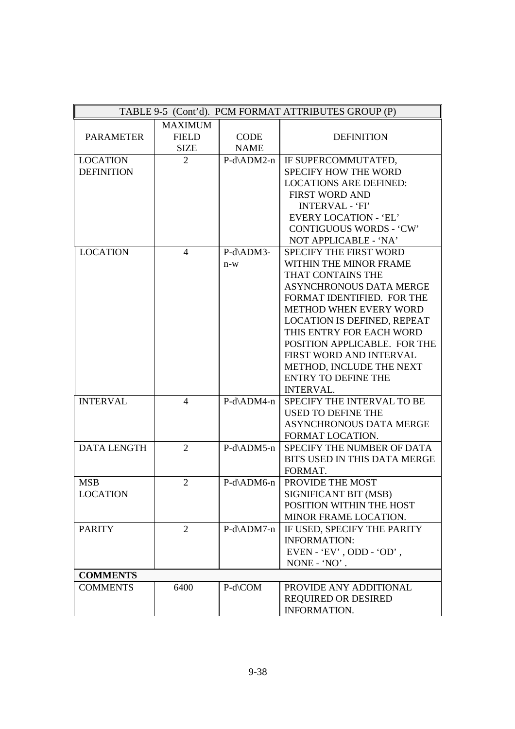| TABLE 9-5 (Cont'd). PCM FORMAT ATTRIBUTES GROUP (P) | | | |
|---|---|---|---|
| PARAMETER | MAXIMUM FIELD SIZE | CODE NAME | DEFINITION |
| LOCATION DEFINITION | 2 | P-d\ADM2-n | IF SUPERCOMMUTATED, SPECIFY HOW THE WORD LOCATIONS ARE DEFINED: FIRST WORD AND INTERVAL - 'FI' EVERY LOCATION - 'EL' CONTIGUOUS WORDS - 'CW' NOT APPLICABLE - 'NA' |
| LOCATION | 4 | P-d\ADM3-n-w | SPECIFY THE FIRST WORD WITHIN THE MINOR FRAME THAT CONTAINS THE ASYNCHRONOUS DATA MERGE FORMAT IDENTIFIED. FOR THE METHOD WHEN EVERY WORD LOCATION IS DEFINED, REPEAT THIS ENTRY FOR EACH WORD POSITION APPLICABLE. FOR THE FIRST WORD AND INTERVAL METHOD, INCLUDE THE NEXT ENTRY TO DEFINE THE INTERVAL. |
| INTERVAL | 4 | P-d\ADM4-n | SPECIFY THE INTERVAL TO BE USED TO DEFINE THE ASYNCHRONOUS DATA MERGE FORMAT LOCATION. |
| DATA LENGTH | 2 | P-d\ADM5-n | SPECIFY THE NUMBER OF DATA BITS USED IN THIS DATA MERGE FORMAT. |
| MSB LOCATION | 2 | P-d\ADM6-n | PROVIDE THE MOST SIGNIFICANT BIT (MSB) POSITION WITHIN THE HOST MINOR FRAME LOCATION. |
| PARITY | 2 | P-d\ADM7-n | IF USED, SPECIFY THE PARITY INFORMATION: EVEN - 'EV' , ODD - 'OD' , NONE - 'NO' . |
| **COMMENTS** | | | |
| COMMENTS | 6400 | P-d\COM | PROVIDE ANY ADDITIONAL REQUIRED OR DESIRED INFORMATION. |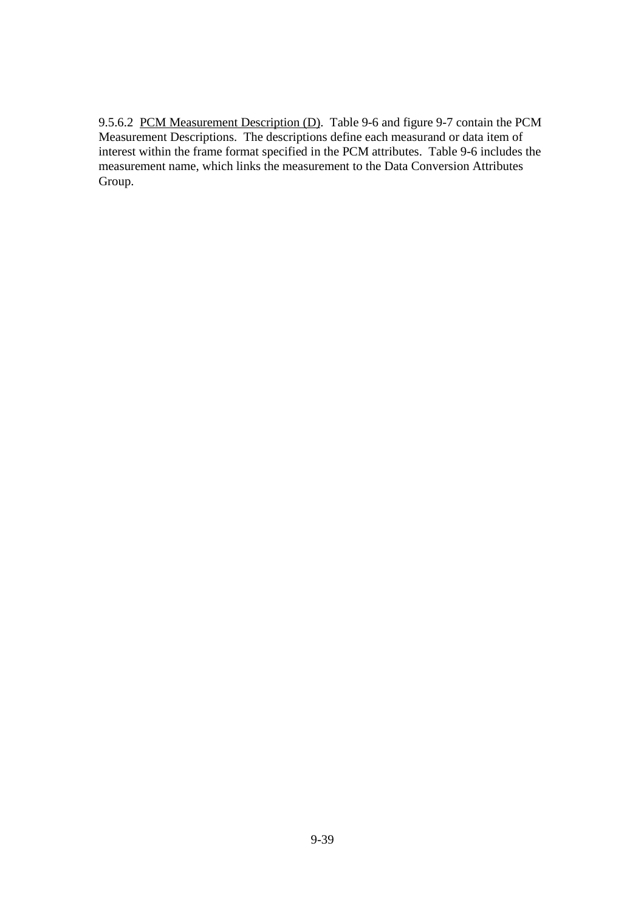9.5.6.2 PCM Measurement Description (D). Table 9-6 and figure 9-7 contain the PCM Measurement Descriptions. The descriptions define each measurand or data item of interest within the frame format specified in the PCM attributes. Table 9-6 includes the measurement name, which links the measurement to the Data Conversion Attributes Group.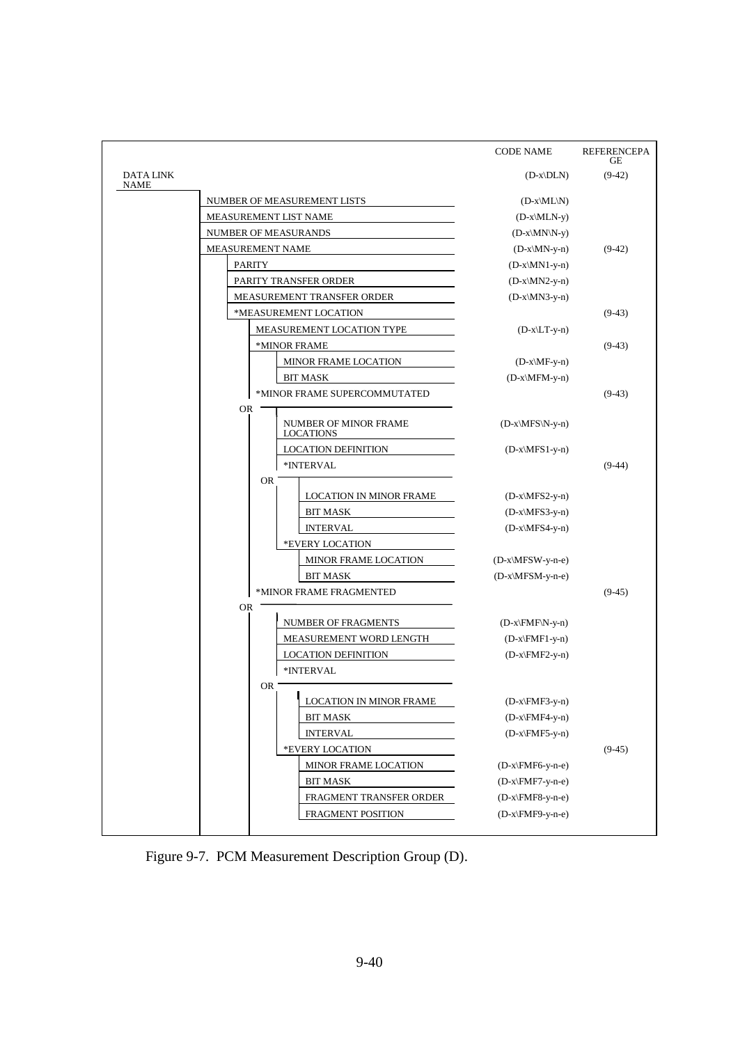| | CODE NAME | REFERENCE PAGE |
|---|---|---|
| DATA LINK NAME | (D-x\DLN) | (9-42) |
| NUMBER OF MEASUREMENT LISTS | (D-x\ML\N) | |
| MEASUREMENT LIST NAME | (D-x\MLN-y) | |
| NUMBER OF MEASURANDS | (D-x\MN\N-y) | |
| MEASUREMENT NAME | (D-x\MN-y-n) | (9-42) |
| PARITY | (D-x\MN1-y-n) | |
| PARITY TRANSFER ORDER | (D-x\MN2-y-n) | |
| MEASUREMENT TRANSFER ORDER | (D-x\MN3-y-n) | |
| *MEASUREMENT LOCATION | | (9-43) |
| MEASUREMENT LOCATION TYPE | (D-x\LT-y-n) | |
| *MINOR FRAME | | (9-43) |
| MINOR FRAME LOCATION | (D-x\MF-y-n) | |
| BIT MASK | (D-x\MFM-y-n) | |
| OR *MINOR FRAME SUPERCOMMUTATED | | (9-43) |
| NUMBER OF MINOR FRAME LOCATIONS | (D-x\MFS\N-y-n) | |
| LOCATION DEFINITION | (D-x\MFS1-y-n) | |
| *INTERVAL | | (9-44) |
| LOCATION IN MINOR FRAME | (D-x\MFS2-y-n) | |
| BIT MASK | (D-x\MFS3-y-n) | |
| INTERVAL | (D-x\MFS4-y-n) | |
| OR *EVERY LOCATION | | |
| MINOR FRAME LOCATION | (D-x\MFSW-y-n-e) | |
| BIT MASK | (D-x\MFSM-y-n-e) | |
| OR *MINOR FRAME FRAGMENTED | | (9-45) |
| NUMBER OF FRAGMENTS | (D-x\FMF\N-y-n) | |
| MEASUREMENT WORD LENGTH | (D-x\FMF1-y-n) | |
| LOCATION DEFINITION | (D-x\FMF2-y-n) | |
| *INTERVAL | | |
| LOCATION IN MINOR FRAME | (D-x\FMF3-y-n) | |
| BIT MASK | (D-x\FMF4-y-n) | |
| INTERVAL | (D-x\FMF5-y-n) | |
| OR *EVERY LOCATION | | (9-45) |
| MINOR FRAME LOCATION | (D-x\FMF6-y-n-e) | |
| BIT MASK | (D-x\FMF7-y-n-e) | |
| FRAGMENT TRANSFER ORDER | (D-x\FMF8-y-n-e) | |
| FRAGMENT POSITION | (D-x\FMF9-y-n-e) | |

Figure 9-7. PCM Measurement Description Group (D).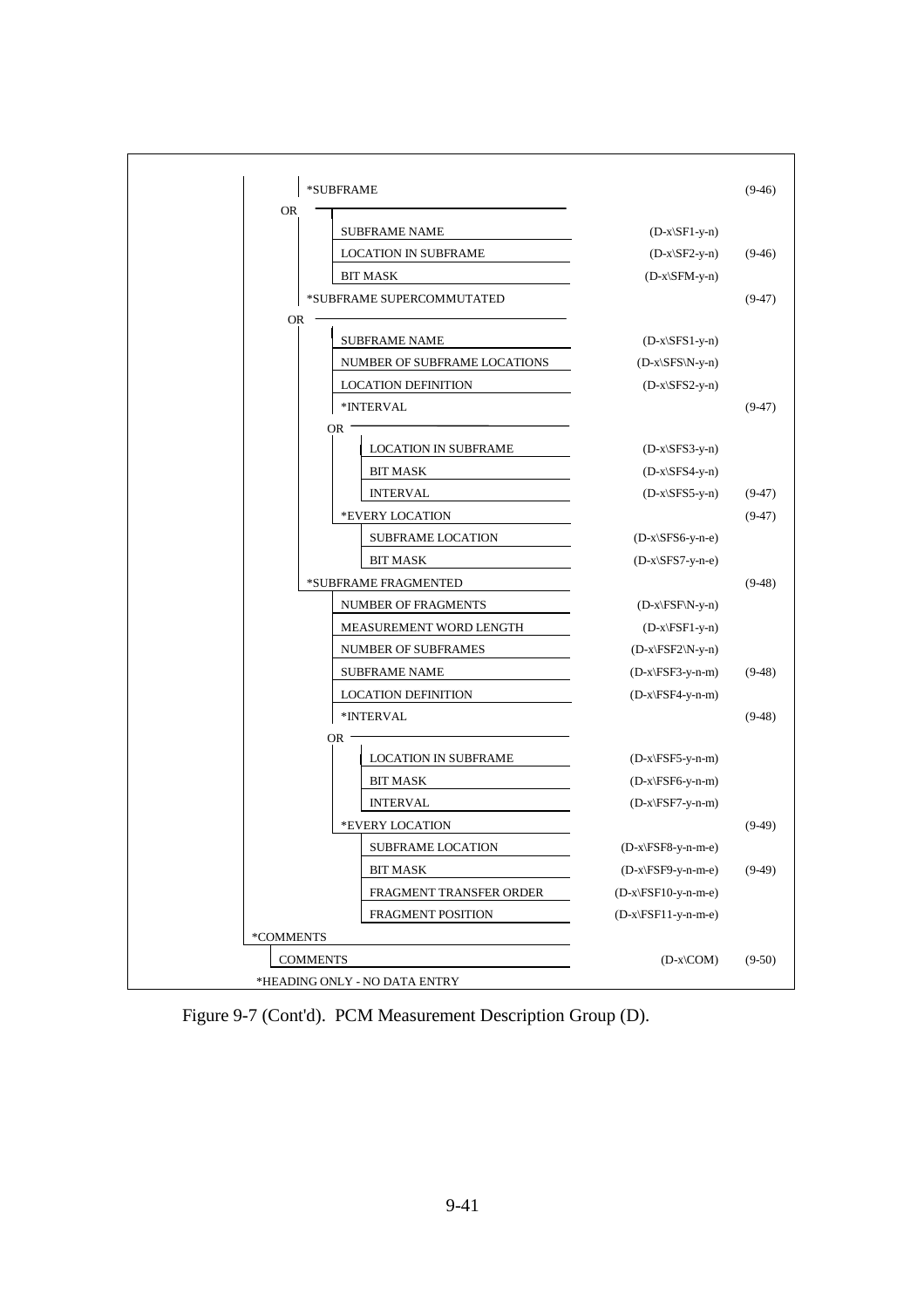| | Code | Reference |
|---|---|---|
| *SUBFRAME | | (9-46) |
| OR | | |
| SUBFRAME NAME | (D-x\SF1-y-n) | |
| LOCATION IN SUBFRAME | (D-x\SF2-y-n) | (9-46) |
| BIT MASK | (D-x\SFM-y-n) | |
| *SUBFRAME SUPERCOMMUTATED | | (9-47) |
| OR | | |
| SUBFRAME NAME | (D-x\SFS1-y-n) | |
| NUMBER OF SUBFRAME LOCATIONS | (D-x\SFS\N-y-n) | |
| LOCATION DEFINITION | (D-x\SFS2-y-n) | |
| *INTERVAL | | (9-47) |
| OR | | |
| LOCATION IN SUBFRAME | (D-x\SFS3-y-n) | |
| BIT MASK | (D-x\SFS4-y-n) | |
| INTERVAL | (D-x\SFS5-y-n) | (9-47) |
| *EVERY LOCATION | | (9-47) |
| SUBFRAME LOCATION | (D-x\SFS6-y-n-e) | |
| BIT MASK | (D-x\SFS7-y-n-e) | |
| *SUBFRAME FRAGMENTED | | (9-48) |
| NUMBER OF FRAGMENTS | (D-x\FSF\N-y-n) | |
| MEASUREMENT WORD LENGTH | (D-x\FSF1-y-n) | |
| NUMBER OF SUBFRAMES | (D-x\FSF2\N-y-n) | |
| SUBFRAME NAME | (D-x\FSF3-y-n-m) | (9-48) |
| LOCATION DEFINITION | (D-x\FSF4-y-n-m) | |
| *INTERVAL | | (9-48) |
| OR | | |
| LOCATION IN SUBFRAME | (D-x\FSF5-y-n-m) | |
| BIT MASK | (D-x\FSF6-y-n-m) | |
| INTERVAL | (D-x\FSF7-y-n-m) | |
| *EVERY LOCATION | | (9-49) |
| SUBFRAME LOCATION | (D-x\FSF8-y-n-m-e) | |
| BIT MASK | (D-x\FSF9-y-n-m-e) | (9-49) |
| FRAGMENT TRANSFER ORDER | (D-x\FSF10-y-n-m-e) | |
| FRAGMENT POSITION | (D-x\FSF11-y-n-m-e) | |
| *COMMENTS | | |
| COMMENTS | (D-x\COM) | (9-50) |

*HEADING ONLY - NO DATA ENTRY

Figure 9-7 (Cont'd). PCM Measurement Description Group (D).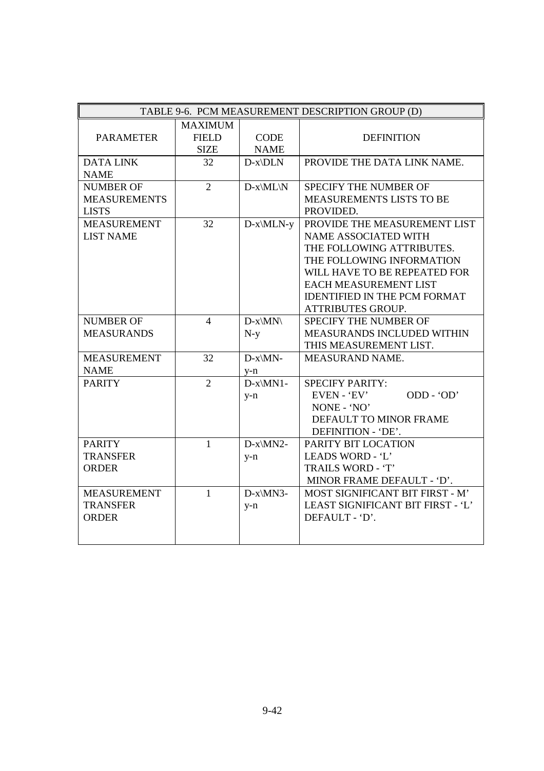| TABLE 9-6. PCM MEASUREMENT DESCRIPTION GROUP (D) | | | |
|---|---|---|---|
| PARAMETER | MAXIMUM FIELD SIZE | CODE NAME | DEFINITION |
| DATA LINK NAME | 32 | D-x\DLN | PROVIDE THE DATA LINK NAME. |
| NUMBER OF MEASUREMENTS LISTS | 2 | D-x\ML\N | SPECIFY THE NUMBER OF MEASUREMENTS LISTS TO BE PROVIDED. |
| MEASUREMENT LIST NAME | 32 | D-x\MLN-y | PROVIDE THE MEASUREMENT LIST NAME ASSOCIATED WITH THE FOLLOWING ATTRIBUTES. THE FOLLOWING INFORMATION WILL HAVE TO BE REPEATED FOR EACH MEASUREMENT LIST IDENTIFIED IN THE PCM FORMAT ATTRIBUTES GROUP. |
| NUMBER OF MEASURANDS | 4 | D-x\MN\N-y | SPECIFY THE NUMBER OF MEASURANDS INCLUDED WITHIN THIS MEASUREMENT LIST. |
| MEASUREMENT NAME | 32 | D-x\MN-y-n | MEASURAND NAME. |
| PARITY | 2 | D-x\MN1-y-n | SPECIFY PARITY: EVEN - 'EV' ODD - 'OD' NONE - 'NO' DEFAULT TO MINOR FRAME DEFINITION - 'DE'. |
| PARITY TRANSFER ORDER | 1 | D-x\MN2-y-n | PARITY BIT LOCATION LEADS WORD - 'L' TRAILS WORD - 'T' MINOR FRAME DEFAULT - 'D'. |
| MEASUREMENT TRANSFER ORDER | 1 | D-x\MN3-y-n | MOST SIGNIFICANT BIT FIRST - M' LEAST SIGNIFICANT BIT FIRST - 'L' DEFAULT - 'D'. |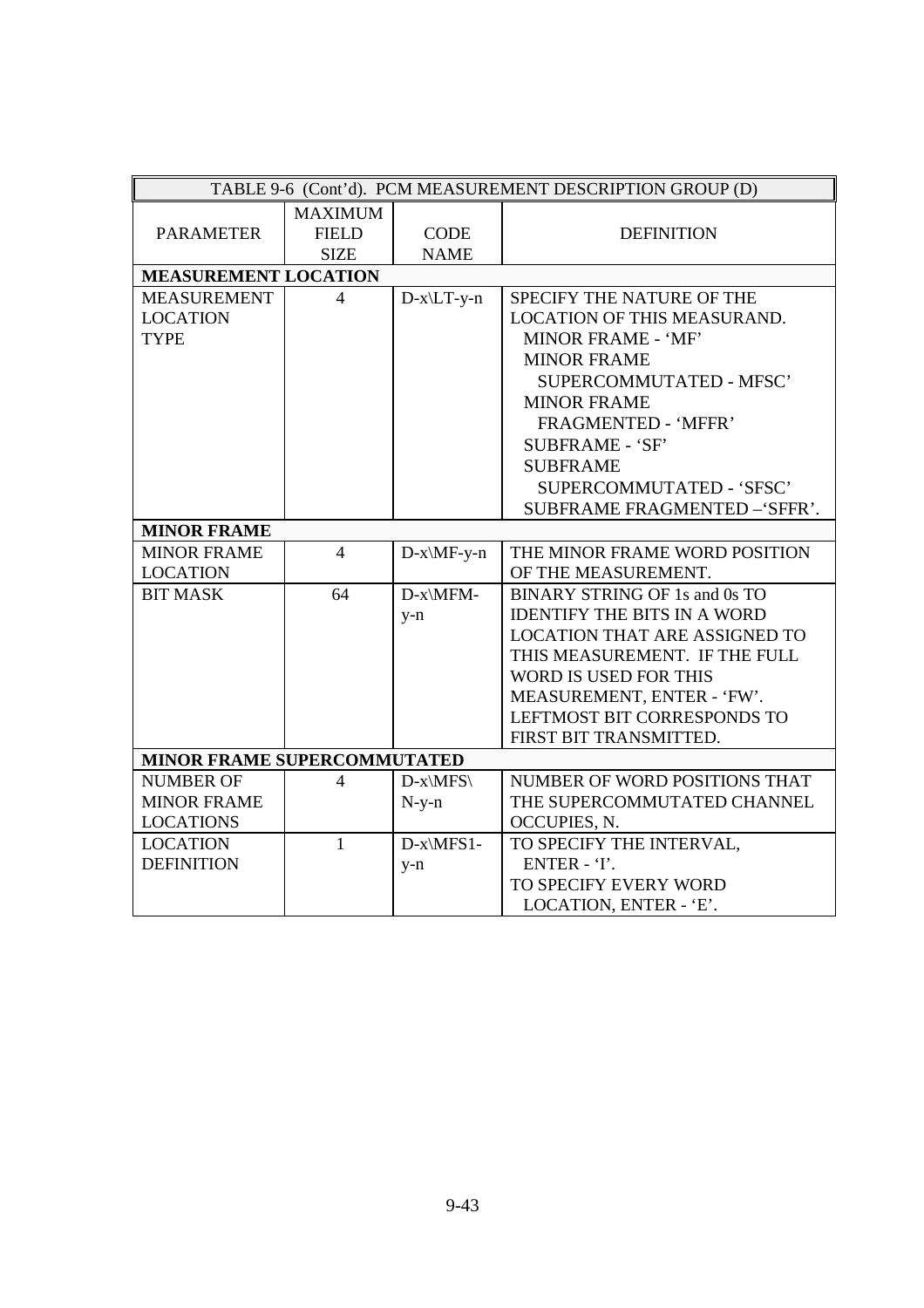| TABLE 9-6 (Cont'd). PCM MEASUREMENT DESCRIPTION GROUP (D) | | | |
|---|---|---|---|
| PARAMETER | MAXIMUM FIELD SIZE | CODE NAME | DEFINITION |
| **MEASUREMENT LOCATION** | | | |
| MEASUREMENT LOCATION TYPE | 4 | D-x\LT-y-n | SPECIFY THE NATURE OF THE LOCATION OF THIS MEASURAND.<br>MINOR FRAME - 'MF'<br>MINOR FRAME SUPERCOMMUTATED - MFSC'<br>MINOR FRAME FRAGMENTED - 'MFFR'<br>SUBFRAME - 'SF'<br>SUBFRAME SUPERCOMMUTATED - 'SFSC'<br>SUBFRAME FRAGMENTED –'SFFR'. |
| **MINOR FRAME** | | | |
| MINOR FRAME LOCATION | 4 | D-x\MF-y-n | THE MINOR FRAME WORD POSITION OF THE MEASUREMENT. |
| BIT MASK | 64 | D-x\MFM-y-n | BINARY STRING OF 1s and 0s TO IDENTIFY THE BITS IN A WORD LOCATION THAT ARE ASSIGNED TO THIS MEASUREMENT. IF THE FULL WORD IS USED FOR THIS MEASUREMENT, ENTER - 'FW'. LEFTMOST BIT CORRESPONDS TO FIRST BIT TRANSMITTED. |
| **MINOR FRAME SUPERCOMMUTATED** | | | |
| NUMBER OF MINOR FRAME LOCATIONS | 4 | D-x\MFS\N-y-n | NUMBER OF WORD POSITIONS THAT THE SUPERCOMMUTATED CHANNEL OCCUPIES, N. |
| LOCATION DEFINITION | 1 | D-x\MFS1-y-n | TO SPECIFY THE INTERVAL, ENTER - 'I'.<br>TO SPECIFY EVERY WORD LOCATION, ENTER - 'E'. |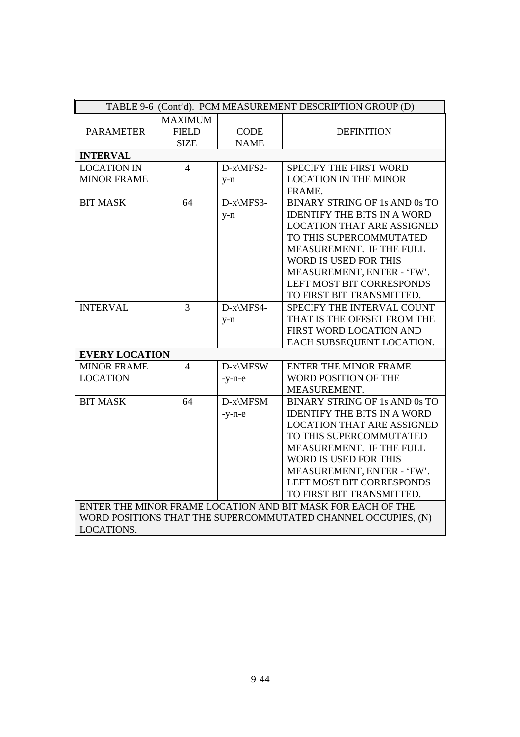| TABLE 9-6 (Cont'd). PCM MEASUREMENT DESCRIPTION GROUP (D) | | | |
|---|---|---|---|
| PARAMETER | MAXIMUM FIELD SIZE | CODE NAME | DEFINITION |
| **INTERVAL** | | | |
| LOCATION IN MINOR FRAME | 4 | D-x\MFS2-y-n | SPECIFY THE FIRST WORD LOCATION IN THE MINOR FRAME. |
| BIT MASK | 64 | D-x\MFS3-y-n | BINARY STRING OF 1s AND 0s TO IDENTIFY THE BITS IN A WORD LOCATION THAT ARE ASSIGNED TO THIS SUPERCOMMUTATED MEASUREMENT. IF THE FULL WORD IS USED FOR THIS MEASUREMENT, ENTER - 'FW'. LEFT MOST BIT CORRESPONDS TO FIRST BIT TRANSMITTED. |
| INTERVAL | 3 | D-x\MFS4-y-n | SPECIFY THE INTERVAL COUNT THAT IS THE OFFSET FROM THE FIRST WORD LOCATION AND EACH SUBSEQUENT LOCATION. |
| **EVERY LOCATION** | | | |
| MINOR FRAME LOCATION | 4 | D-x\MFSW-y-n-e | ENTER THE MINOR FRAME WORD POSITION OF THE MEASUREMENT. |
| BIT MASK | 64 | D-x\MFSM-y-n-e | BINARY STRING OF 1s AND 0s TO IDENTIFY THE BITS IN A WORD LOCATION THAT ARE ASSIGNED TO THIS SUPERCOMMUTATED MEASUREMENT. IF THE FULL WORD IS USED FOR THIS MEASUREMENT, ENTER - 'FW'. LEFT MOST BIT CORRESPONDS TO FIRST BIT TRANSMITTED. |
| ENTER THE MINOR FRAME LOCATION AND BIT MASK FOR EACH OF THE WORD POSITIONS THAT THE SUPERCOMMUTATED CHANNEL OCCUPIES, (N) LOCATIONS. | | | |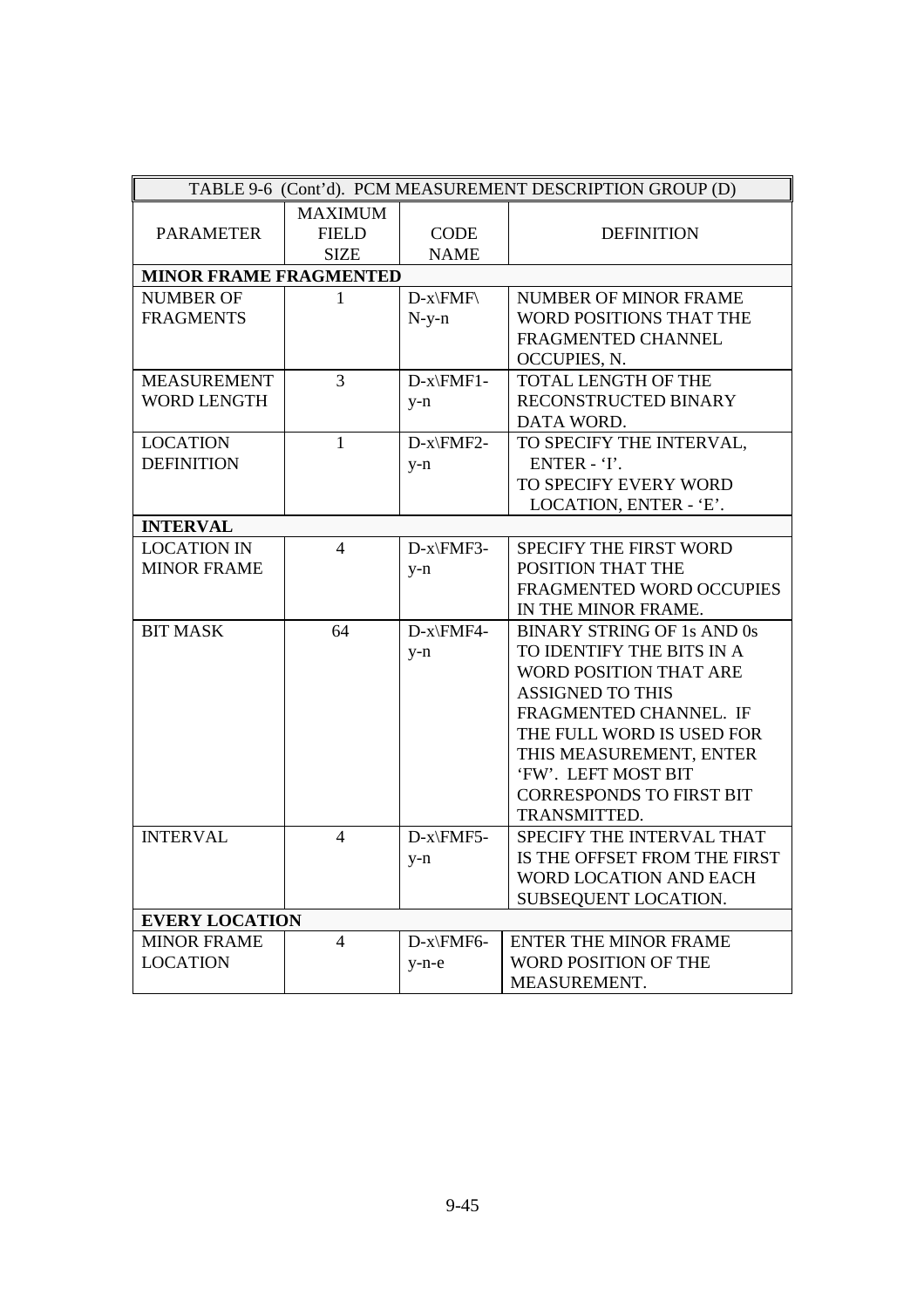| TABLE 9-6 (Cont'd). PCM MEASUREMENT DESCRIPTION GROUP (D) | | | |
|---|---|---|---|
| PARAMETER | MAXIMUM FIELD SIZE | CODE NAME | DEFINITION |
| **MINOR FRAME FRAGMENTED** | | | |
| NUMBER OF FRAGMENTS | 1 | D-x\FMF\N-y-n | NUMBER OF MINOR FRAME WORD POSITIONS THAT THE FRAGMENTED CHANNEL OCCUPIES, N. |
| MEASUREMENT WORD LENGTH | 3 | D-x\FMF1-y-n | TOTAL LENGTH OF THE RECONSTRUCTED BINARY DATA WORD. |
| LOCATION DEFINITION | 1 | D-x\FMF2-y-n | TO SPECIFY THE INTERVAL, ENTER - 'I'. TO SPECIFY EVERY WORD LOCATION, ENTER - 'E'. |
| **INTERVAL** | | | |
| LOCATION IN MINOR FRAME | 4 | D-x\FMF3-y-n | SPECIFY THE FIRST WORD POSITION THAT THE FRAGMENTED WORD OCCUPIES IN THE MINOR FRAME. |
| BIT MASK | 64 | D-x\FMF4-y-n | BINARY STRING OF 1s AND 0s TO IDENTIFY THE BITS IN A WORD POSITION THAT ARE ASSIGNED TO THIS FRAGMENTED CHANNEL. IF THE FULL WORD IS USED FOR THIS MEASUREMENT, ENTER 'FW'. LEFT MOST BIT CORRESPONDS TO FIRST BIT TRANSMITTED. |
| INTERVAL | 4 | D-x\FMF5-y-n | SPECIFY THE INTERVAL THAT IS THE OFFSET FROM THE FIRST WORD LOCATION AND EACH SUBSEQUENT LOCATION. |
| **EVERY LOCATION** | | | |
| MINOR FRAME LOCATION | 4 | D-x\FMF6-y-n-e | ENTER THE MINOR FRAME WORD POSITION OF THE MEASUREMENT. |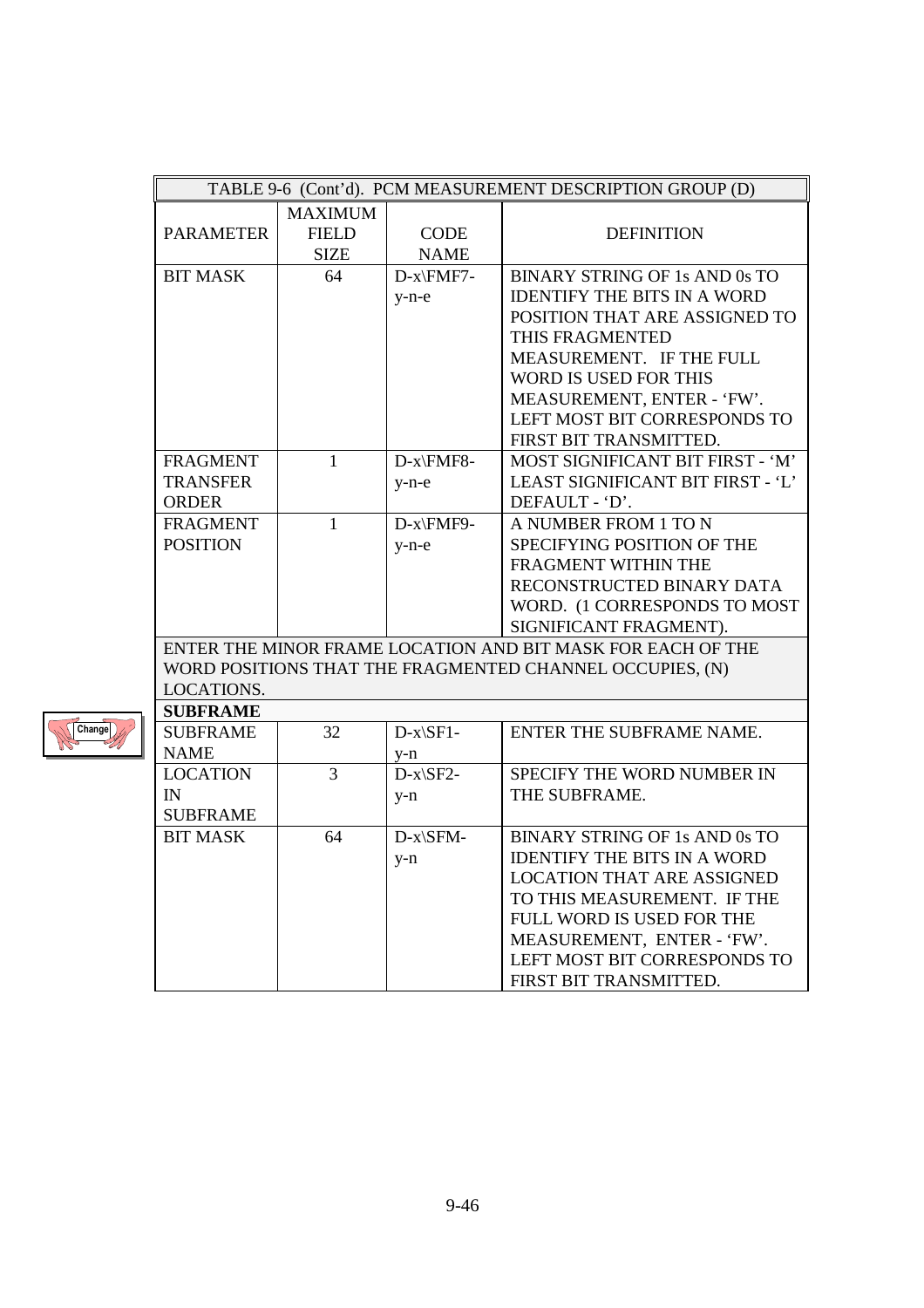| TABLE 9-6 (Cont'd). PCM MEASUREMENT DESCRIPTION GROUP (D) | | | |
|---|---|---|---|
| PARAMETER | MAXIMUM FIELD SIZE | CODE NAME | DEFINITION |
| BIT MASK | 64 | D-x\FMF7-y-n-e | BINARY STRING OF 1s AND 0s TO IDENTIFY THE BITS IN A WORD POSITION THAT ARE ASSIGNED TO THIS FRAGMENTED MEASUREMENT. IF THE FULL WORD IS USED FOR THIS MEASUREMENT, ENTER - 'FW'. LEFT MOST BIT CORRESPONDS TO FIRST BIT TRANSMITTED. |
| FRAGMENT TRANSFER ORDER | 1 | D-x\FMF8-y-n-e | MOST SIGNIFICANT BIT FIRST - 'M' LEAST SIGNIFICANT BIT FIRST - 'L' DEFAULT - 'D'. |
| FRAGMENT POSITION | 1 | D-x\FMF9-y-n-e | A NUMBER FROM 1 TO N SPECIFYING POSITION OF THE FRAGMENT WITHIN THE RECONSTRUCTED BINARY DATA WORD. (1 CORRESPONDS TO MOST SIGNIFICANT FRAGMENT). |
| ENTER THE MINOR FRAME LOCATION AND BIT MASK FOR EACH OF THE WORD POSITIONS THAT THE FRAGMENTED CHANNEL OCCUPIES, (N) LOCATIONS. | | | |
| **SUBFRAME** | | | |
| SUBFRAME NAME | 32 | D-x\SF1-y-n | ENTER THE SUBFRAME NAME. |
| LOCATION IN SUBFRAME | 3 | D-x\SF2-y-n | SPECIFY THE WORD NUMBER IN THE SUBFRAME. |
| BIT MASK | 64 | D-x\SFM-y-n | BINARY STRING OF 1s AND 0s TO IDENTIFY THE BITS IN A WORD LOCATION THAT ARE ASSIGNED TO THIS MEASUREMENT. IF THE FULL WORD IS USED FOR THE MEASUREMENT, ENTER - 'FW'. LEFT MOST BIT CORRESPONDS TO FIRST BIT TRANSMITTED. |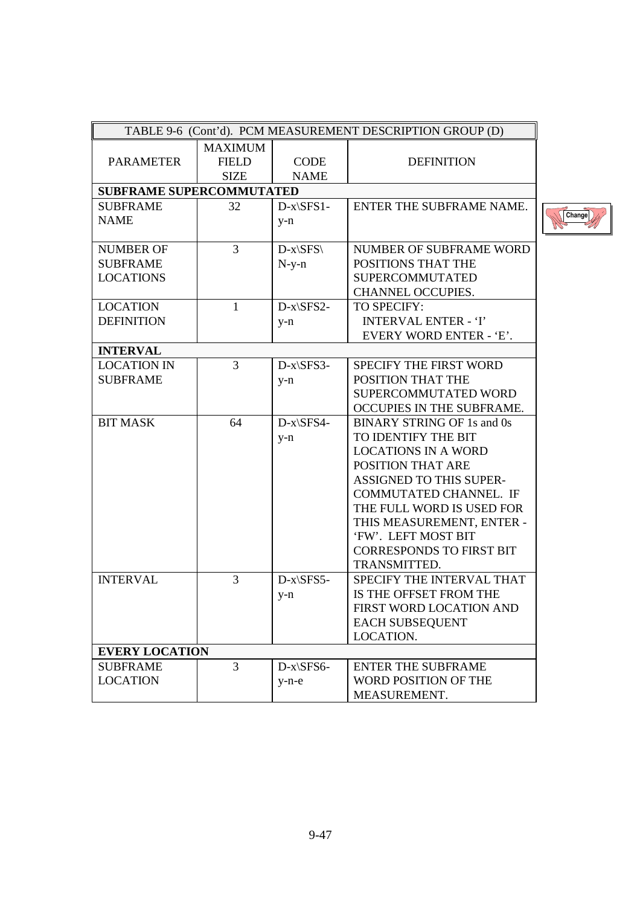TABLE 9-6 (Cont'd). PCM MEASUREMENT DESCRIPTION GROUP (D)

| PARAMETER | MAXIMUM FIELD SIZE | CODE NAME | DEFINITION |
|---|---|---|---|
| **SUBFRAME SUPERCOMMUTATED** | | | |
| SUBFRAME NAME | 32 | D-x\SFS1-y-n | ENTER THE SUBFRAME NAME. |
| NUMBER OF SUBFRAME LOCATIONS | 3 | D-x\SFS\N-y-n | NUMBER OF SUBFRAME WORD POSITIONS THAT THE SUPERCOMMUTATED CHANNEL OCCUPIES. |
| LOCATION DEFINITION | 1 | D-x\SFS2-y-n | TO SPECIFY: INTERVAL ENTER - 'I' EVERY WORD ENTER - 'E'. |
| **INTERVAL** | | | |
| LOCATION IN SUBFRAME | 3 | D-x\SFS3-y-n | SPECIFY THE FIRST WORD POSITION THAT THE SUPERCOMMUTATED WORD OCCUPIES IN THE SUBFRAME. |
| BIT MASK | 64 | D-x\SFS4-y-n | BINARY STRING OF 1s and 0s TO IDENTIFY THE BIT LOCATIONS IN A WORD POSITION THAT ARE ASSIGNED TO THIS SUPER-COMMUTATED CHANNEL. IF THE FULL WORD IS USED FOR THIS MEASUREMENT, ENTER - 'FW'. LEFT MOST BIT CORRESPONDS TO FIRST BIT TRANSMITTED. |
| INTERVAL | 3 | D-x\SFS5-y-n | SPECIFY THE INTERVAL THAT IS THE OFFSET FROM THE FIRST WORD LOCATION AND EACH SUBSEQUENT LOCATION. |
| **EVERY LOCATION** | | | |
| SUBFRAME LOCATION | 3 | D-x\SFS6-y-n-e | ENTER THE SUBFRAME WORD POSITION OF THE MEASUREMENT. |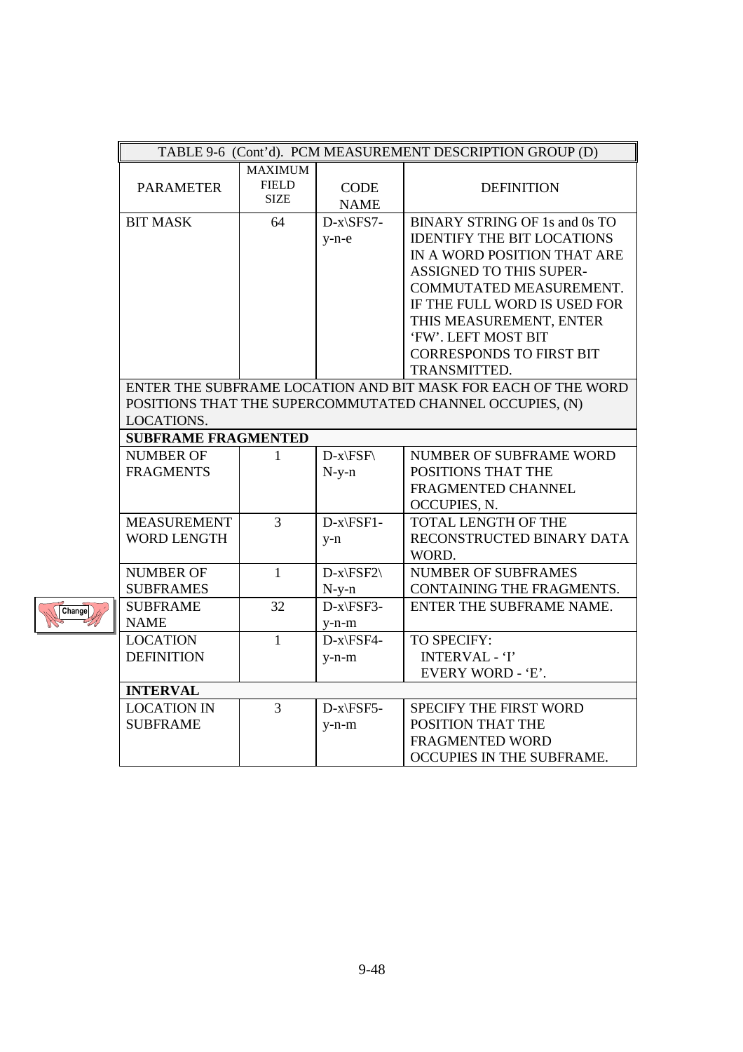| TABLE 9-6 (Cont'd). PCM MEASUREMENT DESCRIPTION GROUP (D) | | | |
|---|---|---|---|
| PARAMETER | MAXIMUM FIELD SIZE | CODE NAME | DEFINITION |
| BIT MASK | 64 | D-x\SFS7-y-n-e | BINARY STRING OF 1s and 0s TO IDENTIFY THE BIT LOCATIONS IN A WORD POSITION THAT ARE ASSIGNED TO THIS SUPER-COMMUTATED MEASUREMENT. IF THE FULL WORD IS USED FOR THIS MEASUREMENT, ENTER 'FW'. LEFT MOST BIT CORRESPONDS TO FIRST BIT TRANSMITTED. |
| ENTER THE SUBFRAME LOCATION AND BIT MASK FOR EACH OF THE WORD POSITIONS THAT THE SUPERCOMMUTATED CHANNEL OCCUPIES, (N) LOCATIONS. | | | |
| **SUBFRAME FRAGMENTED** | | | |
| NUMBER OF FRAGMENTS | 1 | D-x\FSF\N-y-n | NUMBER OF SUBFRAME WORD POSITIONS THAT THE FRAGMENTED CHANNEL OCCUPIES, N. |
| MEASUREMENT WORD LENGTH | 3 | D-x\FSF1-y-n | TOTAL LENGTH OF THE RECONSTRUCTED BINARY DATA WORD. |
| NUMBER OF SUBFRAMES | 1 | D-x\FSF2\N-y-n | NUMBER OF SUBFRAMES CONTAINING THE FRAGMENTS. |
| SUBFRAME NAME | 32 | D-x\FSF3-y-n-m | ENTER THE SUBFRAME NAME. |
| LOCATION DEFINITION | 1 | D-x\FSF4-y-n-m | TO SPECIFY: INTERVAL - 'I' EVERY WORD - 'E'. |
| **INTERVAL** | | | |
| LOCATION IN SUBFRAME | 3 | D-x\FSF5-y-n-m | SPECIFY THE FIRST WORD POSITION THAT THE FRAGMENTED WORD OCCUPIES IN THE SUBFRAME. |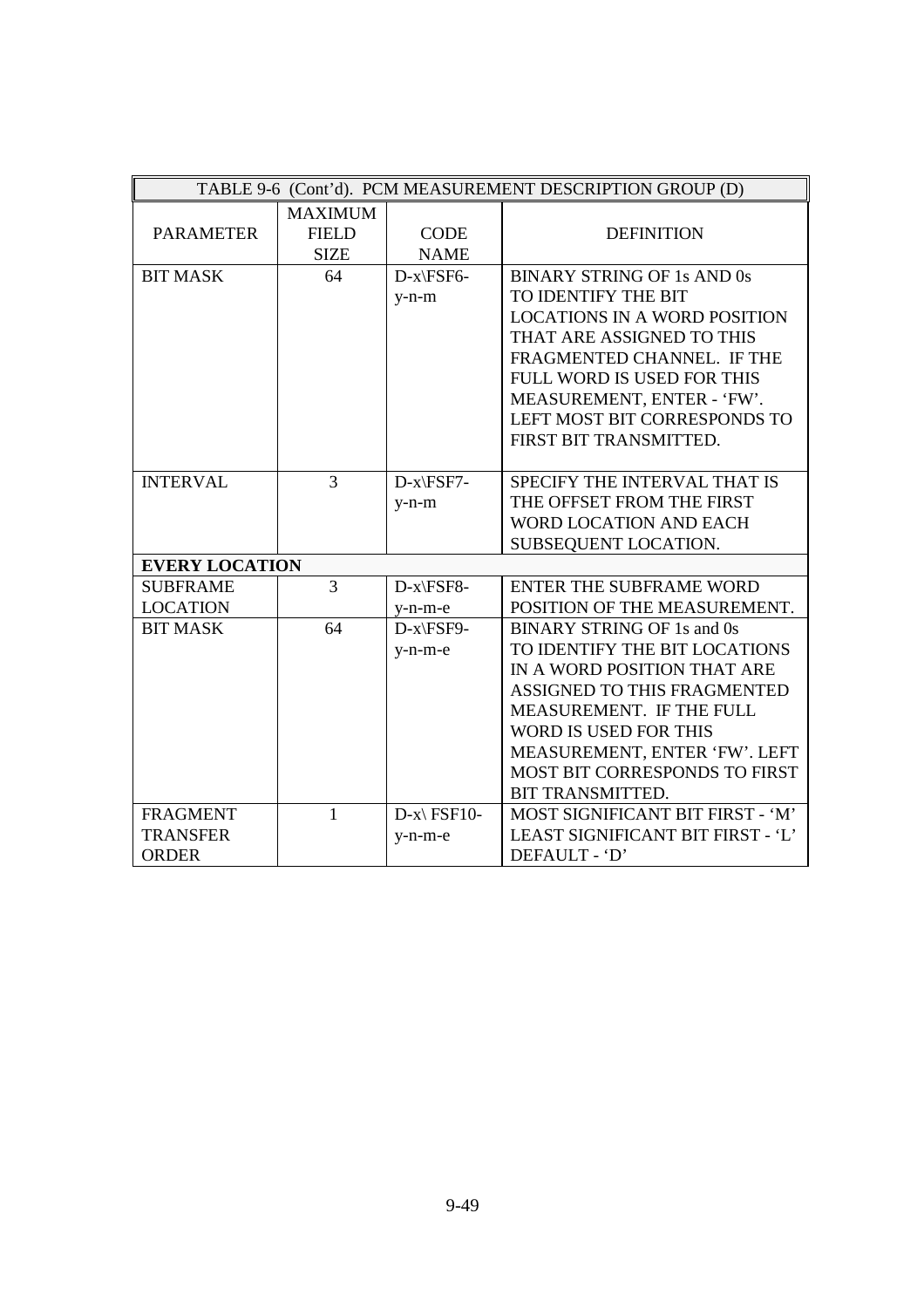| TABLE 9-6 (Cont'd). PCM MEASUREMENT DESCRIPTION GROUP (D) | | | |
|---|---|---|---|
| PARAMETER | MAXIMUM FIELD SIZE | CODE NAME | DEFINITION |
| BIT MASK | 64 | D-x\FSF6-y-n-m | BINARY STRING OF 1s AND 0s TO IDENTIFY THE BIT LOCATIONS IN A WORD POSITION THAT ARE ASSIGNED TO THIS FRAGMENTED CHANNEL. IF THE FULL WORD IS USED FOR THIS MEASUREMENT, ENTER - 'FW'. LEFT MOST BIT CORRESPONDS TO FIRST BIT TRANSMITTED. |
| INTERVAL | 3 | D-x\FSF7-y-n-m | SPECIFY THE INTERVAL THAT IS THE OFFSET FROM THE FIRST WORD LOCATION AND EACH SUBSEQUENT LOCATION. |
| **EVERY LOCATION** | | | |
| SUBFRAME LOCATION | 3 | D-x\FSF8-y-n-m-e | ENTER THE SUBFRAME WORD POSITION OF THE MEASUREMENT. |
| BIT MASK | 64 | D-x\FSF9-y-n-m-e | BINARY STRING OF 1s and 0s TO IDENTIFY THE BIT LOCATIONS IN A WORD POSITION THAT ARE ASSIGNED TO THIS FRAGMENTED MEASUREMENT. IF THE FULL WORD IS USED FOR THIS MEASUREMENT, ENTER 'FW'. LEFT MOST BIT CORRESPONDS TO FIRST BIT TRANSMITTED. |
| FRAGMENT TRANSFER ORDER | 1 | D-x\ FSF10-y-n-m-e | MOST SIGNIFICANT BIT FIRST - 'M' LEAST SIGNIFICANT BIT FIRST - 'L' DEFAULT - 'D' |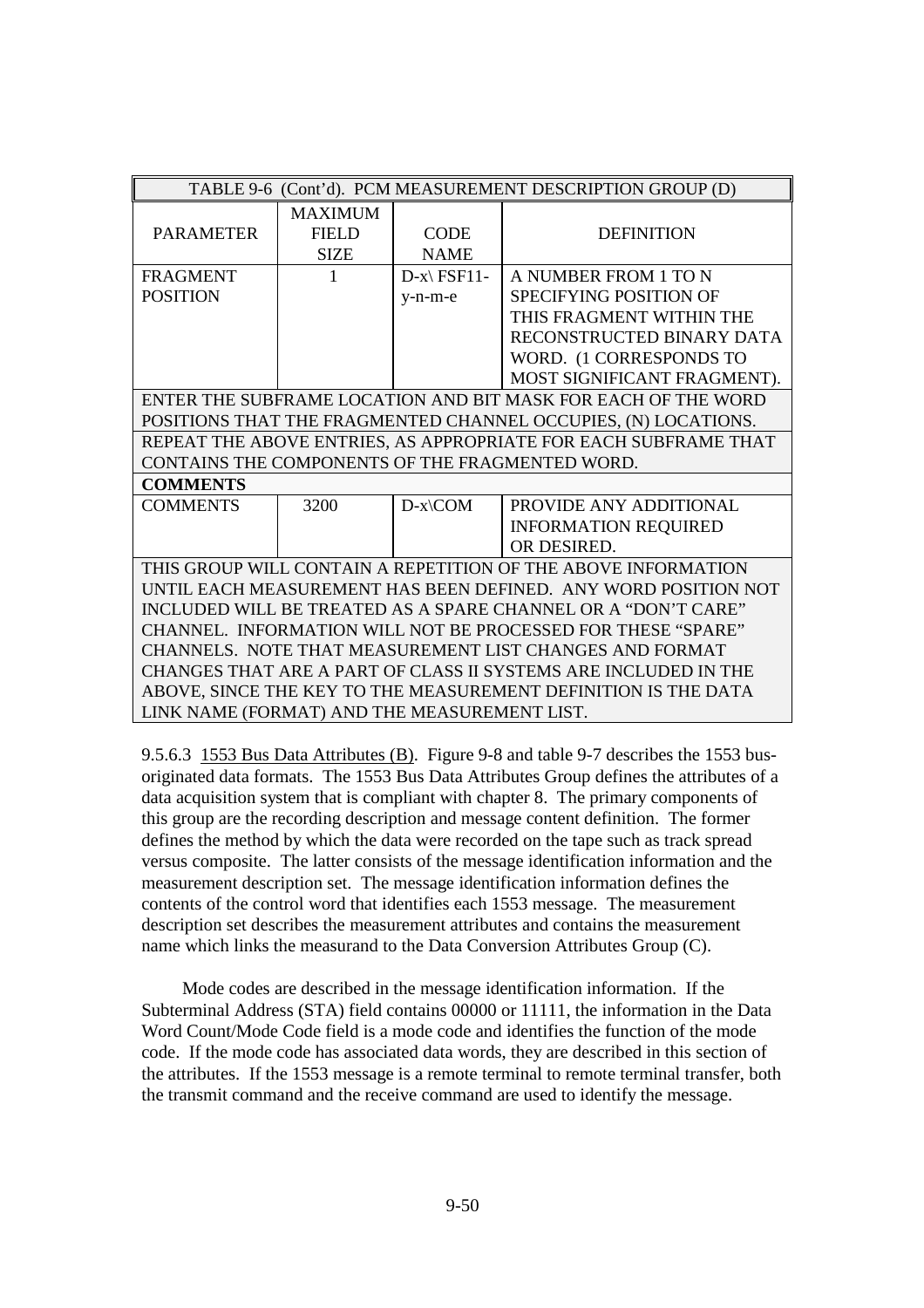TABLE 9-6 (Cont'd). PCM MEASUREMENT DESCRIPTION GROUP (D)

| PARAMETER | MAXIMUM FIELD SIZE | CODE NAME | DEFINITION |
|---|---|---|---|
| FRAGMENT POSITION | 1 | D-x\ FSF11-y-n-m-e | A NUMBER FROM 1 TO N SPECIFYING POSITION OF THIS FRAGMENT WITHIN THE RECONSTRUCTED BINARY DATA WORD. (1 CORRESPONDS TO MOST SIGNIFICANT FRAGMENT). |
| ENTER THE SUBFRAME LOCATION AND BIT MASK FOR EACH OF THE WORD POSITIONS THAT THE FRAGMENTED CHANNEL OCCUPIES, (N) LOCATIONS. | | | |
| REPEAT THE ABOVE ENTRIES, AS APPROPRIATE FOR EACH SUBFRAME THAT CONTAINS THE COMPONENTS OF THE FRAGMENTED WORD. | | | |
| **COMMENTS** | | | |
| COMMENTS | 3200 | D-x\COM | PROVIDE ANY ADDITIONAL INFORMATION REQUIRED OR DESIRED. |
| THIS GROUP WILL CONTAIN A REPETITION OF THE ABOVE INFORMATION UNTIL EACH MEASUREMENT HAS BEEN DEFINED. ANY WORD POSITION NOT INCLUDED WILL BE TREATED AS A SPARE CHANNEL OR A "DON'T CARE" CHANNEL. INFORMATION WILL NOT BE PROCESSED FOR THESE "SPARE" CHANNELS. NOTE THAT MEASUREMENT LIST CHANGES AND FORMAT CHANGES THAT ARE A PART OF CLASS II SYSTEMS ARE INCLUDED IN THE ABOVE, SINCE THE KEY TO THE MEASUREMENT DEFINITION IS THE DATA LINK NAME (FORMAT) AND THE MEASUREMENT LIST. | | | |

9.5.6.3 <u>1553 Bus Data Attributes (B)</u>. Figure 9-8 and table 9-7 describes the 1553 bus-originated data formats. The 1553 Bus Data Attributes Group defines the attributes of a data acquisition system that is compliant with chapter 8. The primary components of this group are the recording description and message content definition. The former defines the method by which the data were recorded on the tape such as track spread versus composite. The latter consists of the message identification information and the measurement description set. The message identification information defines the contents of the control word that identifies each 1553 message. The measurement description set describes the measurement attributes and contains the measurement name which links the measurand to the Data Conversion Attributes Group (C).

Mode codes are described in the message identification information. If the Subterminal Address (STA) field contains 00000 or 11111, the information in the Data Word Count/Mode Code field is a mode code and identifies the function of the mode code. If the mode code has associated data words, they are described in this section of the attributes. If the 1553 message is a remote terminal to remote terminal transfer, both the transmit command and the receive command are used to identify the message.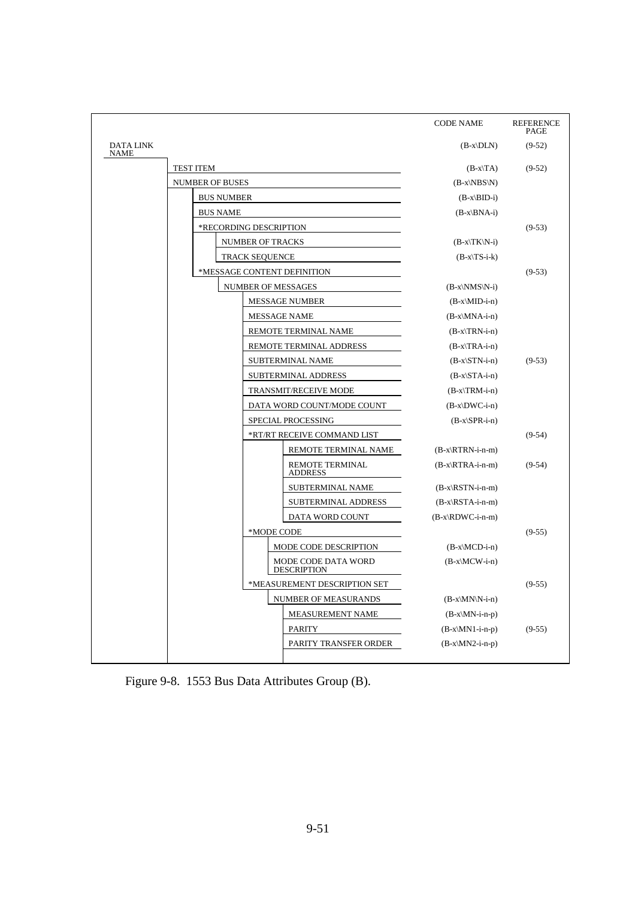| | CODE NAME | REFERENCE PAGE |
|---|---|---|
| DATA LINK NAME | (B-x\DLN) | (9-52) |
| TEST ITEM | (B-x\TA) | (9-52) |
| NUMBER OF BUSES | (B-x\NBS\N) | |
| BUS NUMBER | (B-x\BID-i) | |
| BUS NAME | (B-x\BNA-i) | |
| *RECORDING DESCRIPTION | | (9-53) |
| NUMBER OF TRACKS | (B-x\TK\N-i) | |
| TRACK SEQUENCE | (B-x\TS-i-k) | |
| *MESSAGE CONTENT DEFINITION | | (9-53) |
| NUMBER OF MESSAGES | (B-x\NMS\N-i) | |
| MESSAGE NUMBER | (B-x\MID-i-n) | |
| MESSAGE NAME | (B-x\MNA-i-n) | |
| REMOTE TERMINAL NAME | (B-x\TRN-i-n) | |
| REMOTE TERMINAL ADDRESS | (B-x\TRA-i-n) | |
| SUBTERMINAL NAME | (B-x\STN-i-n) | (9-53) |
| SUBTERMINAL ADDRESS | (B-x\STA-i-n) | |
| TRANSMIT/RECEIVE MODE | (B-x\TRM-i-n) | |
| DATA WORD COUNT/MODE COUNT | (B-x\DWC-i-n) | |
| SPECIAL PROCESSING | (B-x\SPR-i-n) | |
| *RT/RT RECEIVE COMMAND LIST | | (9-54) |
| REMOTE TERMINAL NAME | (B-x\RTRN-i-n-m) | |
| REMOTE TERMINAL ADDRESS | (B-x\RTRA-i-n-m) | (9-54) |
| SUBTERMINAL NAME | (B-x\RSTN-i-n-m) | |
| SUBTERMINAL ADDRESS | (B-x\RSTA-i-n-m) | |
| DATA WORD COUNT | (B-x\RDWC-i-n-m) | |
| *MODE CODE | | (9-55) |
| MODE CODE DESCRIPTION | (B-x\MCD-i-n) | |
| MODE CODE DATA WORD DESCRIPTION | (B-x\MCW-i-n) | |
| *MEASUREMENT DESCRIPTION SET | | (9-55) |
| NUMBER OF MEASURANDS | (B-x\MN\N-i-n) | |
| MEASUREMENT NAME | (B-x\MN-i-n-p) | |
| PARITY | (B-x\MN1-i-n-p) | (9-55) |
| PARITY TRANSFER ORDER | (B-x\MN2-i-n-p) | |

Figure 9-8. 1553 Bus Data Attributes Group (B).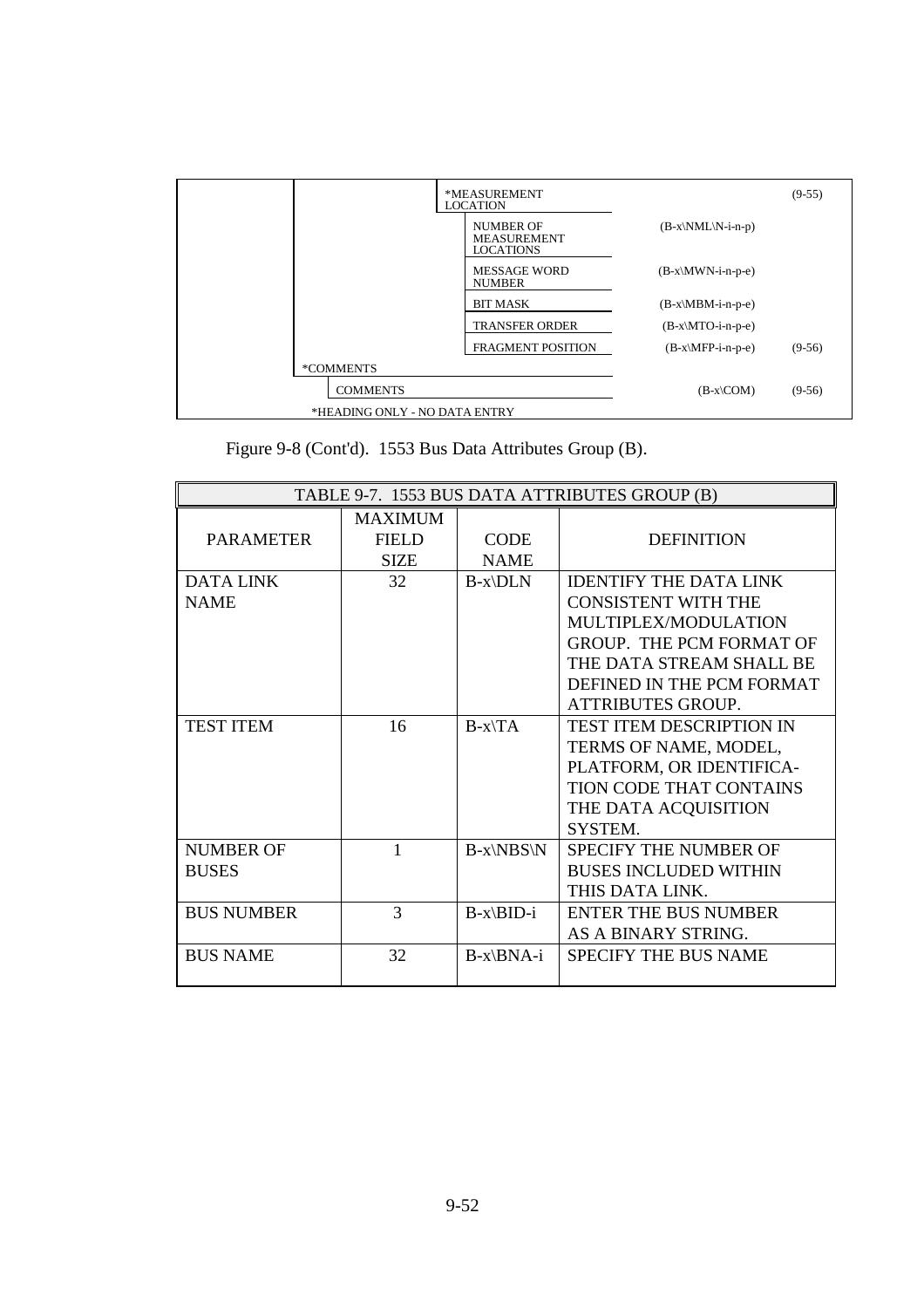| | | | | |
|---|---|---|---|---|
| | | *MEASUREMENT LOCATION | | (9-55) |
| | | NUMBER OF MEASUREMENT LOCATIONS | (B-x\NML\N-i-n-p) | |
| | | MESSAGE WORD NUMBER | (B-x\MWN-i-n-p-e) | |
| | | BIT MASK | (B-x\MBM-i-n-p-e) | |
| | | TRANSFER ORDER | (B-x\MTO-i-n-p-e) | |
| | | FRAGMENT POSITION | (B-x\MFP-i-n-p-e) | (9-56) |
| | *COMMENTS | | | |
| | COMMENTS | | (B-x\COM) | (9-56) |
| | *HEADING ONLY - NO DATA ENTRY | | | |

Figure 9-8 (Cont'd). 1553 Bus Data Attributes Group (B).

| TABLE 9-7. 1553 BUS DATA ATTRIBUTES GROUP (B) | | | |
|---|---|---|---|
| PARAMETER | MAXIMUM FIELD SIZE | CODE NAME | DEFINITION |
| DATA LINK NAME | 32 | B-x\DLN | IDENTIFY THE DATA LINK CONSISTENT WITH THE MULTIPLEX/MODULATION GROUP. THE PCM FORMAT OF THE DATA STREAM SHALL BE DEFINED IN THE PCM FORMAT ATTRIBUTES GROUP. |
| TEST ITEM | 16 | B-x\TA | TEST ITEM DESCRIPTION IN TERMS OF NAME, MODEL, PLATFORM, OR IDENTIFICATION CODE THAT CONTAINS THE DATA ACQUISITION SYSTEM. |
| NUMBER OF BUSES | 1 | B-x\NBS\N | SPECIFY THE NUMBER OF BUSES INCLUDED WITHIN THIS DATA LINK. |
| BUS NUMBER | 3 | B-x\BID-i | ENTER THE BUS NUMBER AS A BINARY STRING. |
| BUS NAME | 32 | B-x\BNA-i | SPECIFY THE BUS NAME |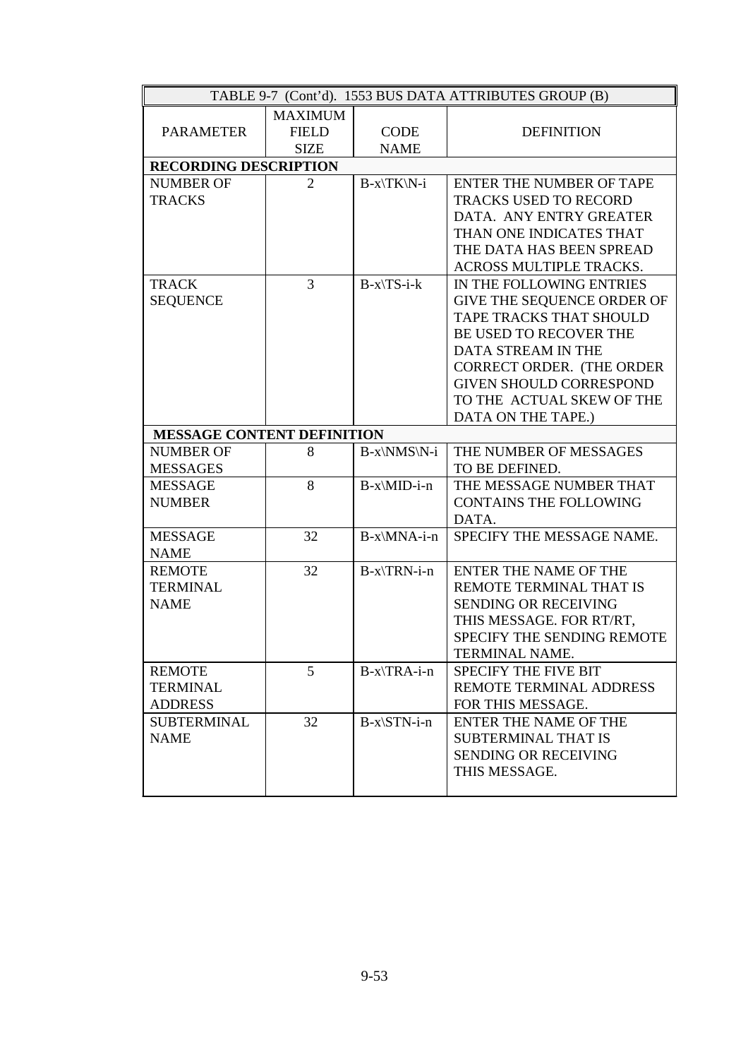| TABLE 9-7 (Cont'd). 1553 BUS DATA ATTRIBUTES GROUP (B) | | | |
|---|---|---|---|
| PARAMETER | MAXIMUM FIELD SIZE | CODE NAME | DEFINITION |
| **RECORDING DESCRIPTION** | | | |
| NUMBER OF TRACKS | 2 | B-x\TK\N-i | ENTER THE NUMBER OF TAPE TRACKS USED TO RECORD DATA. ANY ENTRY GREATER THAN ONE INDICATES THAT THE DATA HAS BEEN SPREAD ACROSS MULTIPLE TRACKS. |
| TRACK SEQUENCE | 3 | B-x\TS-i-k | IN THE FOLLOWING ENTRIES GIVE THE SEQUENCE ORDER OF TAPE TRACKS THAT SHOULD BE USED TO RECOVER THE DATA STREAM IN THE CORRECT ORDER. (THE ORDER GIVEN SHOULD CORRESPOND TO THE ACTUAL SKEW OF THE DATA ON THE TAPE.) |
| **MESSAGE CONTENT DEFINITION** | | | |
| NUMBER OF MESSAGES | 8 | B-x\NMS\N-i | THE NUMBER OF MESSAGES TO BE DEFINED. |
| MESSAGE NUMBER | 8 | B-x\MID-i-n | THE MESSAGE NUMBER THAT CONTAINS THE FOLLOWING DATA. |
| MESSAGE NAME | 32 | B-x\MNA-i-n | SPECIFY THE MESSAGE NAME. |
| REMOTE TERMINAL NAME | 32 | B-x\TRN-i-n | ENTER THE NAME OF THE REMOTE TERMINAL THAT IS SENDING OR RECEIVING THIS MESSAGE. FOR RT/RT, SPECIFY THE SENDING REMOTE TERMINAL NAME. |
| REMOTE TERMINAL ADDRESS | 5 | B-x\TRA-i-n | SPECIFY THE FIVE BIT REMOTE TERMINAL ADDRESS FOR THIS MESSAGE. |
| SUBTERMINAL NAME | 32 | B-x\STN-i-n | ENTER THE NAME OF THE SUBTERMINAL THAT IS SENDING OR RECEIVING THIS MESSAGE. |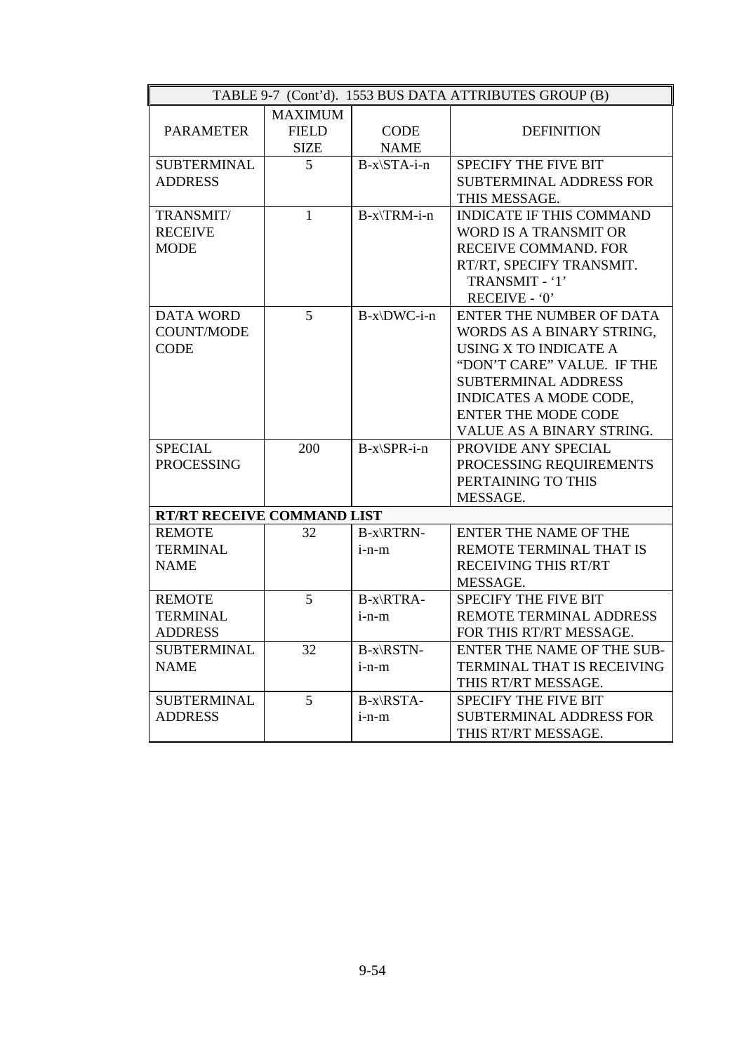| TABLE 9-7 (Cont'd). 1553 BUS DATA ATTRIBUTES GROUP (B) | | | |
|---|---|---|---|
| PARAMETER | MAXIMUM FIELD SIZE | CODE NAME | DEFINITION |
| SUBTERMINAL ADDRESS | 5 | B-x\STA-i-n | SPECIFY THE FIVE BIT SUBTERMINAL ADDRESS FOR THIS MESSAGE. |
| TRANSMIT/ RECEIVE MODE | 1 | B-x\TRM-i-n | INDICATE IF THIS COMMAND WORD IS A TRANSMIT OR RECEIVE COMMAND. FOR RT/RT, SPECIFY TRANSMIT.<br>TRANSMIT - '1'<br>RECEIVE - '0' |
| DATA WORD COUNT/MODE CODE | 5 | B-x\DWC-i-n | ENTER THE NUMBER OF DATA WORDS AS A BINARY STRING, USING X TO INDICATE A "DON'T CARE" VALUE. IF THE SUBTERMINAL ADDRESS INDICATES A MODE CODE, ENTER THE MODE CODE VALUE AS A BINARY STRING. |
| SPECIAL PROCESSING | 200 | B-x\SPR-i-n | PROVIDE ANY SPECIAL PROCESSING REQUIREMENTS PERTAINING TO THIS MESSAGE. |
| **RT/RT RECEIVE COMMAND LIST** | | | |
| REMOTE TERMINAL NAME | 32 | B-x\RTRN-i-n-m | ENTER THE NAME OF THE REMOTE TERMINAL THAT IS RECEIVING THIS RT/RT MESSAGE. |
| REMOTE TERMINAL ADDRESS | 5 | B-x\RTRA-i-n-m | SPECIFY THE FIVE BIT REMOTE TERMINAL ADDRESS FOR THIS RT/RT MESSAGE. |
| SUBTERMINAL NAME | 32 | B-x\RSTN-i-n-m | ENTER THE NAME OF THE SUB-TERMINAL THAT IS RECEIVING THIS RT/RT MESSAGE. |
| SUBTERMINAL ADDRESS | 5 | B-x\RSTA-i-n-m | SPECIFY THE FIVE BIT SUBTERMINAL ADDRESS FOR THIS RT/RT MESSAGE. |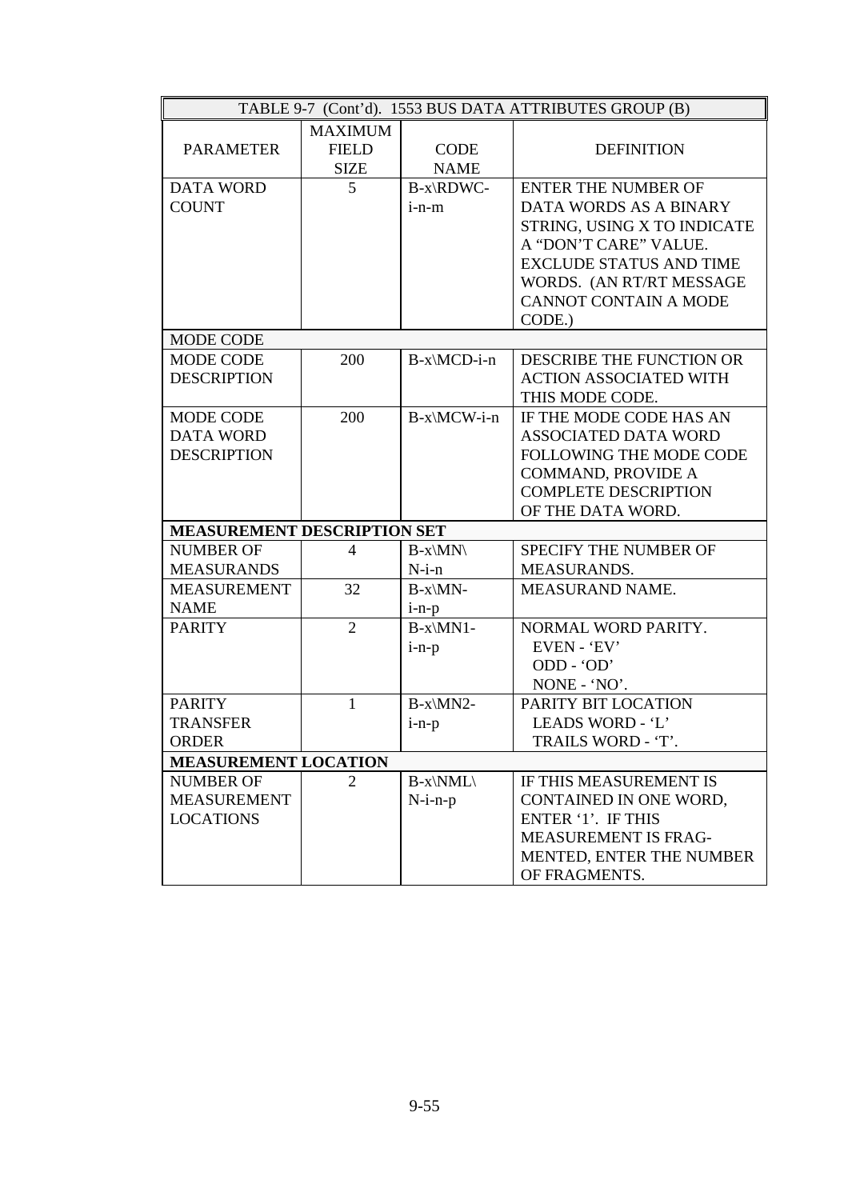| TABLE 9-7 (Cont'd). 1553 BUS DATA ATTRIBUTES GROUP (B) | | | |
|---|---|---|---|
| PARAMETER | MAXIMUM FIELD SIZE | CODE NAME | DEFINITION |
| DATA WORD COUNT | 5 | B-x\RDWC-i-n-m | ENTER THE NUMBER OF DATA WORDS AS A BINARY STRING, USING X TO INDICATE A "DON'T CARE" VALUE. EXCLUDE STATUS AND TIME WORDS. (AN RT/RT MESSAGE CANNOT CONTAIN A MODE CODE.) |
| MODE CODE | | | |
| MODE CODE DESCRIPTION | 200 | B-x\MCD-i-n | DESCRIBE THE FUNCTION OR ACTION ASSOCIATED WITH THIS MODE CODE. |
| MODE CODE DATA WORD DESCRIPTION | 200 | B-x\MCW-i-n | IF THE MODE CODE HAS AN ASSOCIATED DATA WORD FOLLOWING THE MODE CODE COMMAND, PROVIDE A COMPLETE DESCRIPTION OF THE DATA WORD. |
| **MEASUREMENT DESCRIPTION SET** | | | |
| NUMBER OF MEASURANDS | 4 | B-x\MN\N-i-n | SPECIFY THE NUMBER OF MEASURANDS. |
| MEASUREMENT NAME | 32 | B-x\MN-i-n-p | MEASURAND NAME. |
| PARITY | 2 | B-x\MN1-i-n-p | NORMAL WORD PARITY. EVEN - 'EV' ODD - 'OD' NONE - 'NO'. |
| PARITY TRANSFER ORDER | 1 | B-x\MN2-i-n-p | PARITY BIT LOCATION LEADS WORD - 'L' TRAILS WORD - 'T'. |
| **MEASUREMENT LOCATION** | | | |
| NUMBER OF MEASUREMENT LOCATIONS | 2 | B-x\NML\N-i-n-p | IF THIS MEASUREMENT IS CONTAINED IN ONE WORD, ENTER '1'. IF THIS MEASUREMENT IS FRAG-MENTED, ENTER THE NUMBER OF FRAGMENTS. |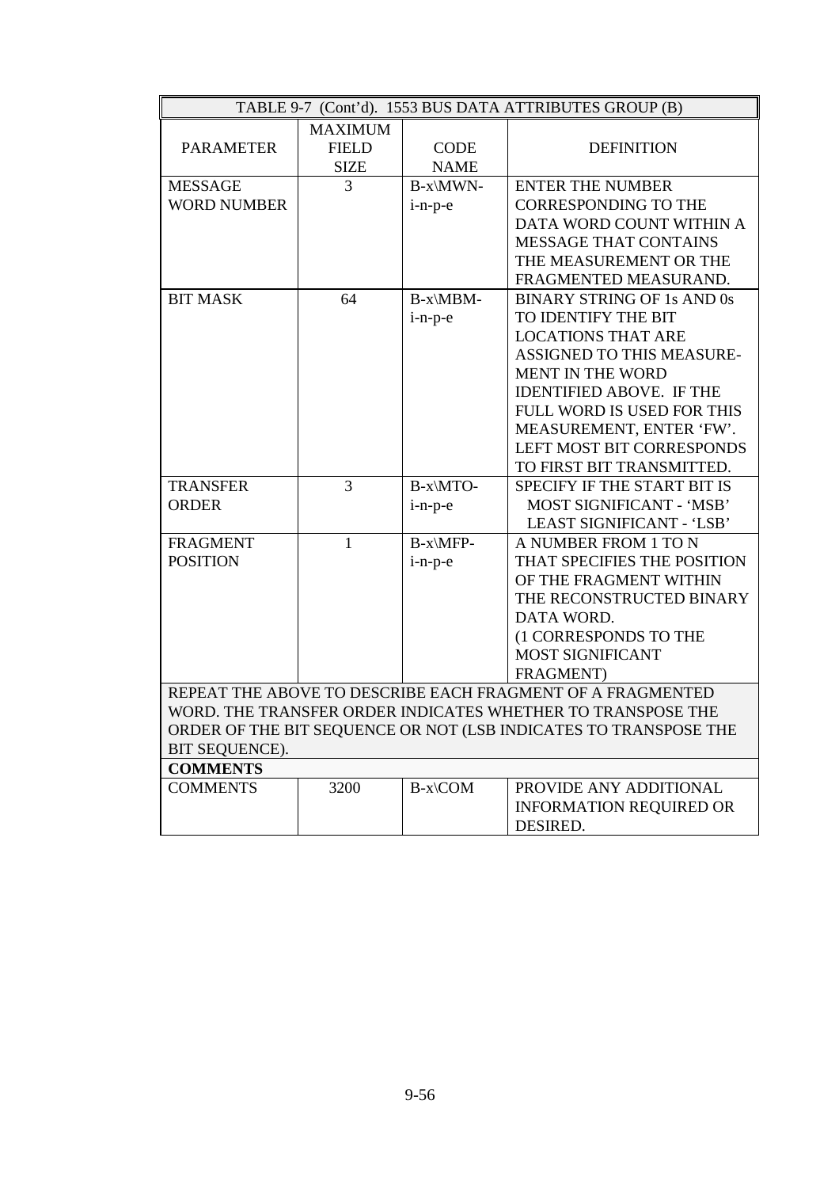| TABLE 9-7 (Cont'd). 1553 BUS DATA ATTRIBUTES GROUP (B) | | | |
|---|---|---|---|
| PARAMETER | MAXIMUM FIELD SIZE | CODE NAME | DEFINITION |
| MESSAGE WORD NUMBER | 3 | B-x\MWN-i-n-p-e | ENTER THE NUMBER CORRESPONDING TO THE DATA WORD COUNT WITHIN A MESSAGE THAT CONTAINS THE MEASUREMENT OR THE FRAGMENTED MEASURAND. |
| BIT MASK | 64 | B-x\MBM-i-n-p-e | BINARY STRING OF 1s AND 0s TO IDENTIFY THE BIT LOCATIONS THAT ARE ASSIGNED TO THIS MEASURE-MENT IN THE WORD IDENTIFIED ABOVE. IF THE FULL WORD IS USED FOR THIS MEASUREMENT, ENTER 'FW'. LEFT MOST BIT CORRESPONDS TO FIRST BIT TRANSMITTED. |
| TRANSFER ORDER | 3 | B-x\MTO-i-n-p-e | SPECIFY IF THE START BIT IS MOST SIGNIFICANT - 'MSB' LEAST SIGNIFICANT - 'LSB' |
| FRAGMENT POSITION | 1 | B-x\MFP-i-n-p-e | A NUMBER FROM 1 TO N THAT SPECIFIES THE POSITION OF THE FRAGMENT WITHIN THE RECONSTRUCTED BINARY DATA WORD. (1 CORRESPONDS TO THE MOST SIGNIFICANT FRAGMENT) |
| REPEAT THE ABOVE TO DESCRIBE EACH FRAGMENT OF A FRAGMENTED WORD. THE TRANSFER ORDER INDICATES WHETHER TO TRANSPOSE THE ORDER OF THE BIT SEQUENCE OR NOT (LSB INDICATES TO TRANSPOSE THE BIT SEQUENCE). | | | |
| **COMMENTS** | | | |
| COMMENTS | 3200 | B-x\COM | PROVIDE ANY ADDITIONAL INFORMATION REQUIRED OR DESIRED. |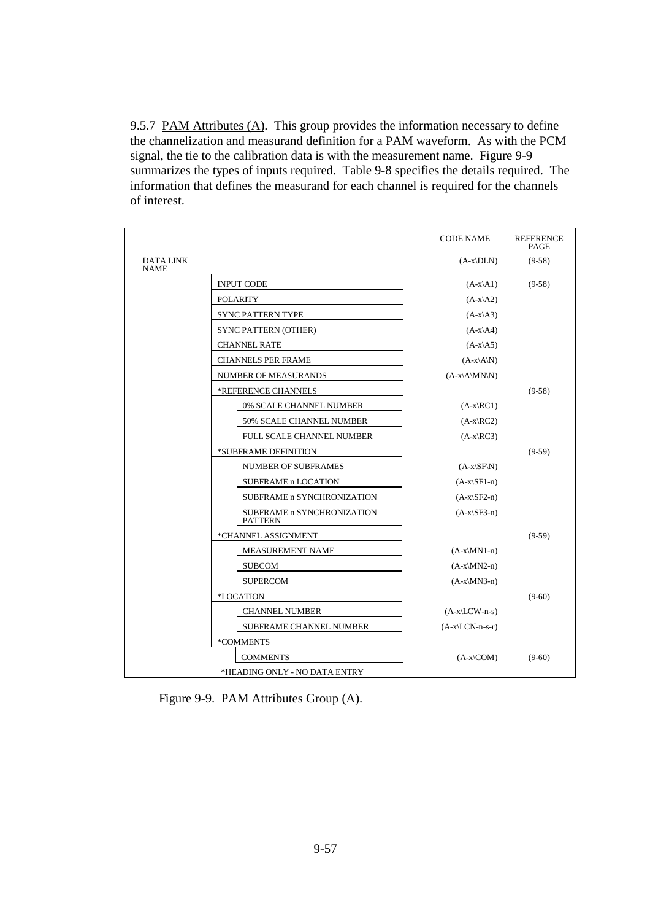9.5.7 PAM Attributes (A). This group provides the information necessary to define the channelization and measurand definition for a PAM waveform. As with the PCM signal, the tie to the calibration data is with the measurement name. Figure 9-9 summarizes the types of inputs required. Table 9-8 specifies the details required. The information that defines the measurand for each channel is required for the channels of interest.

| | | | CODE NAME | REFERENCE PAGE |
|---|---|---|---|---|
| DATA LINK NAME | | | (A-x\DLN) | (9-58) |
| | INPUT CODE | | (A-x\A1) | (9-58) |
| | POLARITY | | (A-x\A2) | |
| | SYNC PATTERN TYPE | | (A-x\A3) | |
| | SYNC PATTERN (OTHER) | | (A-x\A4) | |
| | CHANNEL RATE | | (A-x\A5) | |
| | CHANNELS PER FRAME | | (A-x\A\N) | |
| | NUMBER OF MEASURANDS | | (A-x\A\MN\N) | |
| | *REFERENCE CHANNELS | | | (9-58) |
| | | 0% SCALE CHANNEL NUMBER | (A-x\RC1) | |
| | | 50% SCALE CHANNEL NUMBER | (A-x\RC2) | |
| | | FULL SCALE CHANNEL NUMBER | (A-x\RC3) | |
| | *SUBFRAME DEFINITION | | | (9-59) |
| | | NUMBER OF SUBFRAMES | (A-x\SF\N) | |
| | | SUBFRAME n LOCATION | (A-x\SF1-n) | |
| | | SUBFRAME n SYNCHRONIZATION | (A-x\SF2-n) | |
| | | SUBFRAME n SYNCHRONIZATION PATTERN | (A-x\SF3-n) | |
| | *CHANNEL ASSIGNMENT | | | (9-59) |
| | | MEASUREMENT NAME | (A-x\MN1-n) | |
| | | SUBCOM | (A-x\MN2-n) | |
| | | SUPERCOM | (A-x\MN3-n) | |
| | *LOCATION | | | (9-60) |
| | | CHANNEL NUMBER | (A-x\LCW-n-s) | |
| | | SUBFRAME CHANNEL NUMBER | (A-x\LCN-n-s-r) | |
| | *COMMENTS | | | |
| | | COMMENTS | (A-x\COM) | (9-60) |

*HEADING ONLY - NO DATA ENTRY

Figure 9-9. PAM Attributes Group (A).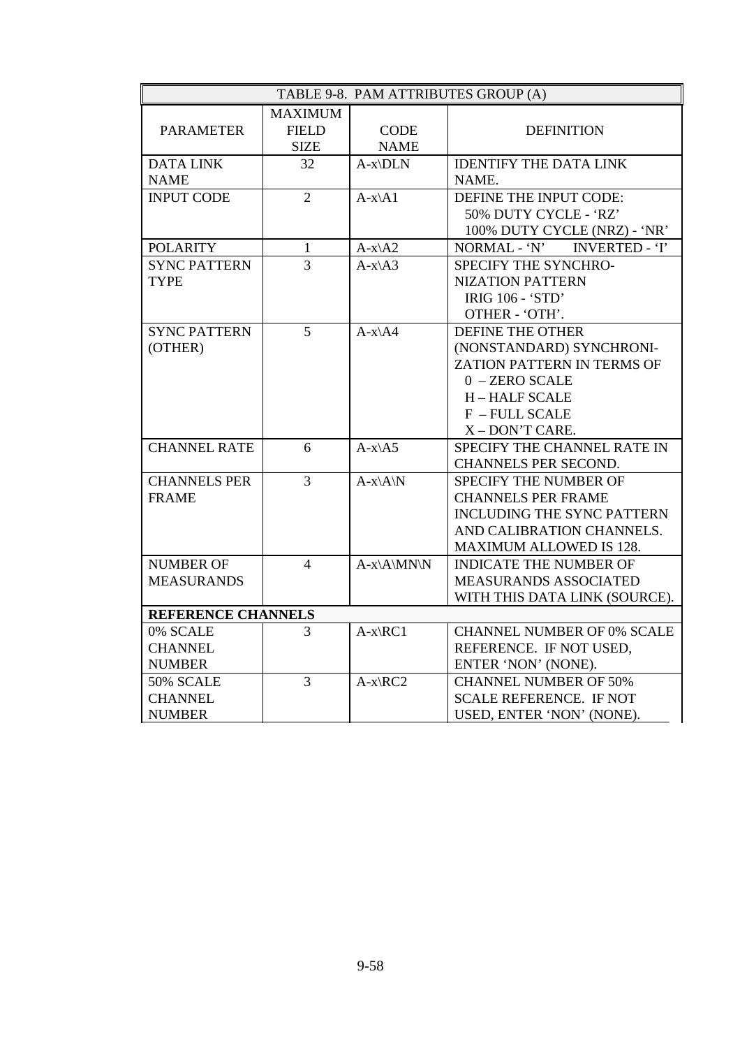| TABLE 9-8. PAM ATTRIBUTES GROUP (A) | | | |
|---|---|---|---|
| PARAMETER | MAXIMUM FIELD SIZE | CODE NAME | DEFINITION |
| DATA LINK NAME | 32 | A-x\DLN | IDENTIFY THE DATA LINK NAME. |
| INPUT CODE | 2 | A-x\A1 | DEFINE THE INPUT CODE: 50% DUTY CYCLE - 'RZ' 100% DUTY CYCLE (NRZ) - 'NR' |
| POLARITY | 1 | A-x\A2 | NORMAL - 'N' INVERTED - 'I' |
| SYNC PATTERN TYPE | 3 | A-x\A3 | SPECIFY THE SYNCHRO-NIZATION PATTERN IRIG 106 - 'STD' OTHER - 'OTH'. |
| SYNC PATTERN (OTHER) | 5 | A-x\A4 | DEFINE THE OTHER (NONSTANDARD) SYNCHRONI-ZATION PATTERN IN TERMS OF 0 – ZERO SCALE H – HALF SCALE F – FULL SCALE X – DON'T CARE. |
| CHANNEL RATE | 6 | A-x\A5 | SPECIFY THE CHANNEL RATE IN CHANNELS PER SECOND. |
| CHANNELS PER FRAME | 3 | A-x\A\N | SPECIFY THE NUMBER OF CHANNELS PER FRAME INCLUDING THE SYNC PATTERN AND CALIBRATION CHANNELS. MAXIMUM ALLOWED IS 128. |
| NUMBER OF MEASURANDS | 4 | A-x\A\MN\N | INDICATE THE NUMBER OF MEASURANDS ASSOCIATED WITH THIS DATA LINK (SOURCE). |
| **REFERENCE CHANNELS** | | | |
| 0% SCALE CHANNEL NUMBER | 3 | A-x\RC1 | CHANNEL NUMBER OF 0% SCALE REFERENCE. IF NOT USED, ENTER 'NON' (NONE). |
| 50% SCALE CHANNEL NUMBER | 3 | A-x\RC2 | CHANNEL NUMBER OF 50% SCALE REFERENCE. IF NOT USED, ENTER 'NON' (NONE). |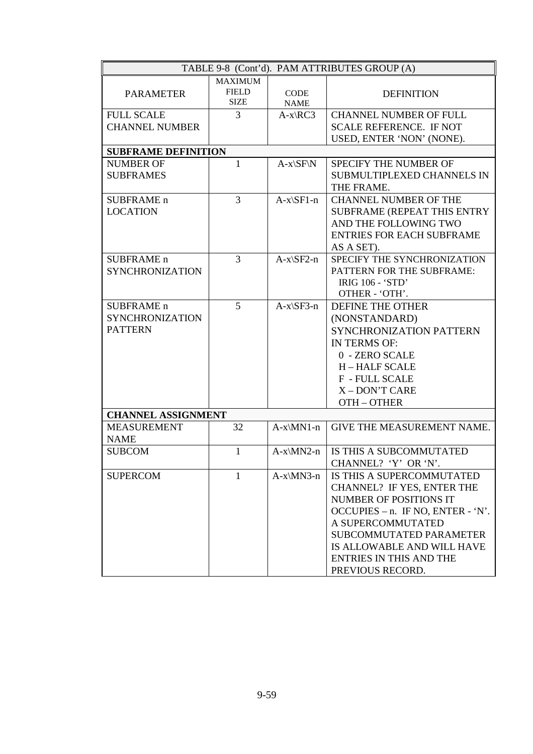| TABLE 9-8 (Cont'd). PAM ATTRIBUTES GROUP (A) | | | |
|---|---|---|---|
| PARAMETER | MAXIMUM FIELD SIZE | CODE NAME | DEFINITION |
| FULL SCALE CHANNEL NUMBER | 3 | A-x\RC3 | CHANNEL NUMBER OF FULL SCALE REFERENCE. IF NOT USED, ENTER 'NON' (NONE). |
| **SUBFRAME DEFINITION** | | | |
| NUMBER OF SUBFRAMES | 1 | A-x\SF\N | SPECIFY THE NUMBER OF SUBMULTIPLEXED CHANNELS IN THE FRAME. |
| SUBFRAME n LOCATION | 3 | A-x\SF1-n | CHANNEL NUMBER OF THE SUBFRAME (REPEAT THIS ENTRY AND THE FOLLOWING TWO ENTRIES FOR EACH SUBFRAME AS A SET). |
| SUBFRAME n SYNCHRONIZATION | 3 | A-x\SF2-n | SPECIFY THE SYNCHRONIZATION PATTERN FOR THE SUBFRAME: IRIG 106 - 'STD' OTHER - 'OTH'. |
| SUBFRAME n SYNCHRONIZATION PATTERN | 5 | A-x\SF3-n | DEFINE THE OTHER (NONSTANDARD) SYNCHRONIZATION PATTERN IN TERMS OF: 0 - ZERO SCALE H – HALF SCALE F - FULL SCALE X – DON'T CARE OTH – OTHER |
| **CHANNEL ASSIGNMENT** | | | |
| MEASUREMENT NAME | 32 | A-x\MN1-n | GIVE THE MEASUREMENT NAME. |
| SUBCOM | 1 | A-x\MN2-n | IS THIS A SUBCOMMUTATED CHANNEL? 'Y' OR 'N'. |
| SUPERCOM | 1 | A-x\MN3-n | IS THIS A SUPERCOMMUTATED CHANNEL? IF YES, ENTER THE NUMBER OF POSITIONS IT OCCUPIES – n. IF NO, ENTER - 'N'. A SUPERCOMMUTATED SUBCOMMUTATED PARAMETER IS ALLOWABLE AND WILL HAVE ENTRIES IN THIS AND THE PREVIOUS RECORD. |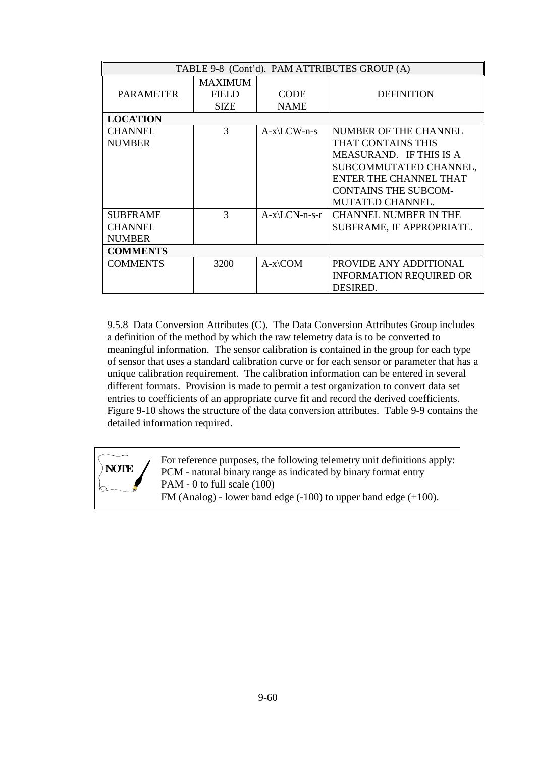| TABLE 9-8 (Cont'd). PAM ATTRIBUTES GROUP (A) | | | |
|---|---|---|---|
| PARAMETER | MAXIMUM FIELD SIZE | CODE NAME | DEFINITION |
| **LOCATION** | | | |
| CHANNEL NUMBER | 3 | A-x\LCW-n-s | NUMBER OF THE CHANNEL THAT CONTAINS THIS MEASURAND. IF THIS IS A SUBCOMMUTATED CHANNEL, ENTER THE CHANNEL THAT CONTAINS THE SUBCOM-MUTATED CHANNEL. |
| SUBFRAME CHANNEL NUMBER | 3 | A-x\LCN-n-s-r | CHANNEL NUMBER IN THE SUBFRAME, IF APPROPRIATE. |
| **COMMENTS** | | | |
| COMMENTS | 3200 | A-x\COM | PROVIDE ANY ADDITIONAL INFORMATION REQUIRED OR DESIRED. |

9.5.8 Data Conversion Attributes (C). The Data Conversion Attributes Group includes a definition of the method by which the raw telemetry data is to be converted to meaningful information. The sensor calibration is contained in the group for each type of sensor that uses a standard calibration curve or for each sensor or parameter that has a unique calibration requirement. The calibration information can be entered in several different formats. Provision is made to permit a test organization to convert data set entries to coefficients of an appropriate curve fit and record the derived coefficients. Figure 9-10 shows the structure of the data conversion attributes. Table 9-9 contains the detailed information required.

> **NOTE**
>
> For reference purposes, the following telemetry unit definitions apply:
> PCM - natural binary range as indicated by binary format entry
> PAM - 0 to full scale (100)
> FM (Analog) - lower band edge (-100) to upper band edge (+100).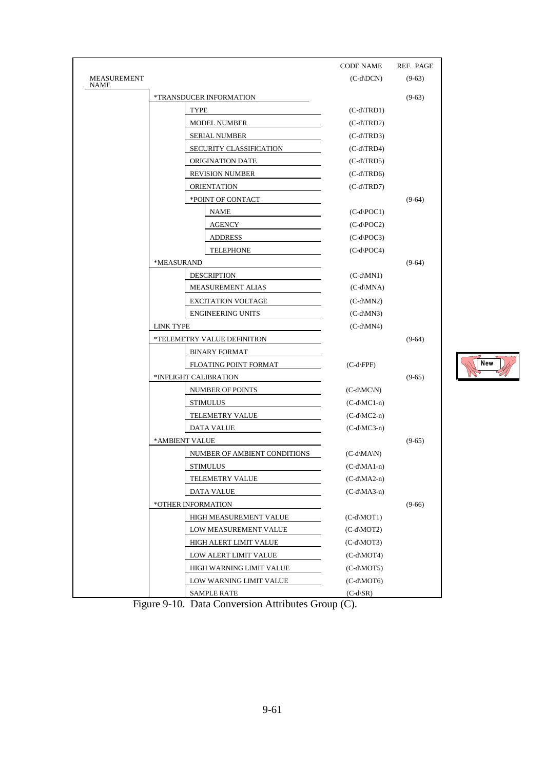| | CODE NAME | REF. PAGE |
|---|---|---|
| MEASUREMENT NAME | (C-d\DCN) | (9-63) |
| *TRANSDUCER INFORMATION | | (9-63) |
| TYPE | (C-d\TRD1) | |
| MODEL NUMBER | (C-d\TRD2) | |
| SERIAL NUMBER | (C-d\TRD3) | |
| SECURITY CLASSIFICATION | (C-d\TRD4) | |
| ORIGINATION DATE | (C-d\TRD5) | |
| REVISION NUMBER | (C-d\TRD6) | |
| ORIENTATION | (C-d\TRD7) | |
| *POINT OF CONTACT | | (9-64) |
| NAME | (C-d\POC1) | |
| AGENCY | (C-d\POC2) | |
| ADDRESS | (C-d\POC3) | |
| TELEPHONE | (C-d\POC4) | |
| *MEASURAND | | (9-64) |
| DESCRIPTION | (C-d\MN1) | |
| MEASUREMENT ALIAS | (C-d\MNA) | |
| EXCITATION VOLTAGE | (C-d\MN2) | |
| ENGINEERING UNITS | (C-d\MN3) | |
| LINK TYPE | (C-d\MN4) | |
| *TELEMETRY VALUE DEFINITION | | (9-64) |
| BINARY FORMAT | | |
| FLOATING POINT FORMAT | (C-d\FPF) | |
| *INFLIGHT CALIBRATION | | (9-65) |
| NUMBER OF POINTS | (C-d\MC\N) | |
| STIMULUS | (C-d\MC1-n) | |
| TELEMETRY VALUE | (C-d\MC2-n) | |
| DATA VALUE | (C-d\MC3-n) | |
| *AMBIENT VALUE | | (9-65) |
| NUMBER OF AMBIENT CONDITIONS | (C-d\MA\N) | |
| STIMULUS | (C-d\MA1-n) | |
| TELEMETRY VALUE | (C-d\MA2-n) | |
| DATA VALUE | (C-d\MA3-n) | |
| *OTHER INFORMATION | | (9-66) |
| HIGH MEASUREMENT VALUE | (C-d\MOT1) | |
| LOW MEASUREMENT VALUE | (C-d\MOT2) | |
| HIGH ALERT LIMIT VALUE | (C-d\MOT3) | |
| LOW ALERT LIMIT VALUE | (C-d\MOT4) | |
| HIGH WARNING LIMIT VALUE | (C-d\MOT5) | |
| LOW WARNING LIMIT VALUE | (C-d\MOT6) | |
| SAMPLE RATE | (C-d\SR) | |

New

Figure 9-10. Data Conversion Attributes Group (C).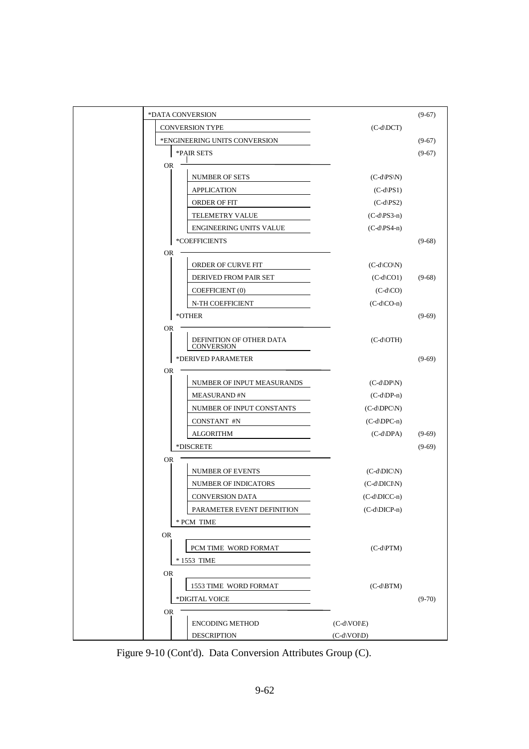| Attribute | Code | Reference |
|---|---|---|
| *DATA CONVERSION | | (9-67) |
| CONVERSION TYPE | (C-d\DCT) | |
| *ENGINEERING UNITS CONVERSION | | (9-67) |
| *PAIR SETS | | (9-67) |
| OR | | |
| NUMBER OF SETS | (C-d\PS\N) | |
| APPLICATION | (C-d\PS1) | |
| ORDER OF FIT | (C-d\PS2) | |
| TELEMETRY VALUE | (C-d\PS3-n) | |
| ENGINEERING UNITS VALUE | (C-d\PS4-n) | |
| *COEFFICIENTS | | (9-68) |
| OR | | |
| ORDER OF CURVE FIT | (C-d\CO\N) | |
| DERIVED FROM PAIR SET | (C-d\CO1) | (9-68) |
| COEFFICIENT (0) | (C-d\CO) | |
| N-TH COEFFICIENT | (C-d\CO-n) | |
| *OTHER | | (9-69) |
| OR | | |
| DEFINITION OF OTHER DATA CONVERSION | (C-d\OTH) | |
| *DERIVED PARAMETER | | (9-69) |
| OR | | |
| NUMBER OF INPUT MEASURANDS | (C-d\DP\N) | |
| MEASURAND #N | (C-d\DP-n) | |
| NUMBER OF INPUT CONSTANTS | (C-d\DPC\N) | |
| CONSTANT #N | (C-d\DPC-n) | |
| ALGORITHM | (C-d\DPA) | (9-69) |
| *DISCRETE | | (9-69) |
| OR | | |
| NUMBER OF EVENTS | (C-d\DIC\N) | |
| NUMBER OF INDICATORS | (C-d\DICI\N) | |
| CONVERSION DATA | (C-d\DICC-n) | |
| PARAMETER EVENT DEFINITION | (C-d\DICP-n) | |
| * PCM TIME | | |
| OR | | |
| PCM TIME WORD FORMAT | (C-d\PTM) | |
| * 1553 TIME | | |
| OR | | |
| 1553 TIME WORD FORMAT | (C-d\BTM) | |
| *DIGITAL VOICE | | (9-70) |
| OR | | |
| ENCODING METHOD | (C-d\VOI\E) | |
| DESCRIPTION | (C-d\VOI\D) | |

Figure 9-10 (Cont'd). Data Conversion Attributes Group (C).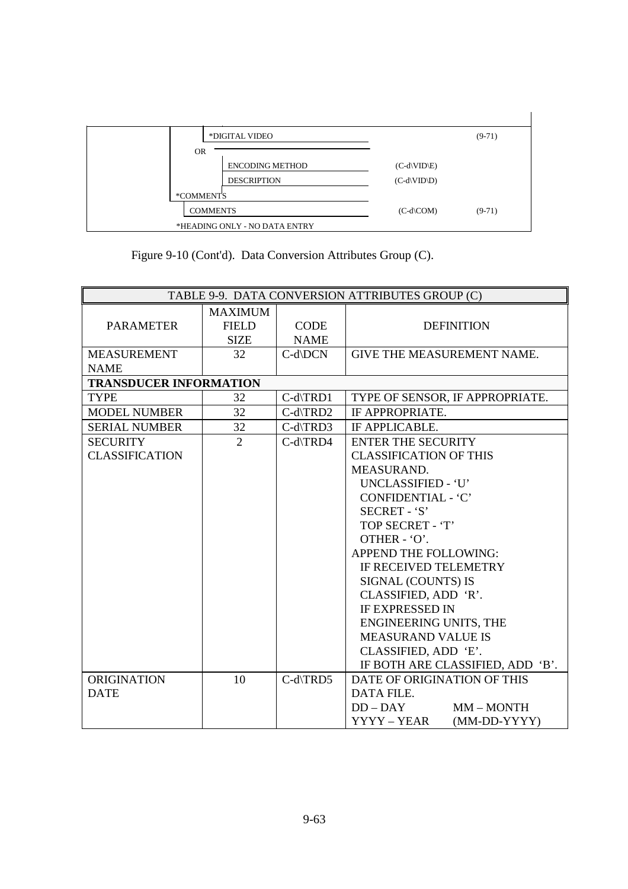| | | |
|---|---|---|
| *DIGITAL VIDEO | | (9-71) |
| OR | | |
| ENCODING METHOD | (C-d\VID\E) | |
| DESCRIPTION | (C-d\VID\D) | |
| *COMMENTS | | |
| COMMENTS | (C-d\COM) | (9-71) |
| *HEADING ONLY - NO DATA ENTRY | | |

Figure 9-10 (Cont'd). Data Conversion Attributes Group (C).

TABLE 9-9. DATA CONVERSION ATTRIBUTES GROUP (C)

| PARAMETER | MAXIMUM FIELD SIZE | CODE NAME | DEFINITION |
|---|---|---|---|
| MEASUREMENT NAME | 32 | C-d\DCN | GIVE THE MEASUREMENT NAME. |
| **TRANSDUCER INFORMATION** | | | |
| TYPE | 32 | C-d\TRD1 | TYPE OF SENSOR, IF APPROPRIATE. |
| MODEL NUMBER | 32 | C-d\TRD2 | IF APPROPRIATE. |
| SERIAL NUMBER | 32 | C-d\TRD3 | IF APPLICABLE. |
| SECURITY CLASSIFICATION | 2 | C-d\TRD4 | ENTER THE SECURITY CLASSIFICATION OF THIS MEASURAND.<br>UNCLASSIFIED - 'U'<br>CONFIDENTIAL - 'C'<br>SECRET - 'S'<br>TOP SECRET - 'T'<br>OTHER - 'O'.<br>APPEND THE FOLLOWING:<br>IF RECEIVED TELEMETRY SIGNAL (COUNTS) IS CLASSIFIED, ADD 'R'.<br>IF EXPRESSED IN ENGINEERING UNITS, THE MEASURAND VALUE IS CLASSIFIED, ADD 'E'.<br>IF BOTH ARE CLASSIFIED, ADD 'B'. |
| ORIGINATION DATE | 10 | C-d\TRD5 | DATE OF ORIGINATION OF THIS DATA FILE.<br>DD – DAY MM – MONTH<br>YYYY – YEAR (MM-DD-YYYY) |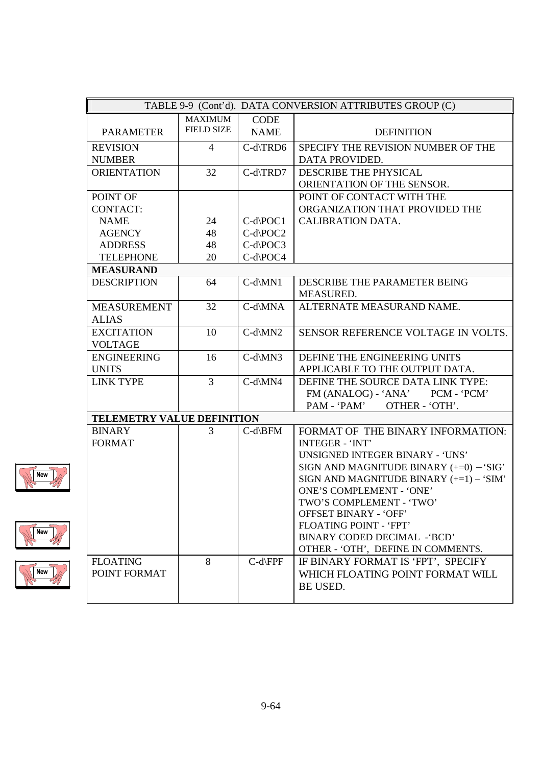| TABLE 9-9 (Cont'd). DATA CONVERSION ATTRIBUTES GROUP (C) | | | |
|---|---|---|---|
| PARAMETER | MAXIMUM FIELD SIZE | CODE NAME | DEFINITION |
| REVISION NUMBER | 4 | C-d\TRD6 | SPECIFY THE REVISION NUMBER OF THE DATA PROVIDED. |
| ORIENTATION | 32 | C-d\TRD7 | DESCRIBE THE PHYSICAL ORIENTATION OF THE SENSOR. |
| POINT OF CONTACT: | | | POINT OF CONTACT WITH THE ORGANIZATION THAT PROVIDED THE CALIBRATION DATA. |
| NAME | 24 | C-d\POC1 | |
| AGENCY | 48 | C-d\POC2 | |
| ADDRESS | 48 | C-d\POC3 | |
| TELEPHONE | 20 | C-d\POC4 | |
| **MEASURAND** | | | |
| DESCRIPTION | 64 | C-d\MN1 | DESCRIBE THE PARAMETER BEING MEASURED. |
| MEASUREMENT ALIAS | 32 | C-d\MNA | ALTERNATE MEASURAND NAME. |
| EXCITATION VOLTAGE | 10 | C-d\MN2 | SENSOR REFERENCE VOLTAGE IN VOLTS. |
| ENGINEERING UNITS | 16 | C-d\MN3 | DEFINE THE ENGINEERING UNITS APPLICABLE TO THE OUTPUT DATA. |
| LINK TYPE | 3 | C-d\MN4 | DEFINE THE SOURCE DATA LINK TYPE: FM (ANALOG) - 'ANA' PCM - 'PCM' PAM - 'PAM' OTHER - 'OTH'. |
| **TELEMETRY VALUE DEFINITION** | | | |
| BINARY FORMAT | 3 | C-d\BFM | FORMAT OF THE BINARY INFORMATION: INTEGER - 'INT' UNSIGNED INTEGER BINARY - 'UNS' SIGN AND MAGNITUDE BINARY (+=0) – 'SIG' SIGN AND MAGNITUDE BINARY (+=1) – 'SIM' ONE'S COMPLEMENT - 'ONE' TWO'S COMPLEMENT - 'TWO' OFFSET BINARY - 'OFF' FLOATING POINT - 'FPT' BINARY CODED DECIMAL -'BCD' OTHER - 'OTH', DEFINE IN COMMENTS. |
| FLOATING POINT FORMAT | 8 | C-d\FPF | IF BINARY FORMAT IS 'FPT', SPECIFY WHICH FLOATING POINT FORMAT WILL BE USED. |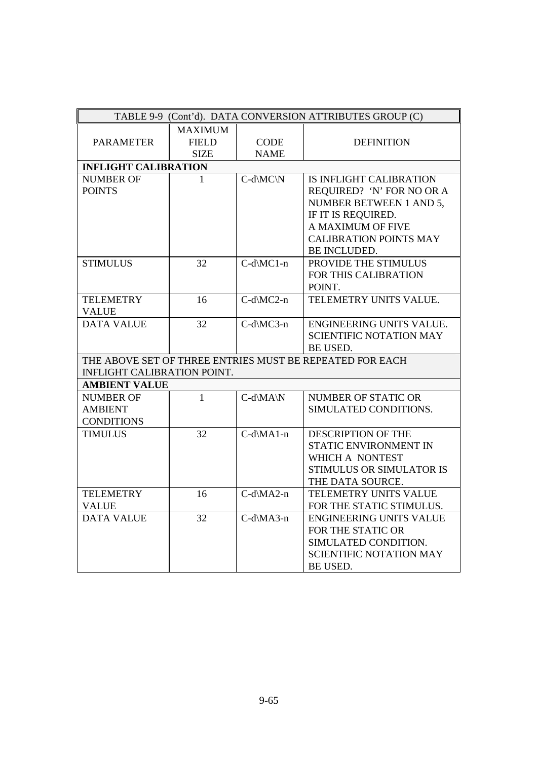| TABLE 9-9 (Cont'd). DATA CONVERSION ATTRIBUTES GROUP (C) | | | |
|---|---|---|---|
| PARAMETER | MAXIMUM FIELD SIZE | CODE NAME | DEFINITION |
| **INFLIGHT CALIBRATION** | | | |
| NUMBER OF POINTS | 1 | C-d\MC\N | IS INFLIGHT CALIBRATION REQUIRED? 'N' FOR NO OR A NUMBER BETWEEN 1 AND 5, IF IT IS REQUIRED. A MAXIMUM OF FIVE CALIBRATION POINTS MAY BE INCLUDED. |
| STIMULUS | 32 | C-d\MC1-n | PROVIDE THE STIMULUS FOR THIS CALIBRATION POINT. |
| TELEMETRY VALUE | 16 | C-d\MC2-n | TELEMETRY UNITS VALUE. |
| DATA VALUE | 32 | C-d\MC3-n | ENGINEERING UNITS VALUE. SCIENTIFIC NOTATION MAY BE USED. |
| THE ABOVE SET OF THREE ENTRIES MUST BE REPEATED FOR EACH INFLIGHT CALIBRATION POINT. | | | |
| **AMBIENT VALUE** | | | |
| NUMBER OF AMBIENT CONDITIONS | 1 | C-d\MA\N | NUMBER OF STATIC OR SIMULATED CONDITIONS. |
| TIMULUS | 32 | C-d\MA1-n | DESCRIPTION OF THE STATIC ENVIRONMENT IN WHICH A NONTEST STIMULUS OR SIMULATOR IS THE DATA SOURCE. |
| TELEMETRY VALUE | 16 | C-d\MA2-n | TELEMETRY UNITS VALUE FOR THE STATIC STIMULUS. |
| DATA VALUE | 32 | C-d\MA3-n | ENGINEERING UNITS VALUE FOR THE STATIC OR SIMULATED CONDITION. SCIENTIFIC NOTATION MAY BE USED. |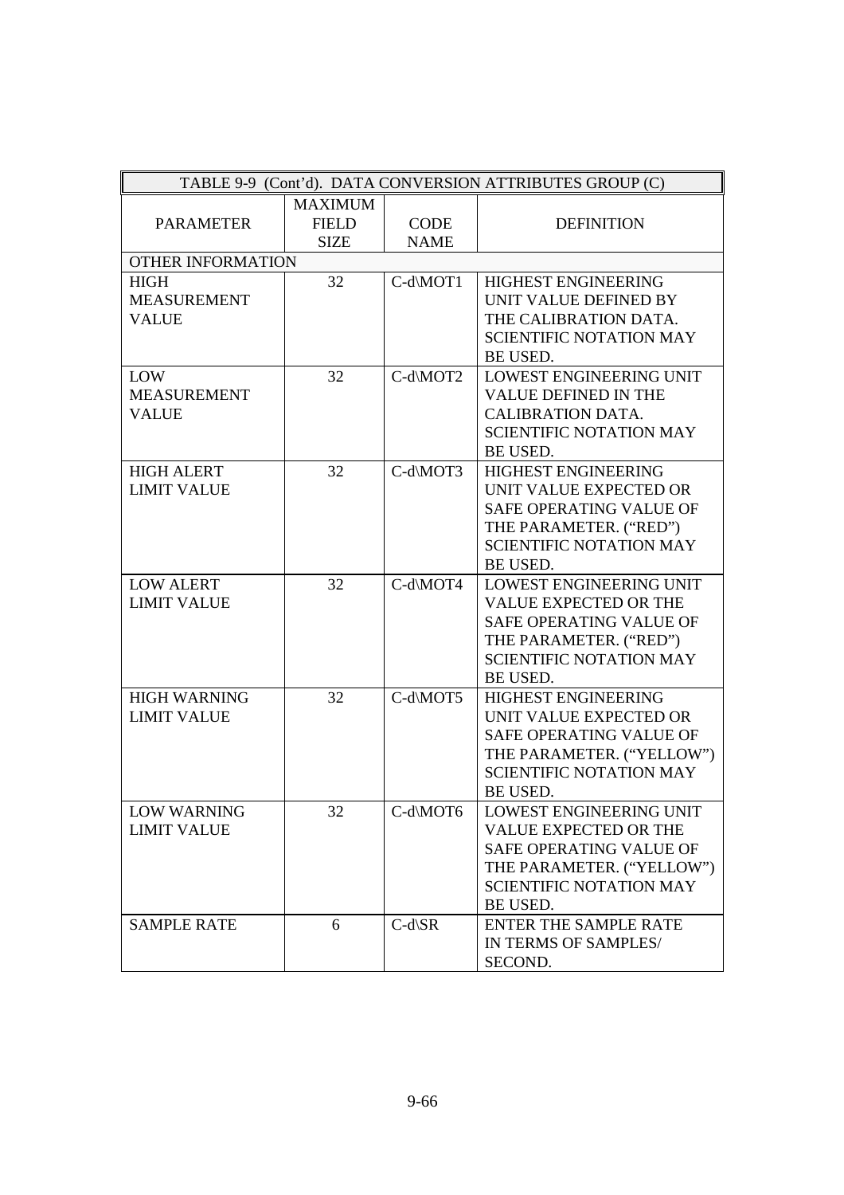| TABLE 9-9 (Cont'd). DATA CONVERSION ATTRIBUTES GROUP (C) | | | |
|---|---|---|---|
| PARAMETER | MAXIMUM FIELD SIZE | CODE NAME | DEFINITION |
| OTHER INFORMATION | | | |
| HIGH MEASUREMENT VALUE | 32 | C-d\MOT1 | HIGHEST ENGINEERING UNIT VALUE DEFINED BY THE CALIBRATION DATA. SCIENTIFIC NOTATION MAY BE USED. |
| LOW MEASUREMENT VALUE | 32 | C-d\MOT2 | LOWEST ENGINEERING UNIT VALUE DEFINED IN THE CALIBRATION DATA. SCIENTIFIC NOTATION MAY BE USED. |
| HIGH ALERT LIMIT VALUE | 32 | C-d\MOT3 | HIGHEST ENGINEERING UNIT VALUE EXPECTED OR SAFE OPERATING VALUE OF THE PARAMETER. ("RED") SCIENTIFIC NOTATION MAY BE USED. |
| LOW ALERT LIMIT VALUE | 32 | C-d\MOT4 | LOWEST ENGINEERING UNIT VALUE EXPECTED OR THE SAFE OPERATING VALUE OF THE PARAMETER. ("RED") SCIENTIFIC NOTATION MAY BE USED. |
| HIGH WARNING LIMIT VALUE | 32 | C-d\MOT5 | HIGHEST ENGINEERING UNIT VALUE EXPECTED OR SAFE OPERATING VALUE OF THE PARAMETER. ("YELLOW") SCIENTIFIC NOTATION MAY BE USED. |
| LOW WARNING LIMIT VALUE | 32 | C-d\MOT6 | LOWEST ENGINEERING UNIT VALUE EXPECTED OR THE SAFE OPERATING VALUE OF THE PARAMETER. ("YELLOW") SCIENTIFIC NOTATION MAY BE USED. |
| SAMPLE RATE | 6 | C-d\SR | ENTER THE SAMPLE RATE IN TERMS OF SAMPLES/ SECOND. |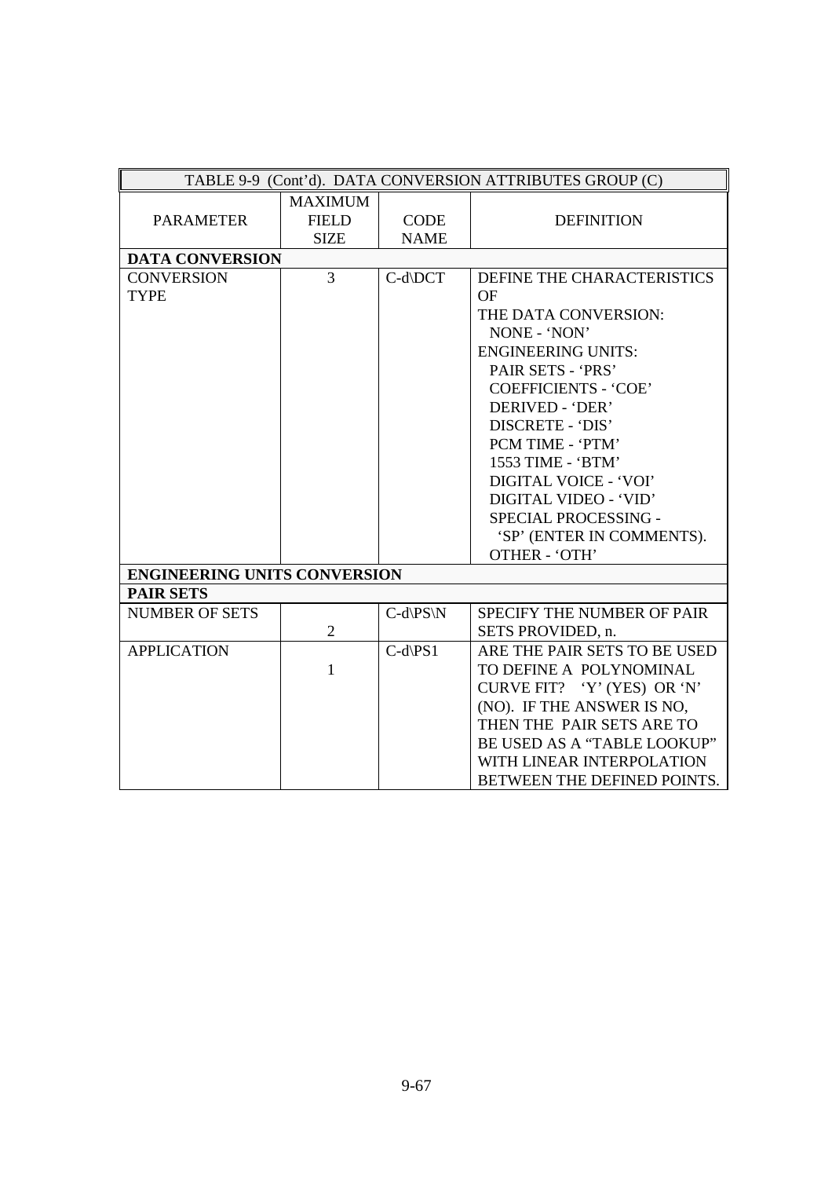| TABLE 9-9 (Cont'd). DATA CONVERSION ATTRIBUTES GROUP (C) | | | |
|---|---|---|---|
| PARAMETER | MAXIMUM FIELD SIZE | CODE NAME | DEFINITION |
| **DATA CONVERSION** | | | |
| CONVERSION TYPE | 3 | C-d\DCT | DEFINE THE CHARACTERISTICS OF THE DATA CONVERSION: NONE - 'NON' ENGINEERING UNITS: PAIR SETS - 'PRS' COEFFICIENTS - 'COE' DERIVED - 'DER' DISCRETE - 'DIS' PCM TIME - 'PTM' 1553 TIME - 'BTM' DIGITAL VOICE - 'VOI' DIGITAL VIDEO - 'VID' SPECIAL PROCESSING - 'SP' (ENTER IN COMMENTS). OTHER - 'OTH' |
| **ENGINEERING UNITS CONVERSION** | | | |
| **PAIR SETS** | | | |
| NUMBER OF SETS | 2 | C-d\PS\N | SPECIFY THE NUMBER OF PAIR SETS PROVIDED, n. |
| APPLICATION | 1 | C-d\PS1 | ARE THE PAIR SETS TO BE USED TO DEFINE A POLYNOMINAL CURVE FIT? 'Y' (YES) OR 'N' (NO). IF THE ANSWER IS NO, THEN THE PAIR SETS ARE TO BE USED AS A "TABLE LOOKUP" WITH LINEAR INTERPOLATION BETWEEN THE DEFINED POINTS. |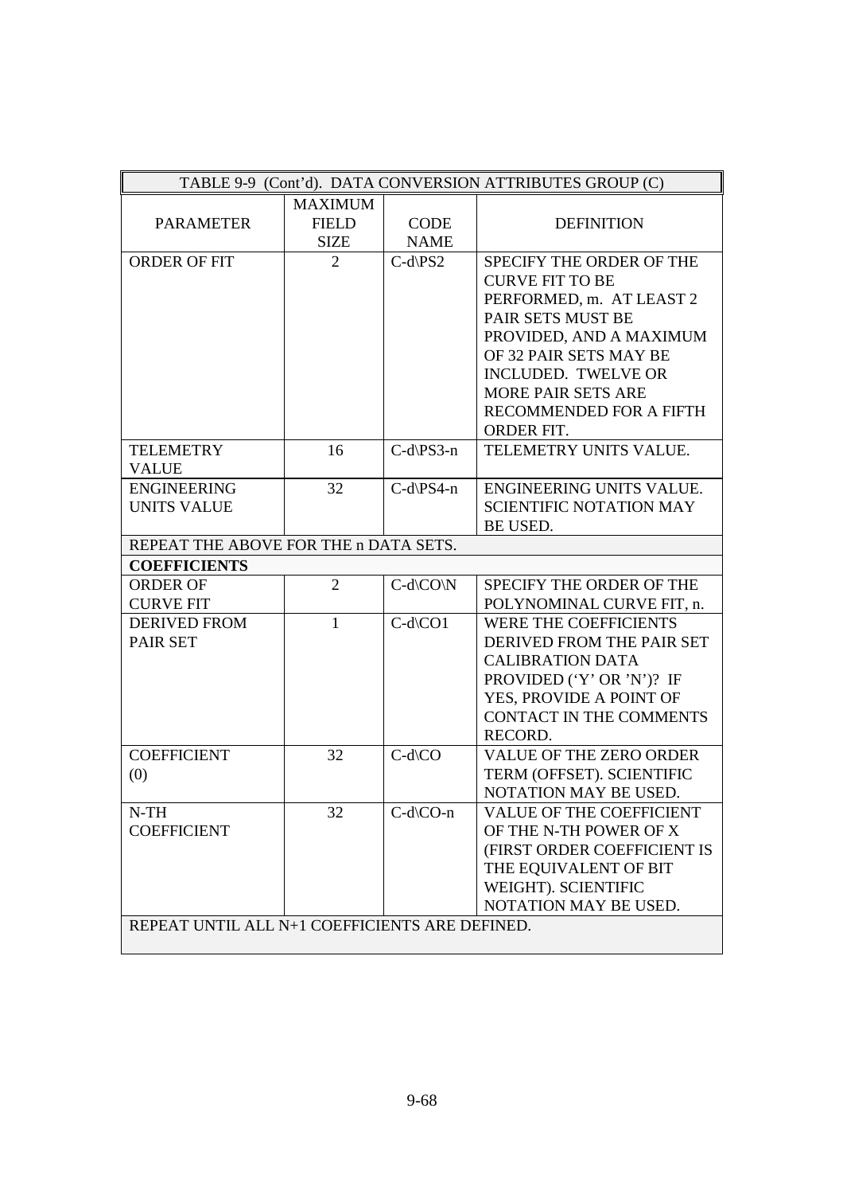| TABLE 9-9 (Cont'd). DATA CONVERSION ATTRIBUTES GROUP (C) | | | |
|---|---|---|---|
| PARAMETER | MAXIMUM FIELD SIZE | CODE NAME | DEFINITION |
| ORDER OF FIT | 2 | C-d\PS2 | SPECIFY THE ORDER OF THE CURVE FIT TO BE PERFORMED, m. AT LEAST 2 PAIR SETS MUST BE PROVIDED, AND A MAXIMUM OF 32 PAIR SETS MAY BE INCLUDED. TWELVE OR MORE PAIR SETS ARE RECOMMENDED FOR A FIFTH ORDER FIT. |
| TELEMETRY VALUE | 16 | C-d\PS3-n | TELEMETRY UNITS VALUE. |
| ENGINEERING UNITS VALUE | 32 | C-d\PS4-n | ENGINEERING UNITS VALUE. SCIENTIFIC NOTATION MAY BE USED. |
| REPEAT THE ABOVE FOR THE n DATA SETS. | | | |
| **COEFFICIENTS** | | | |
| ORDER OF CURVE FIT | 2 | C-d\CO\N | SPECIFY THE ORDER OF THE POLYNOMINAL CURVE FIT, n. |
| DERIVED FROM PAIR SET | 1 | C-d\CO1 | WERE THE COEFFICIENTS DERIVED FROM THE PAIR SET CALIBRATION DATA PROVIDED ('Y' OR 'N')? IF YES, PROVIDE A POINT OF CONTACT IN THE COMMENTS RECORD. |
| COEFFICIENT (0) | 32 | C-d\CO | VALUE OF THE ZERO ORDER TERM (OFFSET). SCIENTIFIC NOTATION MAY BE USED. |
| N-TH COEFFICIENT | 32 | C-d\CO-n | VALUE OF THE COEFFICIENT OF THE N-TH POWER OF X (FIRST ORDER COEFFICIENT IS THE EQUIVALENT OF BIT WEIGHT). SCIENTIFIC NOTATION MAY BE USED. |
| REPEAT UNTIL ALL N+1 COEFFICIENTS ARE DEFINED. | | | |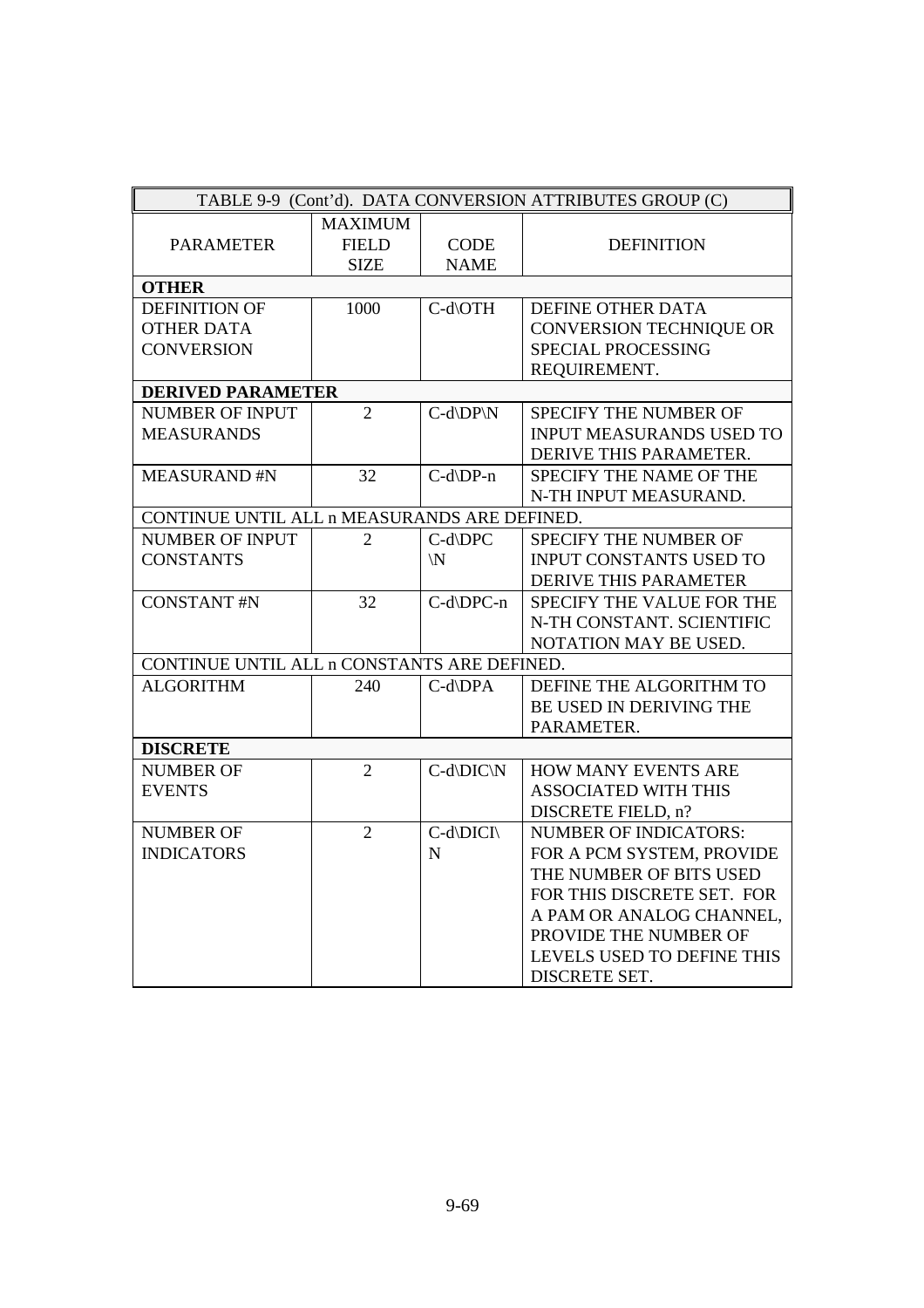| TABLE 9-9 (Cont'd). DATA CONVERSION ATTRIBUTES GROUP (C) | | | |
|---|---|---|---|
| PARAMETER | MAXIMUM FIELD SIZE | CODE NAME | DEFINITION |
| **OTHER** | | | |
| DEFINITION OF OTHER DATA CONVERSION | 1000 | C-d\OTH | DEFINE OTHER DATA CONVERSION TECHNIQUE OR SPECIAL PROCESSING REQUIREMENT. |
| **DERIVED PARAMETER** | | | |
| NUMBER OF INPUT MEASURANDS | 2 | C-d\DP\N | SPECIFY THE NUMBER OF INPUT MEASURANDS USED TO DERIVE THIS PARAMETER. |
| MEASURAND #N | 32 | C-d\DP-n | SPECIFY THE NAME OF THE N-TH INPUT MEASURAND. |
| CONTINUE UNTIL ALL n MEASURANDS ARE DEFINED. | | | |
| NUMBER OF INPUT CONSTANTS | 2 | C-d\DPC \N | SPECIFY THE NUMBER OF INPUT CONSTANTS USED TO DERIVE THIS PARAMETER |
| CONSTANT #N | 32 | C-d\DPC-n | SPECIFY THE VALUE FOR THE N-TH CONSTANT. SCIENTIFIC NOTATION MAY BE USED. |
| CONTINUE UNTIL ALL n CONSTANTS ARE DEFINED. | | | |
| ALGORITHM | 240 | C-d\DPA | DEFINE THE ALGORITHM TO BE USED IN DERIVING THE PARAMETER. |
| **DISCRETE** | | | |
| NUMBER OF EVENTS | 2 | C-d\DIC\N | HOW MANY EVENTS ARE ASSOCIATED WITH THIS DISCRETE FIELD, n? |
| NUMBER OF INDICATORS | 2 | C-d\DICI\ N | NUMBER OF INDICATORS: FOR A PCM SYSTEM, PROVIDE THE NUMBER OF BITS USED FOR THIS DISCRETE SET. FOR A PAM OR ANALOG CHANNEL, PROVIDE THE NUMBER OF LEVELS USED TO DEFINE THIS DISCRETE SET. |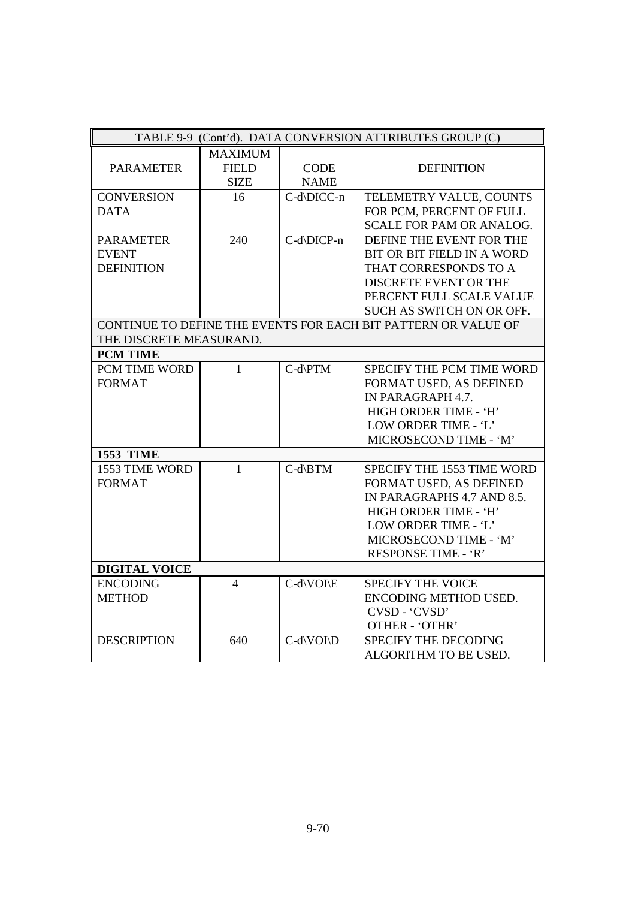| TABLE 9-9 (Cont'd). DATA CONVERSION ATTRIBUTES GROUP (C) | | | |
|---|---|---|---|
| PARAMETER | MAXIMUM FIELD SIZE | CODE NAME | DEFINITION |
| CONVERSION DATA | 16 | C-d\DICC-n | TELEMETRY VALUE, COUNTS FOR PCM, PERCENT OF FULL SCALE FOR PAM OR ANALOG. |
| PARAMETER EVENT DEFINITION | 240 | C-d\DICP-n | DEFINE THE EVENT FOR THE BIT OR BIT FIELD IN A WORD THAT CORRESPONDS TO A DISCRETE EVENT OR THE PERCENT FULL SCALE VALUE SUCH AS SWITCH ON OR OFF. |
| CONTINUE TO DEFINE THE EVENTS FOR EACH BIT PATTERN OR VALUE OF THE DISCRETE MEASURAND. | | | |
| **PCM TIME** | | | |
| PCM TIME WORD FORMAT | 1 | C-d\PTM | SPECIFY THE PCM TIME WORD FORMAT USED, AS DEFINED IN PARAGRAPH 4.7.<br>HIGH ORDER TIME - 'H'<br>LOW ORDER TIME - 'L'<br>MICROSECOND TIME - 'M' |
| **1553 TIME** | | | |
| 1553 TIME WORD FORMAT | 1 | C-d\BTM | SPECIFY THE 1553 TIME WORD FORMAT USED, AS DEFINED IN PARAGRAPHS 4.7 AND 8.5.<br>HIGH ORDER TIME - 'H'<br>LOW ORDER TIME - 'L'<br>MICROSECOND TIME - 'M'<br>RESPONSE TIME - 'R' |
| **DIGITAL VOICE** | | | |
| ENCODING METHOD | 4 | C-d\VOI\E | SPECIFY THE VOICE ENCODING METHOD USED.<br>CVSD - 'CVSD'<br>OTHER - 'OTHR' |
| DESCRIPTION | 640 | C-d\VOI\D | SPECIFY THE DECODING ALGORITHM TO BE USED. |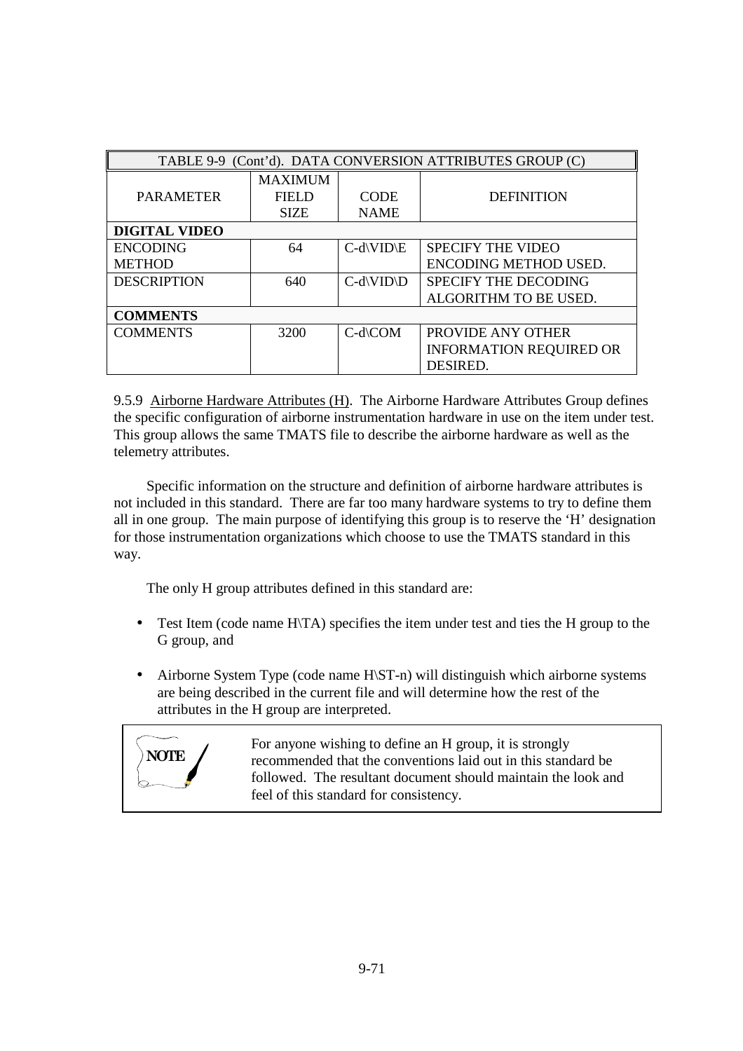| TABLE 9-9 (Cont'd). DATA CONVERSION ATTRIBUTES GROUP (C) | | | |
|---|---|---|---|
| PARAMETER | MAXIMUM FIELD SIZE | CODE NAME | DEFINITION |
| **DIGITAL VIDEO** | | | |
| ENCODING METHOD | 64 | C-d\VID\E | SPECIFY THE VIDEO ENCODING METHOD USED. |
| DESCRIPTION | 640 | C-d\VID\D | SPECIFY THE DECODING ALGORITHM TO BE USED. |
| **COMMENTS** | | | |
| COMMENTS | 3200 | C-d\COM | PROVIDE ANY OTHER INFORMATION REQUIRED OR DESIRED. |

9.5.9 Airborne Hardware Attributes (H). The Airborne Hardware Attributes Group defines the specific configuration of airborne instrumentation hardware in use on the item under test. This group allows the same TMATS file to describe the airborne hardware as well as the telemetry attributes.

Specific information on the structure and definition of airborne hardware attributes is not included in this standard. There are far too many hardware systems to try to define them all in one group. The main purpose of identifying this group is to reserve the 'H' designation for those instrumentation organizations which choose to use the TMATS standard in this way.

The only H group attributes defined in this standard are:

- Test Item (code name H\TA) specifies the item under test and ties the H group to the G group, and
- Airborne System Type (code name H\ST-n) will distinguish which airborne systems are being described in the current file and will determine how the rest of the attributes in the H group are interpreted.

> **NOTE**
>
> For anyone wishing to define an H group, it is strongly recommended that the conventions laid out in this standard be followed. The resultant document should maintain the look and feel of this standard for consistency.